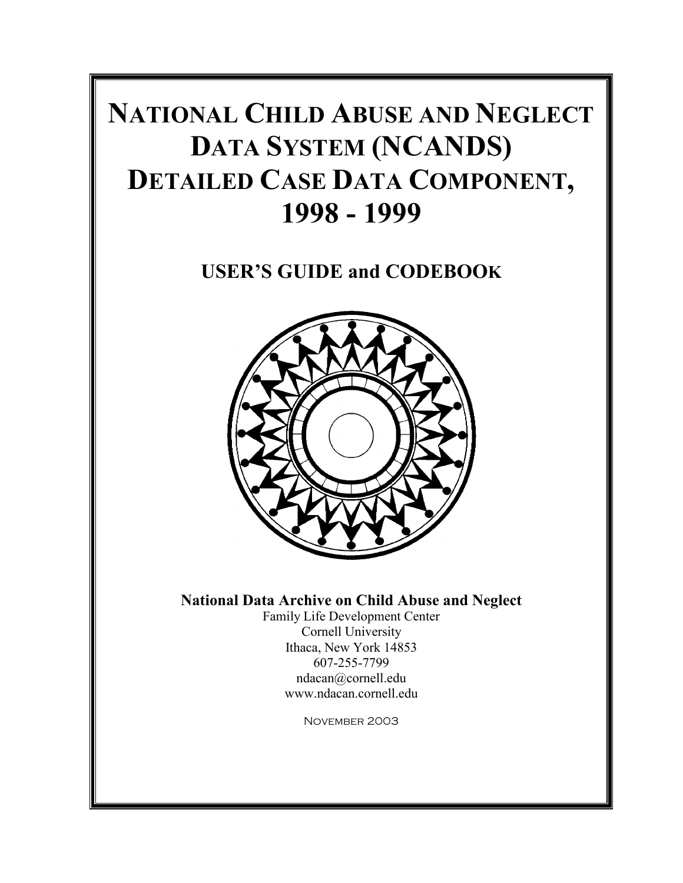# NATIONAL CHILD ABUSE AND NEGLECT DATA SYSTEM (NCANDS) DETAILED CASE DATA COMPONENT, 1998 - 1999

## USER'S GUIDE and CODEBOOK

**National Data Archive on Child Abuse and Neglect**

Family Life Development Center
Cornell University
Ithaca, New York 14853
607-255-7799
ndacan@cornell.edu
www.ndacan.cornell.edu

November 2003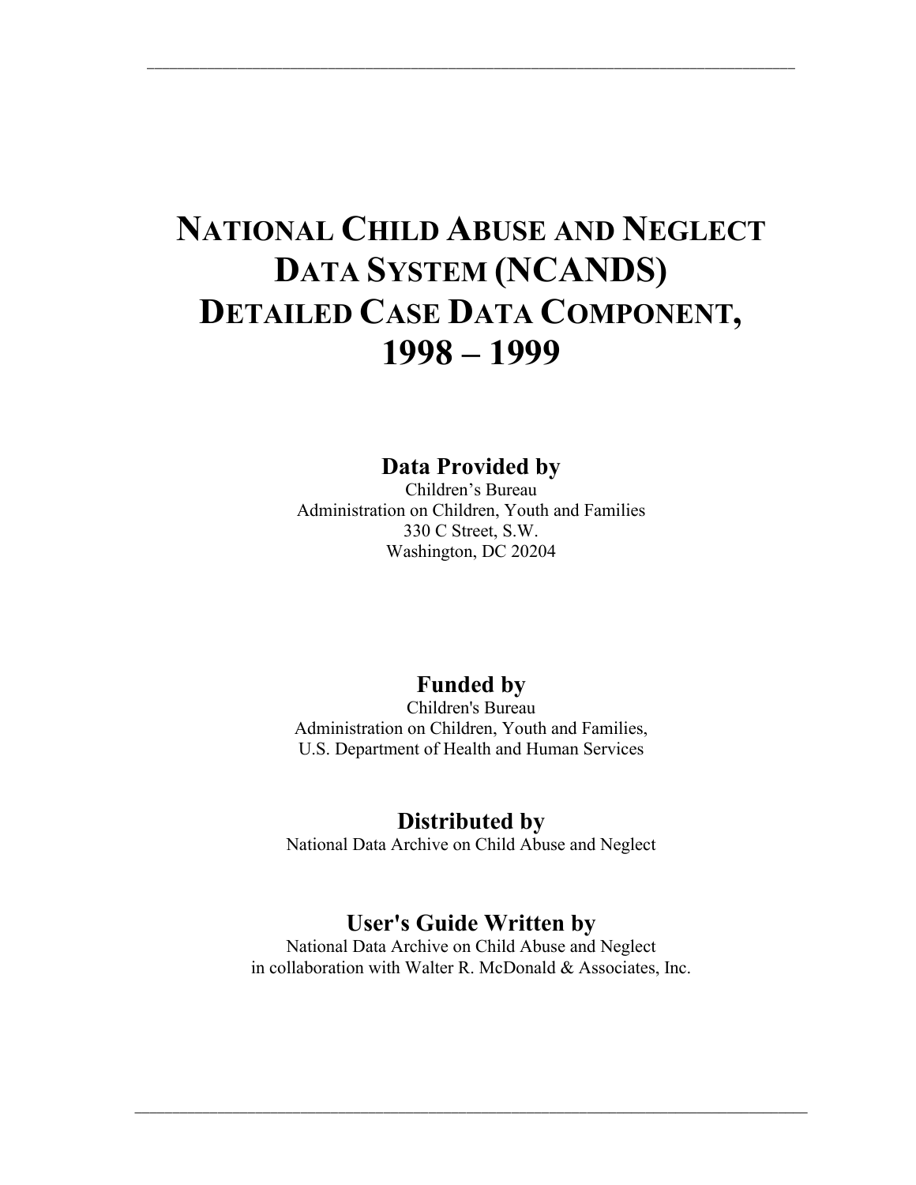# NATIONAL CHILD ABUSE AND NEGLECT DATA SYSTEM (NCANDS) DETAILED CASE DATA COMPONENT, 1998 – 1999

## Data Provided by

Children's Bureau
Administration on Children, Youth and Families
330 C Street, S.W.
Washington, DC 20204

## Funded by

Children's Bureau
Administration on Children, Youth and Families,
U.S. Department of Health and Human Services

## Distributed by

National Data Archive on Child Abuse and Neglect

## User's Guide Written by

National Data Archive on Child Abuse and Neglect
in collaboration with Walter R. McDonald & Associates, Inc.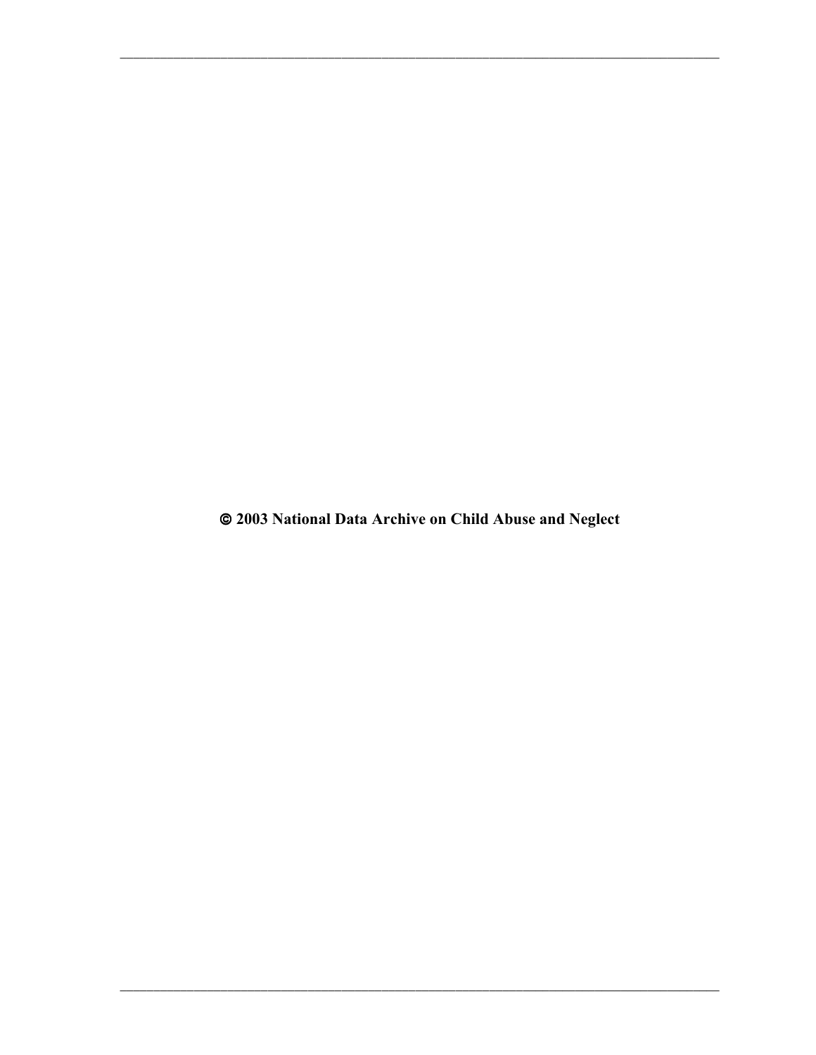**© 2003 National Data Archive on Child Abuse and Neglect**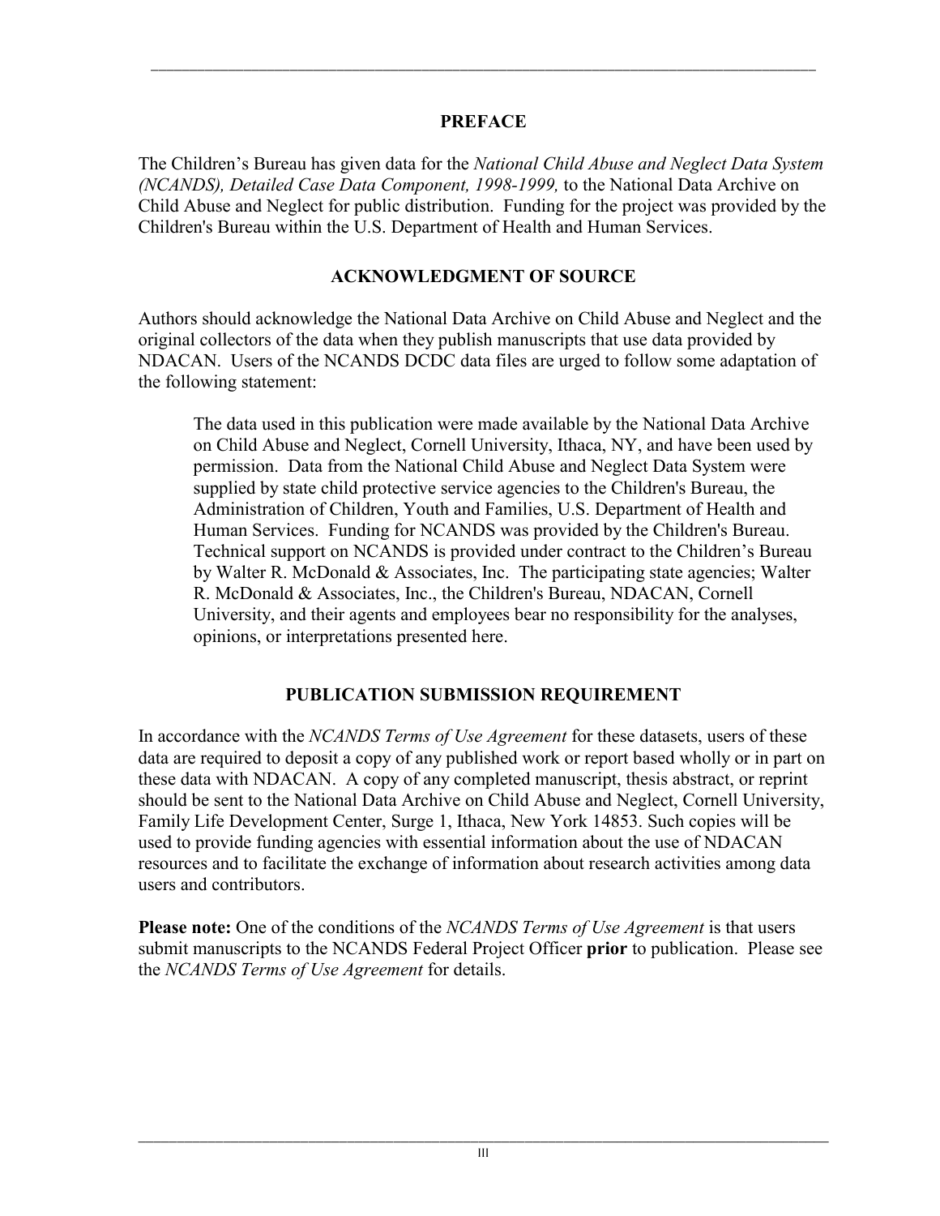## PREFACE

The Children's Bureau has given data for the *National Child Abuse and Neglect Data System (NCANDS), Detailed Case Data Component, 1998-1999,* to the National Data Archive on Child Abuse and Neglect for public distribution. Funding for the project was provided by the Children's Bureau within the U.S. Department of Health and Human Services.

## ACKNOWLEDGMENT OF SOURCE

Authors should acknowledge the National Data Archive on Child Abuse and Neglect and the original collectors of the data when they publish manuscripts that use data provided by NDACAN. Users of the NCANDS DCDC data files are urged to follow some adaptation of the following statement:

> The data used in this publication were made available by the National Data Archive on Child Abuse and Neglect, Cornell University, Ithaca, NY, and have been used by permission. Data from the National Child Abuse and Neglect Data System were supplied by state child protective service agencies to the Children's Bureau, the Administration of Children, Youth and Families, U.S. Department of Health and Human Services. Funding for NCANDS was provided by the Children's Bureau. Technical support on NCANDS is provided under contract to the Children's Bureau by Walter R. McDonald & Associates, Inc. The participating state agencies; Walter R. McDonald & Associates, Inc., the Children's Bureau, NDACAN, Cornell University, and their agents and employees bear no responsibility for the analyses, opinions, or interpretations presented here.

## PUBLICATION SUBMISSION REQUIREMENT

In accordance with the *NCANDS Terms of Use Agreement* for these datasets, users of these data are required to deposit a copy of any published work or report based wholly or in part on these data with NDACAN. A copy of any completed manuscript, thesis abstract, or reprint should be sent to the National Data Archive on Child Abuse and Neglect, Cornell University, Family Life Development Center, Surge 1, Ithaca, New York 14853. Such copies will be used to provide funding agencies with essential information about the use of NDACAN resources and to facilitate the exchange of information about research activities among data users and contributors.

**Please note:** One of the conditions of the *NCANDS Terms of Use Agreement* is that users submit manuscripts to the NCANDS Federal Project Officer **prior** to publication. Please see the *NCANDS Terms of Use Agreement* for details.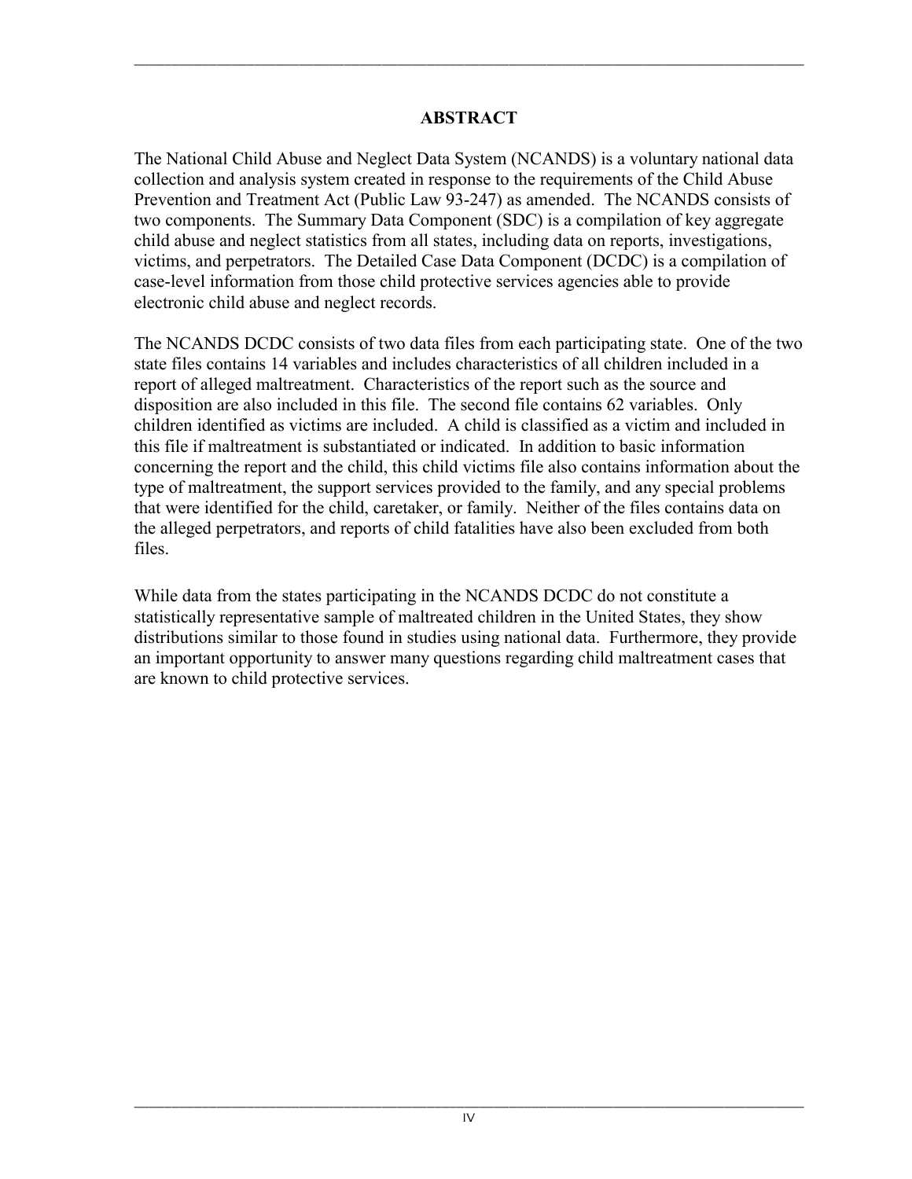## ABSTRACT

The National Child Abuse and Neglect Data System (NCANDS) is a voluntary national data collection and analysis system created in response to the requirements of the Child Abuse Prevention and Treatment Act (Public Law 93-247) as amended. The NCANDS consists of two components. The Summary Data Component (SDC) is a compilation of key aggregate child abuse and neglect statistics from all states, including data on reports, investigations, victims, and perpetrators. The Detailed Case Data Component (DCDC) is a compilation of case-level information from those child protective services agencies able to provide electronic child abuse and neglect records.

The NCANDS DCDC consists of two data files from each participating state. One of the two state files contains 14 variables and includes characteristics of all children included in a report of alleged maltreatment. Characteristics of the report such as the source and disposition are also included in this file. The second file contains 62 variables. Only children identified as victims are included. A child is classified as a victim and included in this file if maltreatment is substantiated or indicated. In addition to basic information concerning the report and the child, this child victims file also contains information about the type of maltreatment, the support services provided to the family, and any special problems that were identified for the child, caretaker, or family. Neither of the files contains data on the alleged perpetrators, and reports of child fatalities have also been excluded from both files.

While data from the states participating in the NCANDS DCDC do not constitute a statistically representative sample of maltreated children in the United States, they show distributions similar to those found in studies using national data. Furthermore, they provide an important opportunity to answer many questions regarding child maltreatment cases that are known to child protective services.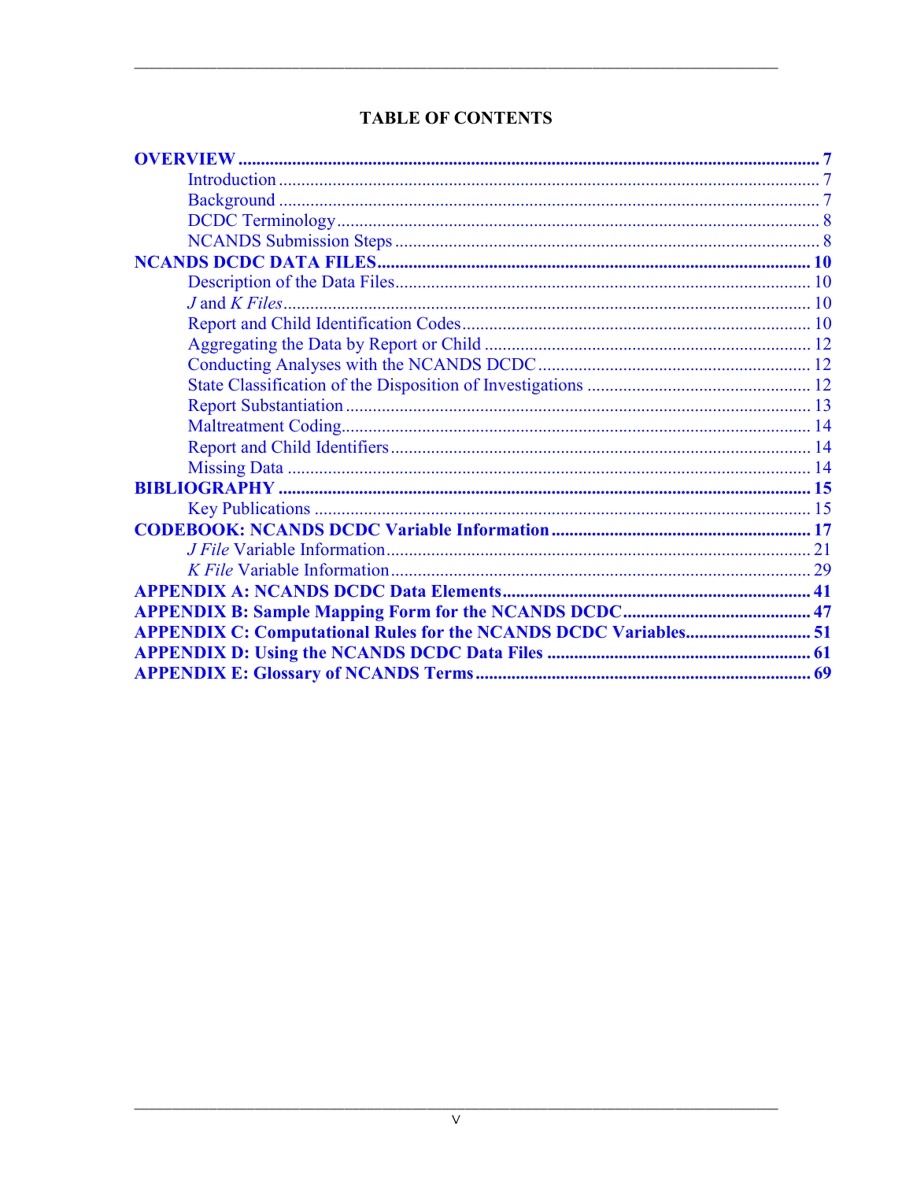# TABLE OF CONTENTS

**OVERVIEW** .......................................................................................................... **7**
- Introduction ........................................................................................................ 7
- Background ......................................................................................................... 7
- DCDC Terminology .............................................................................................. 8
- NCANDS Submission Steps .................................................................................. 8

**NCANDS DCDC DATA FILES** ................................................................................. **10**
- Description of the Data Files ............................................................................... 10
- *J* and *K Files* ..................................................................................................... 10
- Report and Child Identification Codes ................................................................ 10
- Aggregating the Data by Report or Child ............................................................ 12
- Conducting Analyses with the NCANDS DCDC .................................................. 12
- State Classification of the Disposition of Investigations ..................................... 12
- Report Substantiation .......................................................................................... 13
- Maltreatment Coding ........................................................................................... 14
- Report and Child Identifiers ................................................................................. 14
- Missing Data ........................................................................................................ 14

**BIBLIOGRAPHY** ...................................................................................................... **15**
- Key Publications .................................................................................................. 15

**CODEBOOK: NCANDS DCDC Variable Information** .............................................. **17**
- *J File* Variable Information ................................................................................. 21
- *K File* Variable Information ................................................................................. 29

**APPENDIX A: NCANDS DCDC Data Elements** ....................................................... **41**

**APPENDIX B: Sample Mapping Form for the NCANDS DCDC** ............................... **47**

**APPENDIX C: Computational Rules for the NCANDS DCDC Variables** .................. **51**

**APPENDIX D: Using the NCANDS DCDC Data Files** .............................................. **61**

**APPENDIX E: Glossary of NCANDS Terms** ............................................................ **69**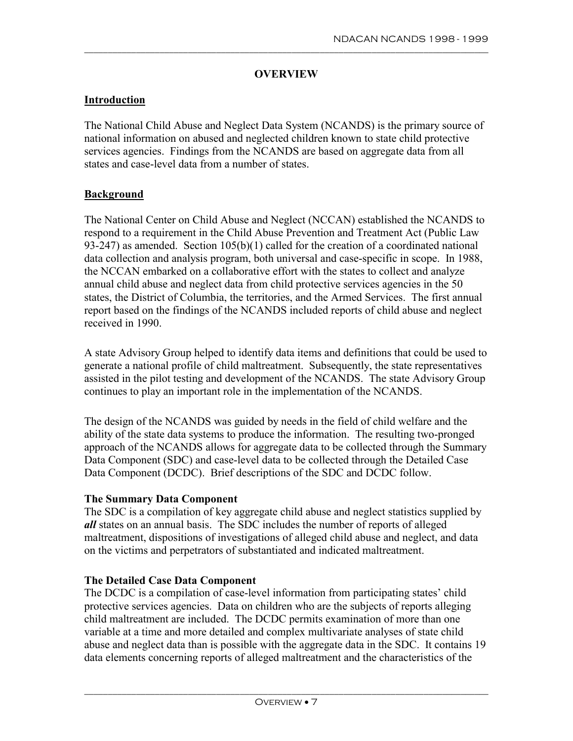# OVERVIEW

## Introduction

The National Child Abuse and Neglect Data System (NCANDS) is the primary source of national information on abused and neglected children known to state child protective services agencies. Findings from the NCANDS are based on aggregate data from all states and case-level data from a number of states.

## Background

The National Center on Child Abuse and Neglect (NCCAN) established the NCANDS to respond to a requirement in the Child Abuse Prevention and Treatment Act (Public Law 93-247) as amended. Section 105(b)(1) called for the creation of a coordinated national data collection and analysis program, both universal and case-specific in scope. In 1988, the NCCAN embarked on a collaborative effort with the states to collect and analyze annual child abuse and neglect data from child protective services agencies in the 50 states, the District of Columbia, the territories, and the Armed Services. The first annual report based on the findings of the NCANDS included reports of child abuse and neglect received in 1990.

A state Advisory Group helped to identify data items and definitions that could be used to generate a national profile of child maltreatment. Subsequently, the state representatives assisted in the pilot testing and development of the NCANDS. The state Advisory Group continues to play an important role in the implementation of the NCANDS.

The design of the NCANDS was guided by needs in the field of child welfare and the ability of the state data systems to produce the information. The resulting two-pronged approach of the NCANDS allows for aggregate data to be collected through the Summary Data Component (SDC) and case-level data to be collected through the Detailed Case Data Component (DCDC). Brief descriptions of the SDC and DCDC follow.

### The Summary Data Component

The SDC is a compilation of key aggregate child abuse and neglect statistics supplied by ***all*** states on an annual basis. The SDC includes the number of reports of alleged maltreatment, dispositions of investigations of alleged child abuse and neglect, and data on the victims and perpetrators of substantiated and indicated maltreatment.

### The Detailed Case Data Component

The DCDC is a compilation of case-level information from participating states' child protective services agencies. Data on children who are the subjects of reports alleging child maltreatment are included. The DCDC permits examination of more than one variable at a time and more detailed and complex multivariate analyses of state child abuse and neglect data than is possible with the aggregate data in the SDC. It contains 19 data elements concerning reports of alleged maltreatment and the characteristics of the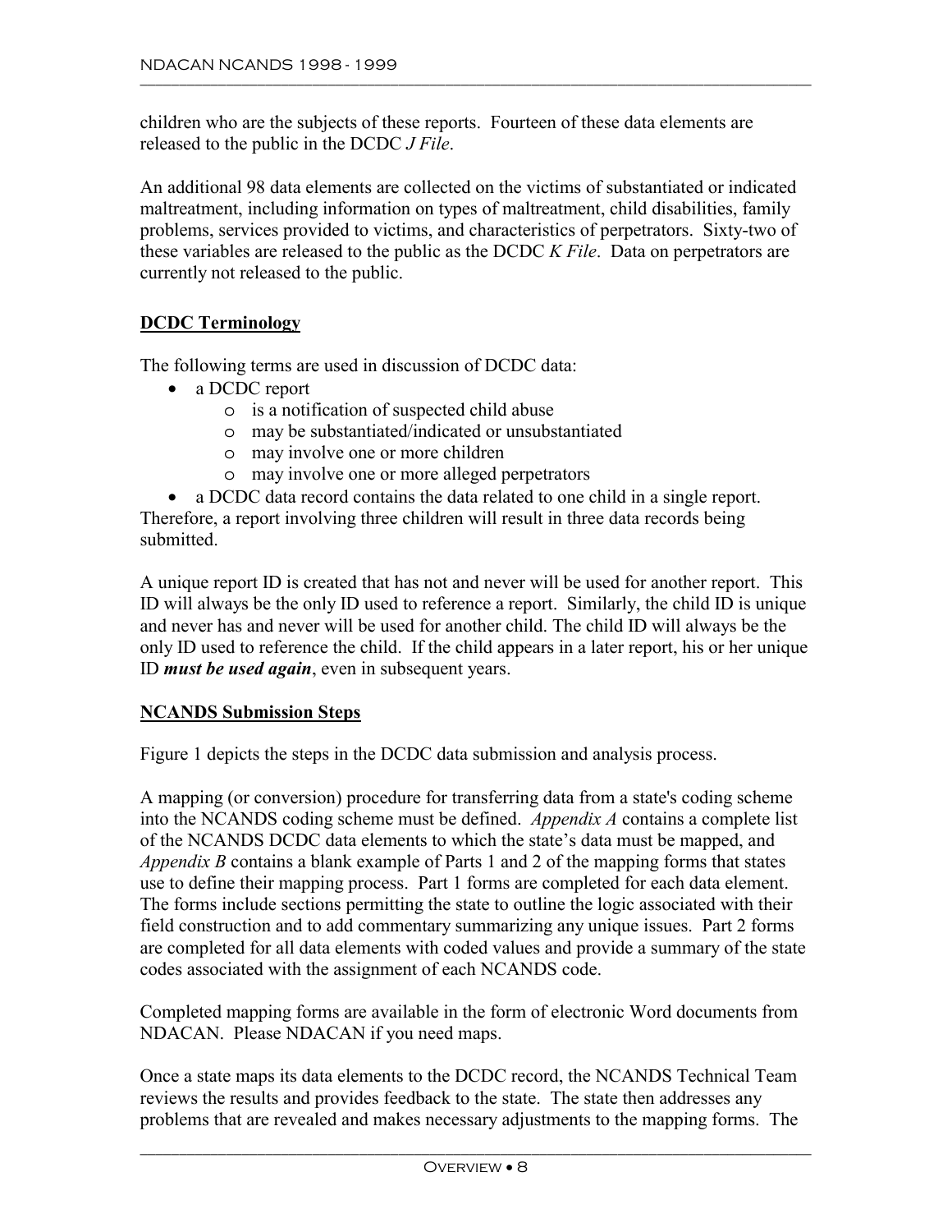children who are the subjects of these reports. Fourteen of these data elements are released to the public in the DCDC *J File*.

An additional 98 data elements are collected on the victims of substantiated or indicated maltreatment, including information on types of maltreatment, child disabilities, family problems, services provided to victims, and characteristics of perpetrators. Sixty-two of these variables are released to the public as the DCDC *K File*. Data on perpetrators are currently not released to the public.

**DCDC Terminology**

The following terms are used in discussion of DCDC data:

- a DCDC report
    - is a notification of suspected child abuse
    - may be substantiated/indicated or unsubstantiated
    - may involve one or more children
    - may involve one or more alleged perpetrators
- a DCDC data record contains the data related to one child in a single report.

Therefore, a report involving three children will result in three data records being submitted.

A unique report ID is created that has not and never will be used for another report. This ID will always be the only ID used to reference a report. Similarly, the child ID is unique and never has and never will be used for another child. The child ID will always be the only ID used to reference the child. If the child appears in a later report, his or her unique ID ***must be used again***, even in subsequent years.

**NCANDS Submission Steps**

Figure 1 depicts the steps in the DCDC data submission and analysis process.

A mapping (or conversion) procedure for transferring data from a state's coding scheme into the NCANDS coding scheme must be defined. *Appendix A* contains a complete list of the NCANDS DCDC data elements to which the state's data must be mapped, and *Appendix B* contains a blank example of Parts 1 and 2 of the mapping forms that states use to define their mapping process. Part 1 forms are completed for each data element. The forms include sections permitting the state to outline the logic associated with their field construction and to add commentary summarizing any unique issues. Part 2 forms are completed for all data elements with coded values and provide a summary of the state codes associated with the assignment of each NCANDS code.

Completed mapping forms are available in the form of electronic Word documents from NDACAN. Please NDACAN if you need maps.

Once a state maps its data elements to the DCDC record, the NCANDS Technical Team reviews the results and provides feedback to the state. The state then addresses any problems that are revealed and makes necessary adjustments to the mapping forms. The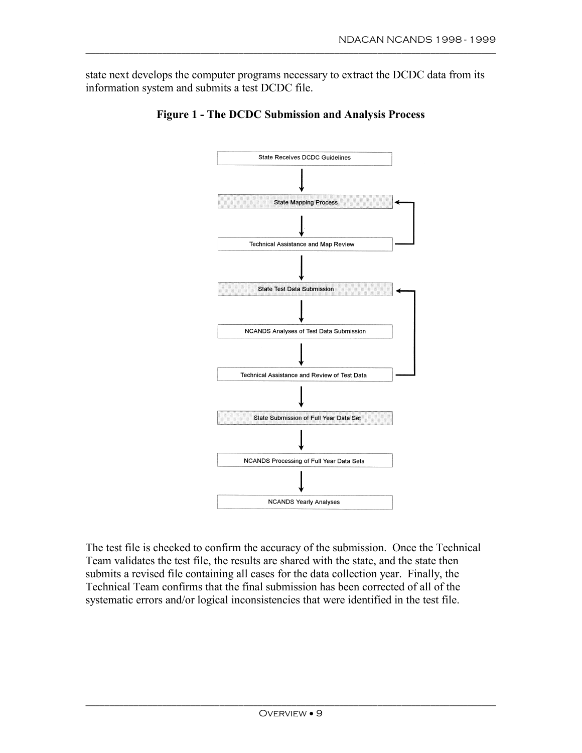state next develops the computer programs necessary to extract the DCDC data from its information system and submits a test DCDC file.

**Figure 1 - The DCDC Submission and Analysis Process**

State Receives DCDC Guidelines

State Mapping Process

Technical Assistance and Map Review

State Test Data Submission

NCANDS Analyses of Test Data Submission

Technical Assistance and Review of Test Data

State Submission of Full Year Data Set

NCANDS Processing of Full Year Data Sets

NCANDS Yearly Analyses

The test file is checked to confirm the accuracy of the submission. Once the Technical Team validates the test file, the results are shared with the state, and the state then submits a revised file containing all cases for the data collection year. Finally, the Technical Team confirms that the final submission has been corrected of all of the systematic errors and/or logical inconsistencies that were identified in the test file.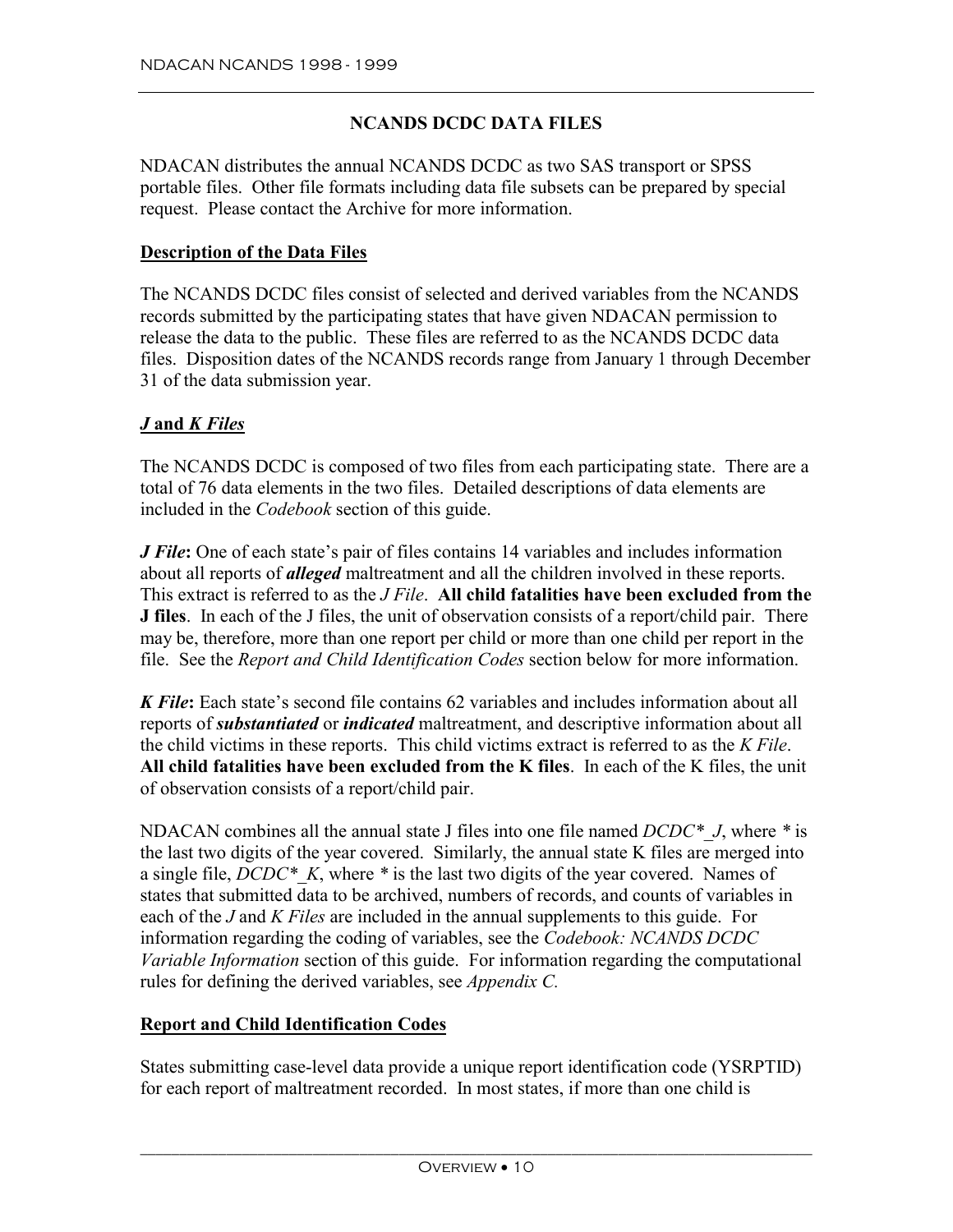## NCANDS DCDC DATA FILES

NDACAN distributes the annual NCANDS DCDC as two SAS transport or SPSS portable files. Other file formats including data file subsets can be prepared by special request. Please contact the Archive for more information.

### Description of the Data Files

The NCANDS DCDC files consist of selected and derived variables from the NCANDS records submitted by the participating states that have given NDACAN permission to release the data to the public. These files are referred to as the NCANDS DCDC data files. Disposition dates of the NCANDS records range from January 1 through December 31 of the data submission year.

### *J* and *K Files*

The NCANDS DCDC is composed of two files from each participating state. There are a total of 76 data elements in the two files. Detailed descriptions of data elements are included in the *Codebook* section of this guide.

***J File*:** One of each state's pair of files contains 14 variables and includes information about all reports of ***alleged*** maltreatment and all the children involved in these reports. This extract is referred to as the *J File*. **All child fatalities have been excluded from the J files**. In each of the J files, the unit of observation consists of a report/child pair. There may be, therefore, more than one report per child or more than one child per report in the file. See the *Report and Child Identification Codes* section below for more information.

***K File*:** Each state's second file contains 62 variables and includes information about all reports of ***substantiated*** or ***indicated*** maltreatment, and descriptive information about all the child victims in these reports. This child victims extract is referred to as the *K File*. **All child fatalities have been excluded from the K files**. In each of the K files, the unit of observation consists of a report/child pair.

NDACAN combines all the annual state J files into one file named *DCDC*_J*, where * is the last two digits of the year covered. Similarly, the annual state K files are merged into a single file, *DCDC*_K*, where * is the last two digits of the year covered. Names of states that submitted data to be archived, numbers of records, and counts of variables in each of the *J* and *K Files* are included in the annual supplements to this guide. For information regarding the coding of variables, see the *Codebook: NCANDS DCDC Variable Information* section of this guide. For information regarding the computational rules for defining the derived variables, see *Appendix C.*

### Report and Child Identification Codes

States submitting case-level data provide a unique report identification code (YSRPTID) for each report of maltreatment recorded. In most states, if more than one child is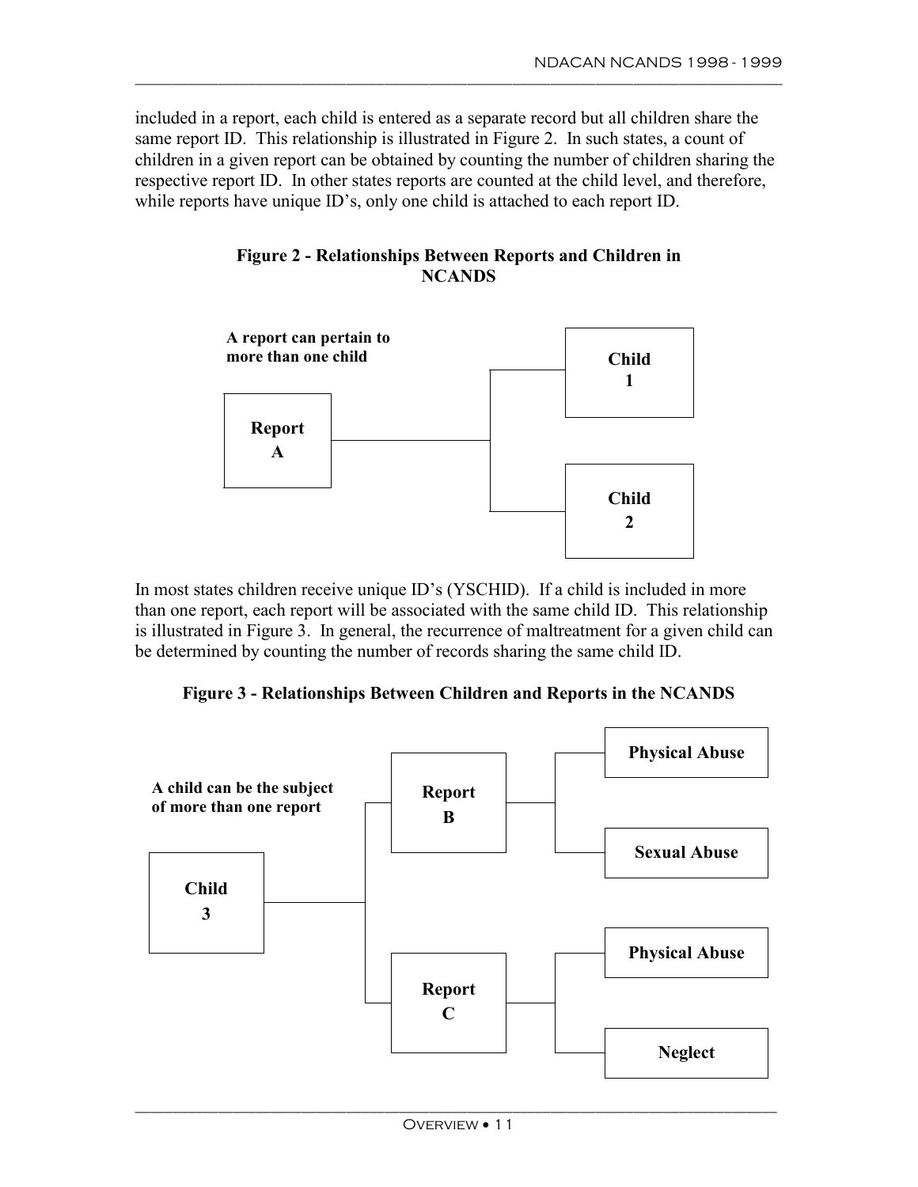included in a report, each child is entered as a separate record but all children share the same report ID. This relationship is illustrated in Figure 2. In such states, a count of children in a given report can be obtained by counting the number of children sharing the respective report ID. In other states reports are counted at the child level, and therefore, while reports have unique ID's, only one child is attached to each report ID.

**Figure 2 - Relationships Between Reports and Children in NCANDS**

**A report can pertain to more than one child**

**Report A**

**Child 1**

**Child 2**

In most states children receive unique ID's (YSCHID). If a child is included in more than one report, each report will be associated with the same child ID. This relationship is illustrated in Figure 3. In general, the recurrence of maltreatment for a given child can be determined by counting the number of records sharing the same child ID.

**Figure 3 - Relationships Between Children and Reports in the NCANDS**

**A child can be the subject of more than one report**

**Child 3**

**Report B**

**Physical Abuse**

**Sexual Abuse**

**Report C**

**Physical Abuse**

**Neglect**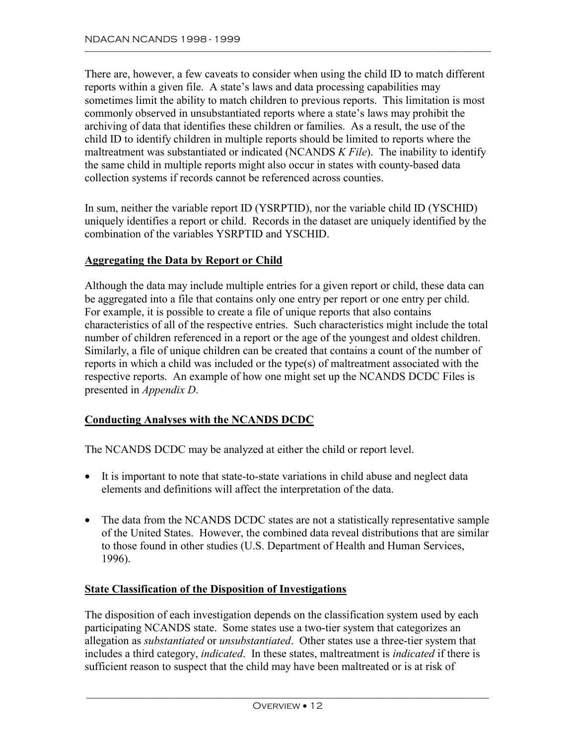There are, however, a few caveats to consider when using the child ID to match different reports within a given file. A state's laws and data processing capabilities may sometimes limit the ability to match children to previous reports. This limitation is most commonly observed in unsubstantiated reports where a state's laws may prohibit the archiving of data that identifies these children or families. As a result, the use of the child ID to identify children in multiple reports should be limited to reports where the maltreatment was substantiated or indicated (NCANDS *K File*). The inability to identify the same child in multiple reports might also occur in states with county-based data collection systems if records cannot be referenced across counties.

In sum, neither the variable report ID (YSRPTID), nor the variable child ID (YSCHID) uniquely identifies a report or child. Records in the dataset are uniquely identified by the combination of the variables YSRPTID and YSCHID.

## Aggregating the Data by Report or Child

Although the data may include multiple entries for a given report or child, these data can be aggregated into a file that contains only one entry per report or one entry per child. For example, it is possible to create a file of unique reports that also contains characteristics of all of the respective entries. Such characteristics might include the total number of children referenced in a report or the age of the youngest and oldest children. Similarly, a file of unique children can be created that contains a count of the number of reports in which a child was included or the type(s) of maltreatment associated with the respective reports. An example of how one might set up the NCANDS DCDC Files is presented in *Appendix D*.

## Conducting Analyses with the NCANDS DCDC

The NCANDS DCDC may be analyzed at either the child or report level.

- It is important to note that state-to-state variations in child abuse and neglect data elements and definitions will affect the interpretation of the data.

- The data from the NCANDS DCDC states are not a statistically representative sample of the United States. However, the combined data reveal distributions that are similar to those found in other studies (U.S. Department of Health and Human Services, 1996).

## State Classification of the Disposition of Investigations

The disposition of each investigation depends on the classification system used by each participating NCANDS state. Some states use a two-tier system that categorizes an allegation as *substantiated* or *unsubstantiated*. Other states use a three-tier system that includes a third category, *indicated*. In these states, maltreatment is *indicated* if there is sufficient reason to suspect that the child may have been maltreated or is at risk of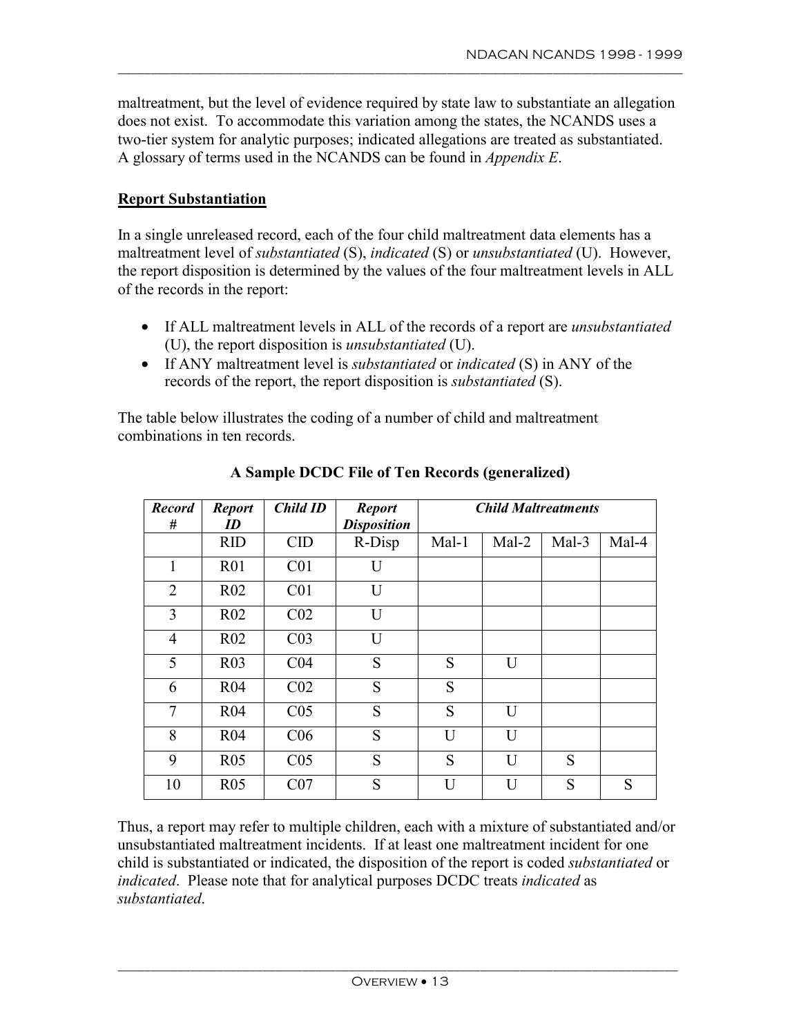maltreatment, but the level of evidence required by state law to substantiate an allegation does not exist. To accommodate this variation among the states, the NCANDS uses a two-tier system for analytic purposes; indicated allegations are treated as substantiated. A glossary of terms used in the NCANDS can be found in *Appendix E*.

**Report Substantiation**

In a single unreleased record, each of the four child maltreatment data elements has a maltreatment level of *substantiated* (S), *indicated* (S) or *unsubstantiated* (U). However, the report disposition is determined by the values of the four maltreatment levels in ALL of the records in the report:

- If ALL maltreatment levels in ALL of the records of a report are *unsubstantiated* (U), the report disposition is *unsubstantiated* (U).
- If ANY maltreatment level is *substantiated* or *indicated* (S) in ANY of the records of the report, the report disposition is *substantiated* (S).

The table below illustrates the coding of a number of child and maltreatment combinations in ten records.

**A Sample DCDC File of Ten Records (generalized)**

| *Record #* | *Report ID* | *Child ID* | *Report Disposition* | *Child Maltreatments* | | | |
|---|---|---|---|---|---|---|---|
| | RID | CID | R-Disp | Mal-1 | Mal-2 | Mal-3 | Mal-4 |
| 1 | R01 | C01 | U | | | | |
| 2 | R02 | C01 | U | | | | |
| 3 | R02 | C02 | U | | | | |
| 4 | R02 | C03 | U | | | | |
| 5 | R03 | C04 | S | S | U | | |
| 6 | R04 | C02 | S | S | | | |
| 7 | R04 | C05 | S | S | U | | |
| 8 | R04 | C06 | S | U | U | | |
| 9 | R05 | C05 | S | S | U | S | |
| 10 | R05 | C07 | S | U | U | S | S |

Thus, a report may refer to multiple children, each with a mixture of substantiated and/or unsubstantiated maltreatment incidents. If at least one maltreatment incident for one child is substantiated or indicated, the disposition of the report is coded *substantiated* or *indicated*. Please note that for analytical purposes DCDC treats *indicated* as *substantiated*.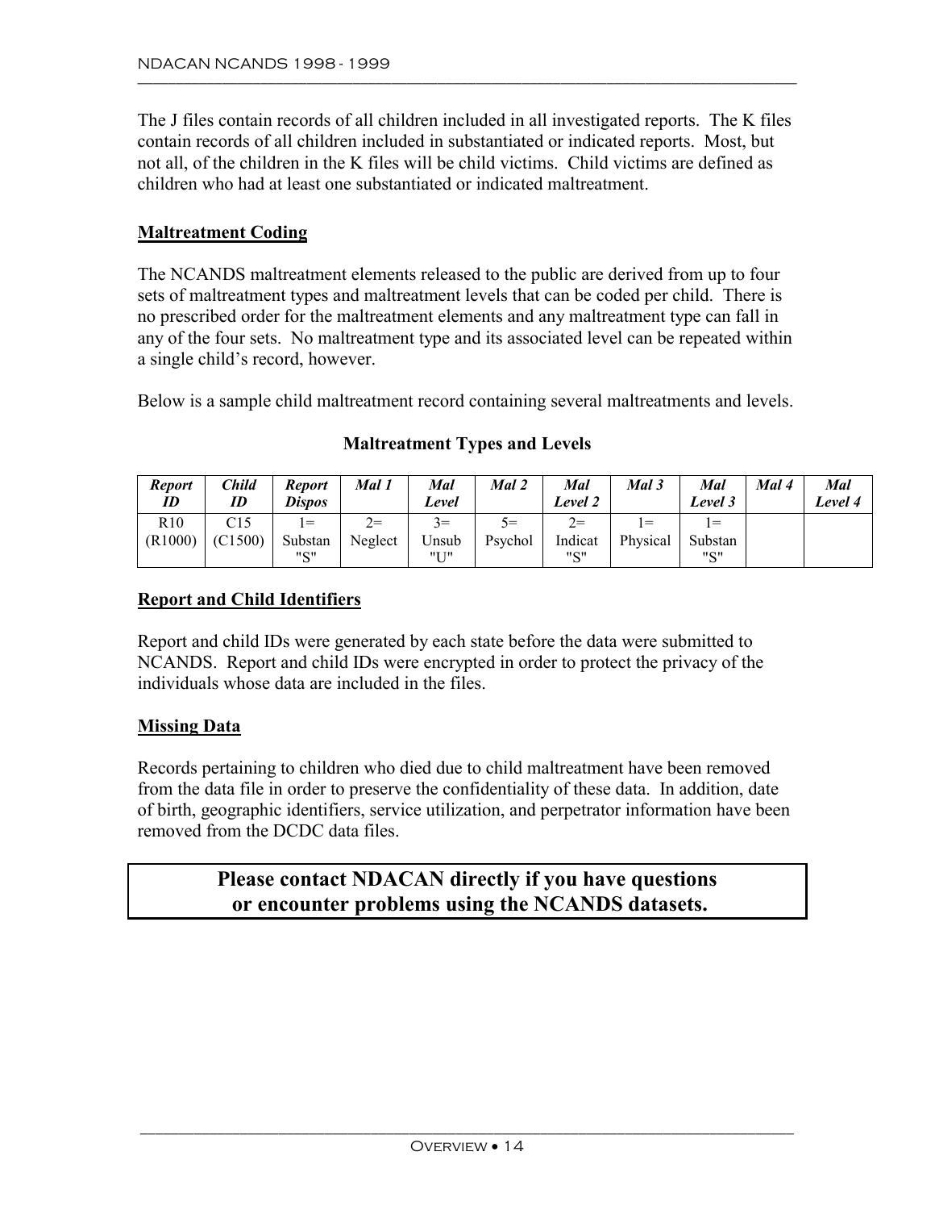The J files contain records of all children included in all investigated reports. The K files contain records of all children included in substantiated or indicated reports. Most, but not all, of the children in the K files will be child victims. Child victims are defined as children who had at least one substantiated or indicated maltreatment.

## Maltreatment Coding

The NCANDS maltreatment elements released to the public are derived from up to four sets of maltreatment types and maltreatment levels that can be coded per child. There is no prescribed order for the maltreatment elements and any maltreatment type can fall in any of the four sets. No maltreatment type and its associated level can be repeated within a single child's record, however.

Below is a sample child maltreatment record containing several maltreatments and levels.

**Maltreatment Types and Levels**

| *Report ID* | *Child ID* | *Report Dispos* | *Mal 1* | *Mal Level* | *Mal 2* | *Mal Level 2* | *Mal 3* | *Mal Level 3* | *Mal 4* | *Mal Level 4* |
|---|---|---|---|---|---|---|---|---|---|---|
| R10 (R1000) | C15 (C1500) | 1= Substan "S" | 2= Neglect | 3= Unsub "U" | 5= Psychol | 2= Indicat "S" | 1= Physical | 1= Substan "S" | | |

## Report and Child Identifiers

Report and child IDs were generated by each state before the data were submitted to NCANDS. Report and child IDs were encrypted in order to protect the privacy of the individuals whose data are included in the files.

## Missing Data

Records pertaining to children who died due to child maltreatment have been removed from the data file in order to preserve the confidentiality of these data. In addition, date of birth, geographic identifiers, service utilization, and perpetrator information have been removed from the DCDC data files.

**Please contact NDACAN directly if you have questions or encounter problems using the NCANDS datasets.**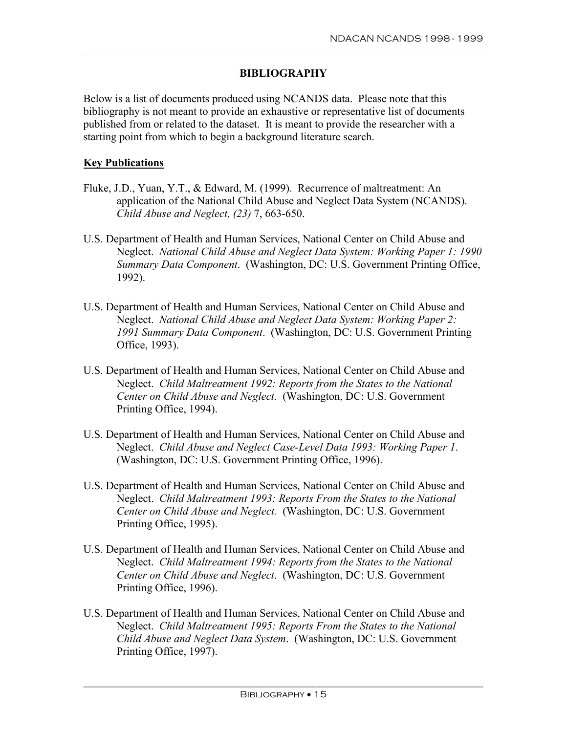## BIBLIOGRAPHY

Below is a list of documents produced using NCANDS data. Please note that this bibliography is not meant to provide an exhaustive or representative list of documents published from or related to the dataset. It is meant to provide the researcher with a starting point from which to begin a background literature search.

### Key Publications

Fluke, J.D., Yuan, Y.T., & Edward, M. (1999). Recurrence of maltreatment: An application of the National Child Abuse and Neglect Data System (NCANDS). *Child Abuse and Neglect, (23)* 7, 663-650.

U.S. Department of Health and Human Services, National Center on Child Abuse and Neglect. *National Child Abuse and Neglect Data System: Working Paper 1: 1990 Summary Data Component*. (Washington, DC: U.S. Government Printing Office, 1992).

U.S. Department of Health and Human Services, National Center on Child Abuse and Neglect. *National Child Abuse and Neglect Data System: Working Paper 2: 1991 Summary Data Component*. (Washington, DC: U.S. Government Printing Office, 1993).

U.S. Department of Health and Human Services, National Center on Child Abuse and Neglect. *Child Maltreatment 1992: Reports from the States to the National Center on Child Abuse and Neglect*. (Washington, DC: U.S. Government Printing Office, 1994).

U.S. Department of Health and Human Services, National Center on Child Abuse and Neglect. *Child Abuse and Neglect Case-Level Data 1993: Working Paper 1*. (Washington, DC: U.S. Government Printing Office, 1996).

U.S. Department of Health and Human Services, National Center on Child Abuse and Neglect. *Child Maltreatment 1993: Reports From the States to the National Center on Child Abuse and Neglect.* (Washington, DC: U.S. Government Printing Office, 1995).

U.S. Department of Health and Human Services, National Center on Child Abuse and Neglect. *Child Maltreatment 1994: Reports from the States to the National Center on Child Abuse and Neglect*. (Washington, DC: U.S. Government Printing Office, 1996).

U.S. Department of Health and Human Services, National Center on Child Abuse and Neglect. *Child Maltreatment 1995: Reports From the States to the National Child Abuse and Neglect Data System*. (Washington, DC: U.S. Government Printing Office, 1997).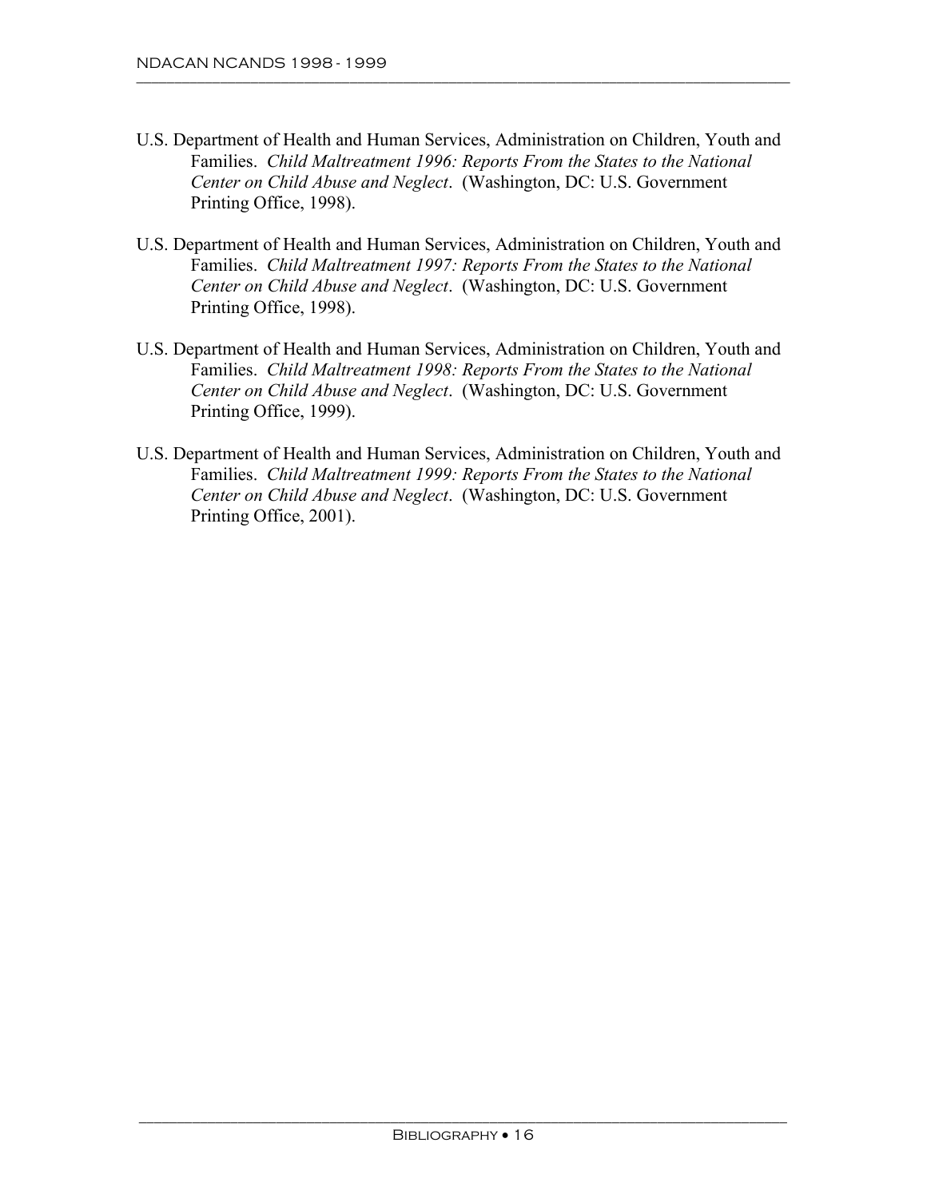U.S. Department of Health and Human Services, Administration on Children, Youth and Families. *Child Maltreatment 1996: Reports From the States to the National Center on Child Abuse and Neglect*. (Washington, DC: U.S. Government Printing Office, 1998).

U.S. Department of Health and Human Services, Administration on Children, Youth and Families. *Child Maltreatment 1997: Reports From the States to the National Center on Child Abuse and Neglect*. (Washington, DC: U.S. Government Printing Office, 1998).

U.S. Department of Health and Human Services, Administration on Children, Youth and Families. *Child Maltreatment 1998: Reports From the States to the National Center on Child Abuse and Neglect*. (Washington, DC: U.S. Government Printing Office, 1999).

U.S. Department of Health and Human Services, Administration on Children, Youth and Families. *Child Maltreatment 1999: Reports From the States to the National Center on Child Abuse and Neglect*. (Washington, DC: U.S. Government Printing Office, 2001).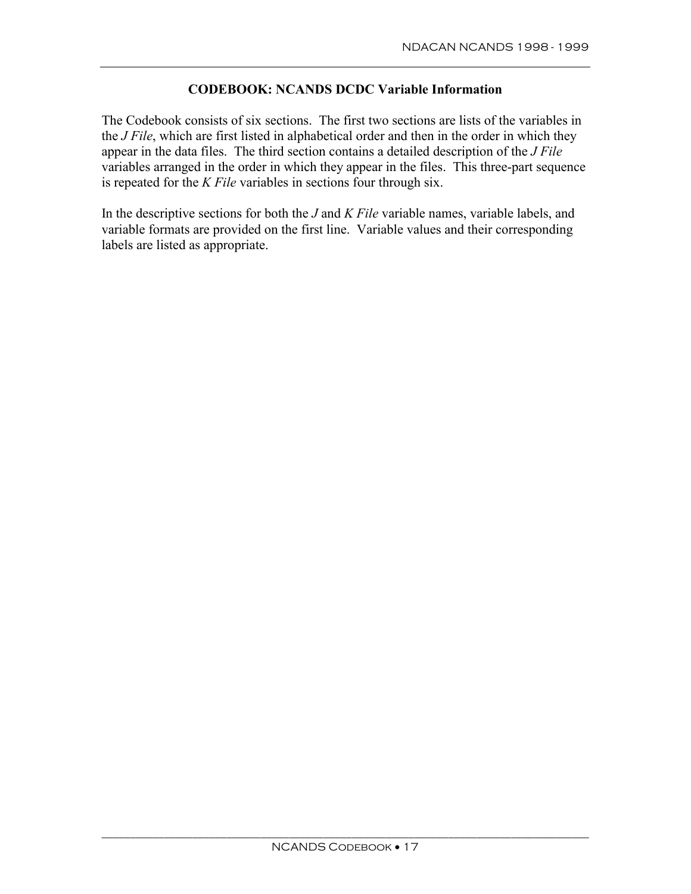## CODEBOOK: NCANDS DCDC Variable Information

The Codebook consists of six sections. The first two sections are lists of the variables in the *J File*, which are first listed in alphabetical order and then in the order in which they appear in the data files. The third section contains a detailed description of the *J File* variables arranged in the order in which they appear in the files. This three-part sequence is repeated for the *K File* variables in sections four through six.

In the descriptive sections for both the *J* and *K File* variable names, variable labels, and variable formats are provided on the first line. Variable values and their corresponding labels are listed as appropriate.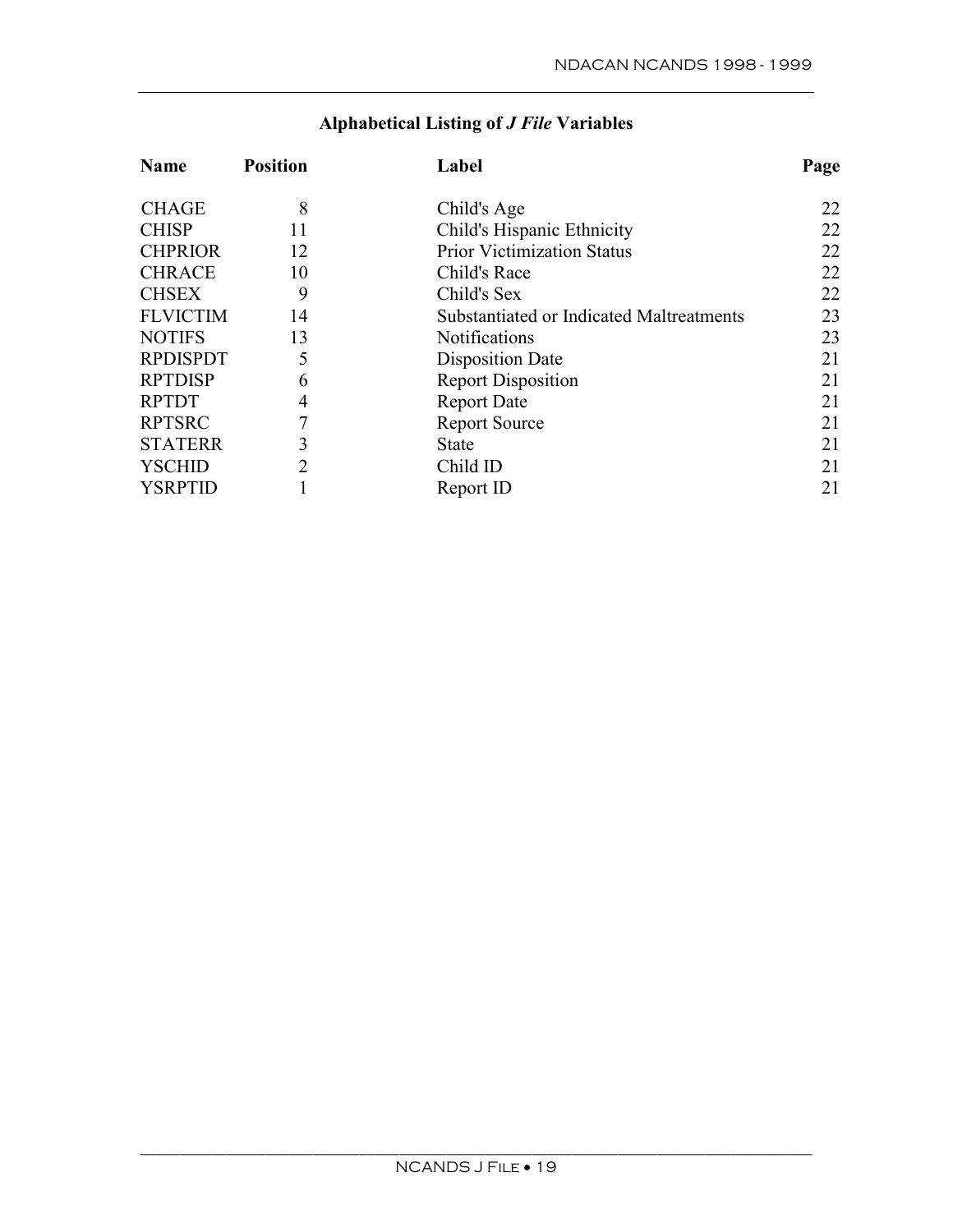## Alphabetical Listing of *J File* Variables

| Name | Position | Label | Page |
|---|---|---|---|
| CHAGE | 8 | Child's Age | 22 |
| CHISP | 11 | Child's Hispanic Ethnicity | 22 |
| CHPRIOR | 12 | Prior Victimization Status | 22 |
| CHRACE | 10 | Child's Race | 22 |
| CHSEX | 9 | Child's Sex | 22 |
| FLVICTIM | 14 | Substantiated or Indicated Maltreatments | 23 |
| NOTIFS | 13 | Notifications | 23 |
| RPDISPDT | 5 | Disposition Date | 21 |
| RPTDISP | 6 | Report Disposition | 21 |
| RPTDT | 4 | Report Date | 21 |
| RPTSRC | 7 | Report Source | 21 |
| STATERR | 3 | State | 21 |
| YSCHID | 2 | Child ID | 21 |
| YSRPTID | 1 | Report ID | 21 |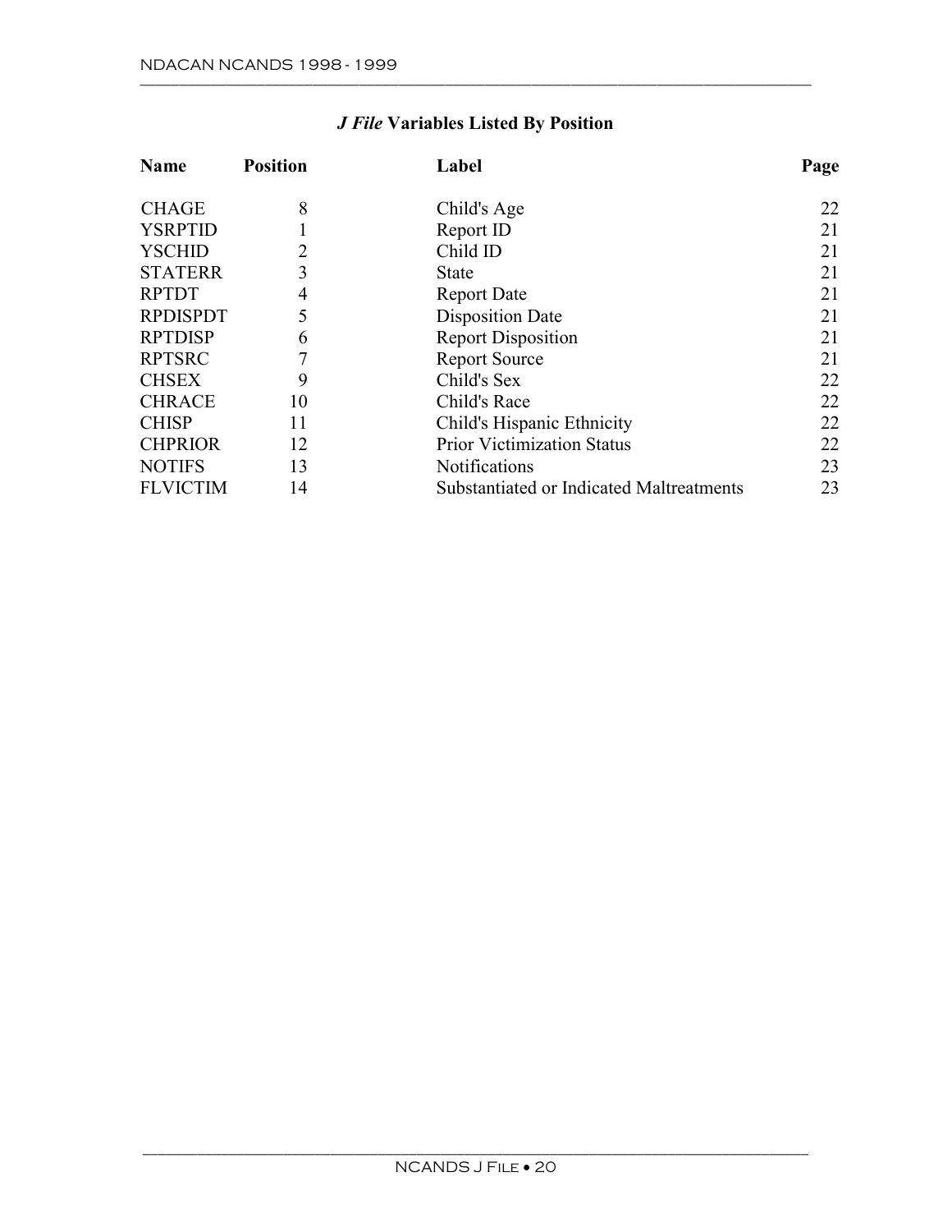## *J File* Variables Listed By Position

| Name | Position | Label | Page |
|---|---|---|---|
| CHAGE | 8 | Child's Age | 22 |
| YSRPTID | 1 | Report ID | 21 |
| YSCHID | 2 | Child ID | 21 |
| STATERR | 3 | State | 21 |
| RPTDT | 4 | Report Date | 21 |
| RPDISPDT | 5 | Disposition Date | 21 |
| RPTDISP | 6 | Report Disposition | 21 |
| RPTSRC | 7 | Report Source | 21 |
| CHSEX | 9 | Child's Sex | 22 |
| CHRACE | 10 | Child's Race | 22 |
| CHISP | 11 | Child's Hispanic Ethnicity | 22 |
| CHPRIOR | 12 | Prior Victimization Status | 22 |
| NOTIFS | 13 | Notifications | 23 |
| FLVICTIM | 14 | Substantiated or Indicated Maltreatments | 23 |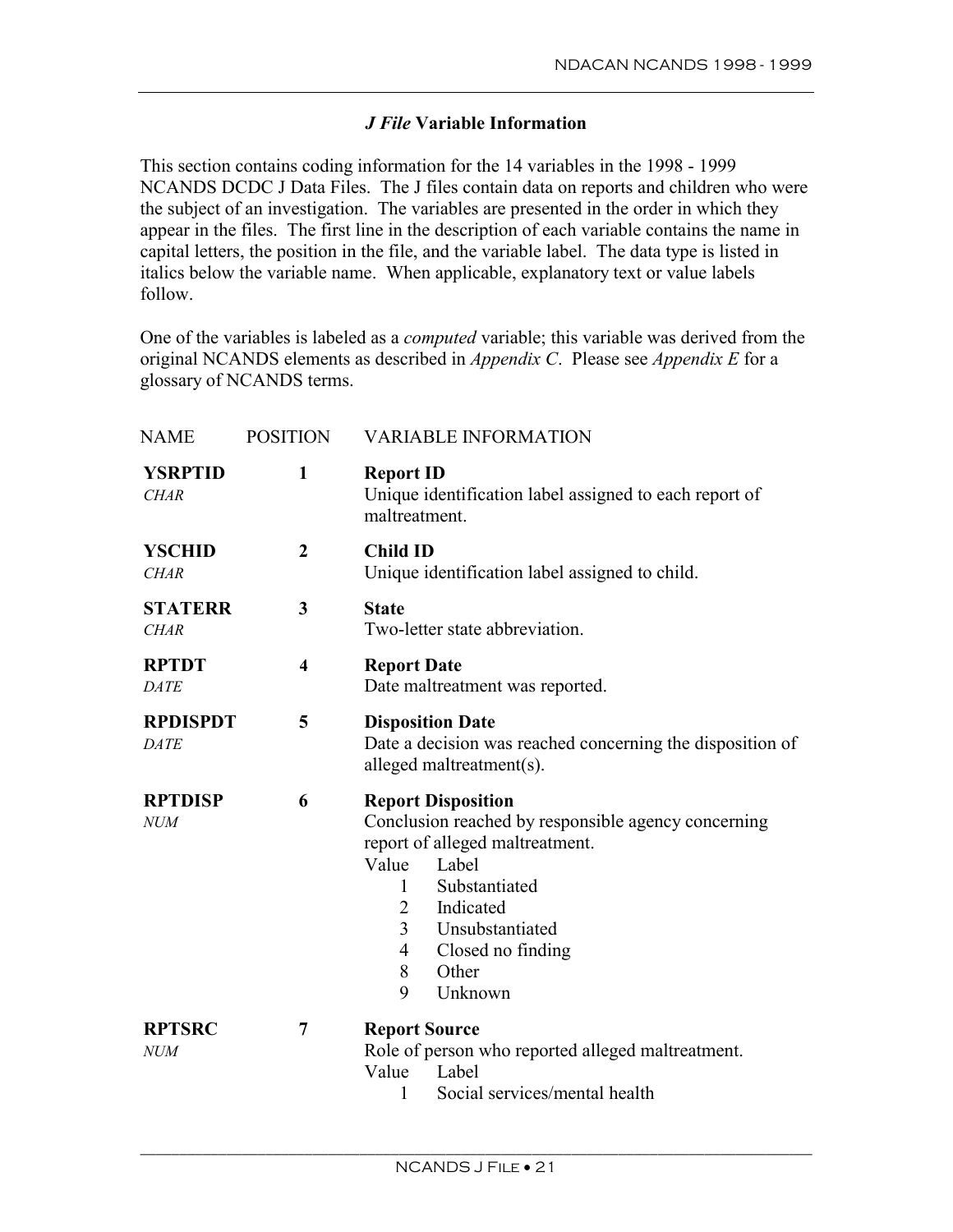### *J File* Variable Information

This section contains coding information for the 14 variables in the 1998 - 1999 NCANDS DCDC J Data Files. The J files contain data on reports and children who were the subject of an investigation. The variables are presented in the order in which they appear in the files. The first line in the description of each variable contains the name in capital letters, the position in the file, and the variable label. The data type is listed in italics below the variable name. When applicable, explanatory text or value labels follow.

One of the variables is labeled as a *computed* variable; this variable was derived from the original NCANDS elements as described in *Appendix C*. Please see *Appendix E* for a glossary of NCANDS terms.

| NAME | POSITION | VARIABLE INFORMATION |
|---|---|---|
| **YSRPTID**<br>*CHAR* | **1** | **Report ID**<br>Unique identification label assigned to each report of maltreatment. |
| **YSCHID**<br>*CHAR* | **2** | **Child ID**<br>Unique identification label assigned to child. |
| **STATERR**<br>*CHAR* | **3** | **State**<br>Two-letter state abbreviation. |
| **RPTDT**<br>*DATE* | **4** | **Report Date**<br>Date maltreatment was reported. |
| **RPDISPDT**<br>*DATE* | **5** | **Disposition Date**<br>Date a decision was reached concerning the disposition of alleged maltreatment(s). |
| **RPTDISP**<br>*NUM* | **6** | **Report Disposition**<br>Conclusion reached by responsible agency concerning report of alleged maltreatment.<br>Value Label<br>1 Substantiated<br>2 Indicated<br>3 Unsubstantiated<br>4 Closed no finding<br>8 Other<br>9 Unknown |
| **RPTSRC**<br>*NUM* | **7** | **Report Source**<br>Role of person who reported alleged maltreatment.<br>Value Label<br>1 Social services/mental health |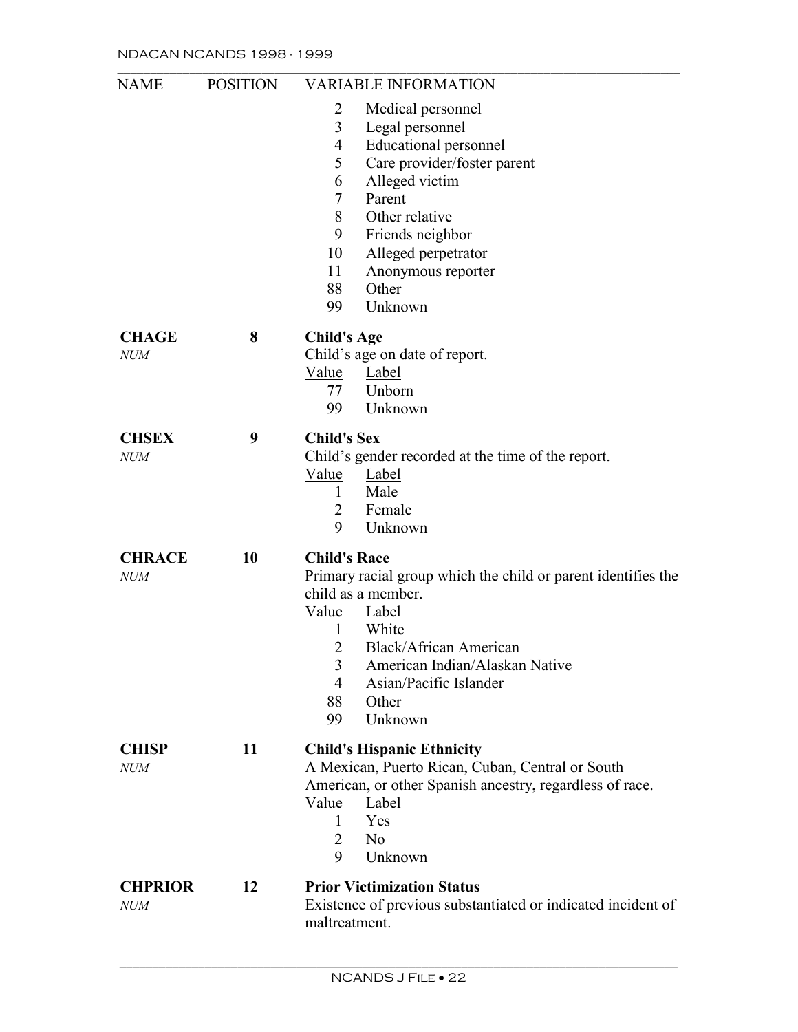| NAME | POSITION | VARIABLE INFORMATION |
|---|---|---|
| | | 2 Medical personnel |
| | | 3 Legal personnel |
| | | 4 Educational personnel |
| | | 5 Care provider/foster parent |
| | | 6 Alleged victim |
| | | 7 Parent |
| | | 8 Other relative |
| | | 9 Friends neighbor |
| | | 10 Alleged perpetrator |
| | | 11 Anonymous reporter |
| | | 88 Other |
| | | 99 Unknown |

**CHAGE** *NUM* — **8**

**Child's Age**

Child's age on date of report.

| Value | Label |
|---|---|
| 77 | Unborn |
| 99 | Unknown |

**CHSEX** *NUM* — **9**

**Child's Sex**

Child's gender recorded at the time of the report.

| Value | Label |
|---|---|
| 1 | Male |
| 2 | Female |
| 9 | Unknown |

**CHRACE** *NUM* — **10**

**Child's Race**

Primary racial group which the child or parent identifies the child as a member.

| Value | Label |
|---|---|
| 1 | White |
| 2 | Black/African American |
| 3 | American Indian/Alaskan Native |
| 4 | Asian/Pacific Islander |
| 88 | Other |
| 99 | Unknown |

**CHISP** *NUM* — **11**

**Child's Hispanic Ethnicity**

A Mexican, Puerto Rican, Cuban, Central or South American, or other Spanish ancestry, regardless of race.

| Value | Label |
|---|---|
| 1 | Yes |
| 2 | No |
| 9 | Unknown |

**CHPRIOR** *NUM* — **12**

**Prior Victimization Status**

Existence of previous substantiated or indicated incident of maltreatment.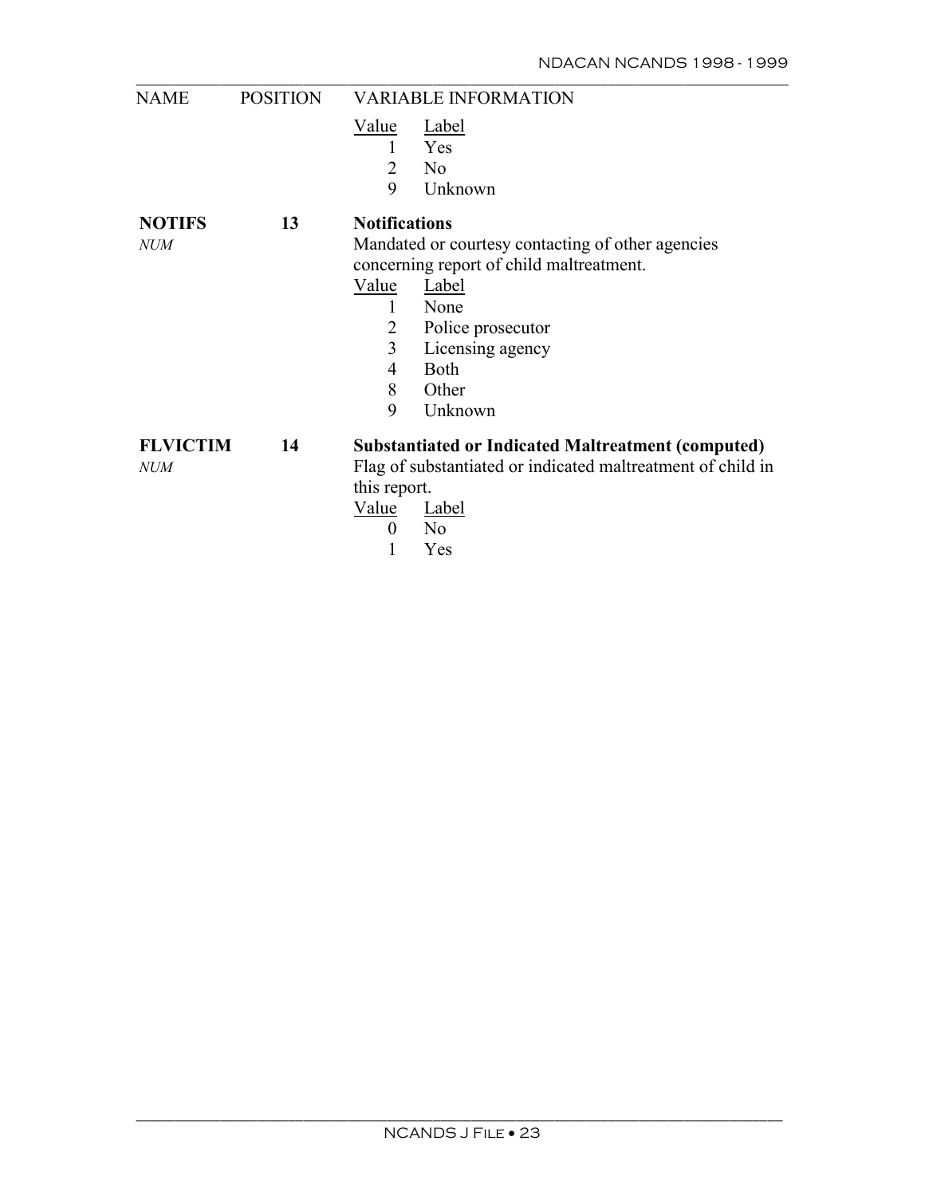| NAME | POSITION | VARIABLE INFORMATION |
|---|---|---|
| | | Value / Label<br>1 Yes<br>2 No<br>9 Unknown |
| **NOTIFS**<br>*NUM* | **13** | **Notifications**<br>Mandated or courtesy contacting of other agencies concerning report of child maltreatment.<br>Value / Label<br>1 None<br>2 Police prosecutor<br>3 Licensing agency<br>4 Both<br>8 Other<br>9 Unknown |
| **FLVICTIM**<br>*NUM* | **14** | **Substantiated or Indicated Maltreatment (computed)**<br>Flag of substantiated or indicated maltreatment of child in this report.<br>Value / Label<br>0 No<br>1 Yes |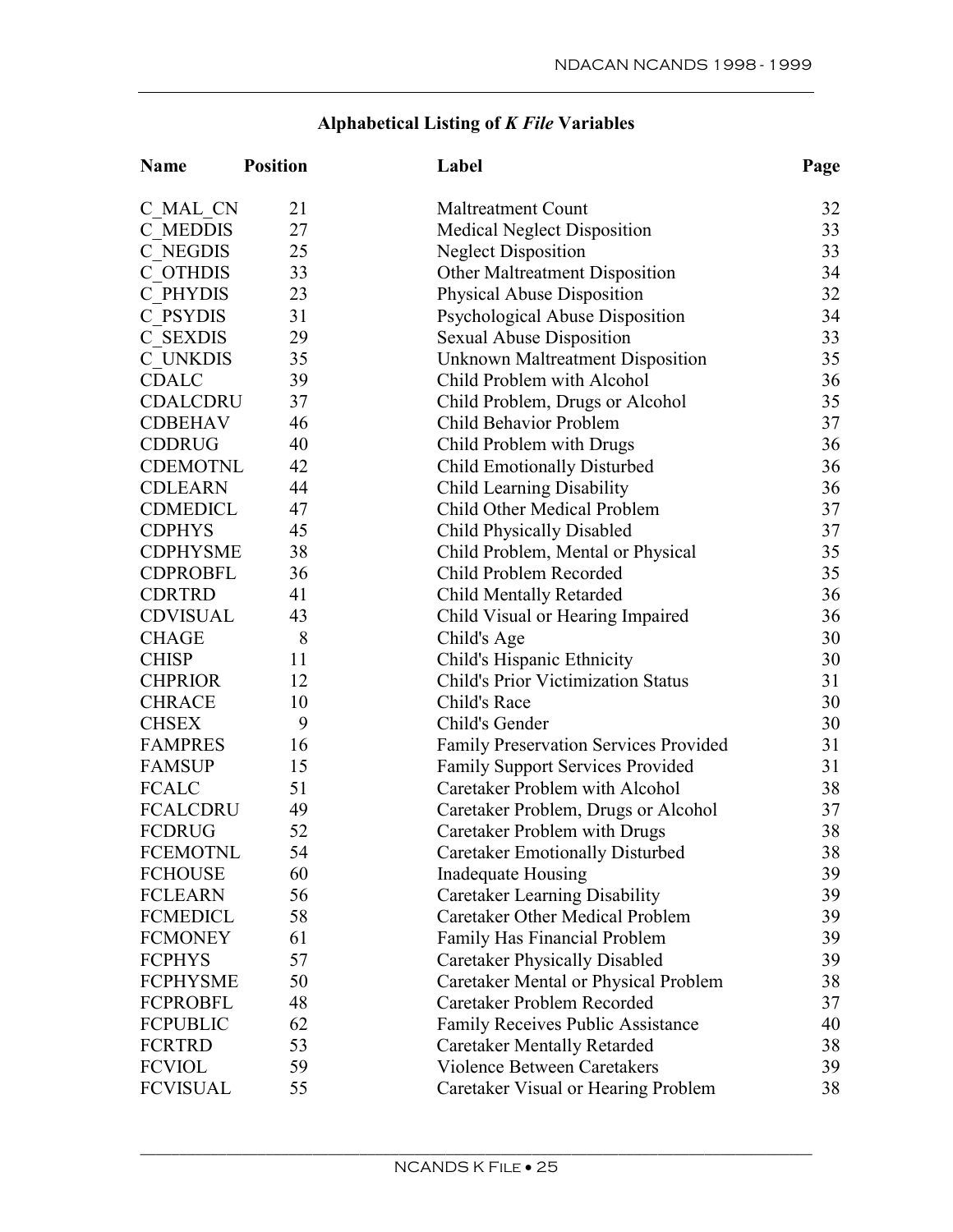## Alphabetical Listing of *K File* Variables

| Name | Position | Label | Page |
|---|---|---|---|
| C_MAL_CN | 21 | Maltreatment Count | 32 |
| C_MEDDIS | 27 | Medical Neglect Disposition | 33 |
| C_NEGDIS | 25 | Neglect Disposition | 33 |
| C_OTHDIS | 33 | Other Maltreatment Disposition | 34 |
| C_PHYDIS | 23 | Physical Abuse Disposition | 32 |
| C_PSYDIS | 31 | Psychological Abuse Disposition | 34 |
| C_SEXDIS | 29 | Sexual Abuse Disposition | 33 |
| C_UNKDIS | 35 | Unknown Maltreatment Disposition | 35 |
| CDALC | 39 | Child Problem with Alcohol | 36 |
| CDALCDRU | 37 | Child Problem, Drugs or Alcohol | 35 |
| CDBEHAV | 46 | Child Behavior Problem | 37 |
| CDDRUG | 40 | Child Problem with Drugs | 36 |
| CDEMOTNL | 42 | Child Emotionally Disturbed | 36 |
| CDLEARN | 44 | Child Learning Disability | 36 |
| CDMEDICL | 47 | Child Other Medical Problem | 37 |
| CDPHYS | 45 | Child Physically Disabled | 37 |
| CDPHYSME | 38 | Child Problem, Mental or Physical | 35 |
| CDPROBFL | 36 | Child Problem Recorded | 35 |
| CDRTRD | 41 | Child Mentally Retarded | 36 |
| CDVISUAL | 43 | Child Visual or Hearing Impaired | 36 |
| CHAGE | 8 | Child's Age | 30 |
| CHISP | 11 | Child's Hispanic Ethnicity | 30 |
| CHPRIOR | 12 | Child's Prior Victimization Status | 31 |
| CHRACE | 10 | Child's Race | 30 |
| CHSEX | 9 | Child's Gender | 30 |
| FAMPRES | 16 | Family Preservation Services Provided | 31 |
| FAMSUP | 15 | Family Support Services Provided | 31 |
| FCALC | 51 | Caretaker Problem with Alcohol | 38 |
| FCALCDRU | 49 | Caretaker Problem, Drugs or Alcohol | 37 |
| FCDRUG | 52 | Caretaker Problem with Drugs | 38 |
| FCEMOTNL | 54 | Caretaker Emotionally Disturbed | 38 |
| FCHOUSE | 60 | Inadequate Housing | 39 |
| FCLEARN | 56 | Caretaker Learning Disability | 39 |
| FCMEDICL | 58 | Caretaker Other Medical Problem | 39 |
| FCMONEY | 61 | Family Has Financial Problem | 39 |
| FCPHYS | 57 | Caretaker Physically Disabled | 39 |
| FCPHYSME | 50 | Caretaker Mental or Physical Problem | 38 |
| FCPROBFL | 48 | Caretaker Problem Recorded | 37 |
| FCPUBLIC | 62 | Family Receives Public Assistance | 40 |
| FCRTRD | 53 | Caretaker Mentally Retarded | 38 |
| FCVIOL | 59 | Violence Between Caretakers | 39 |
| FCVISUAL | 55 | Caretaker Visual or Hearing Problem | 38 |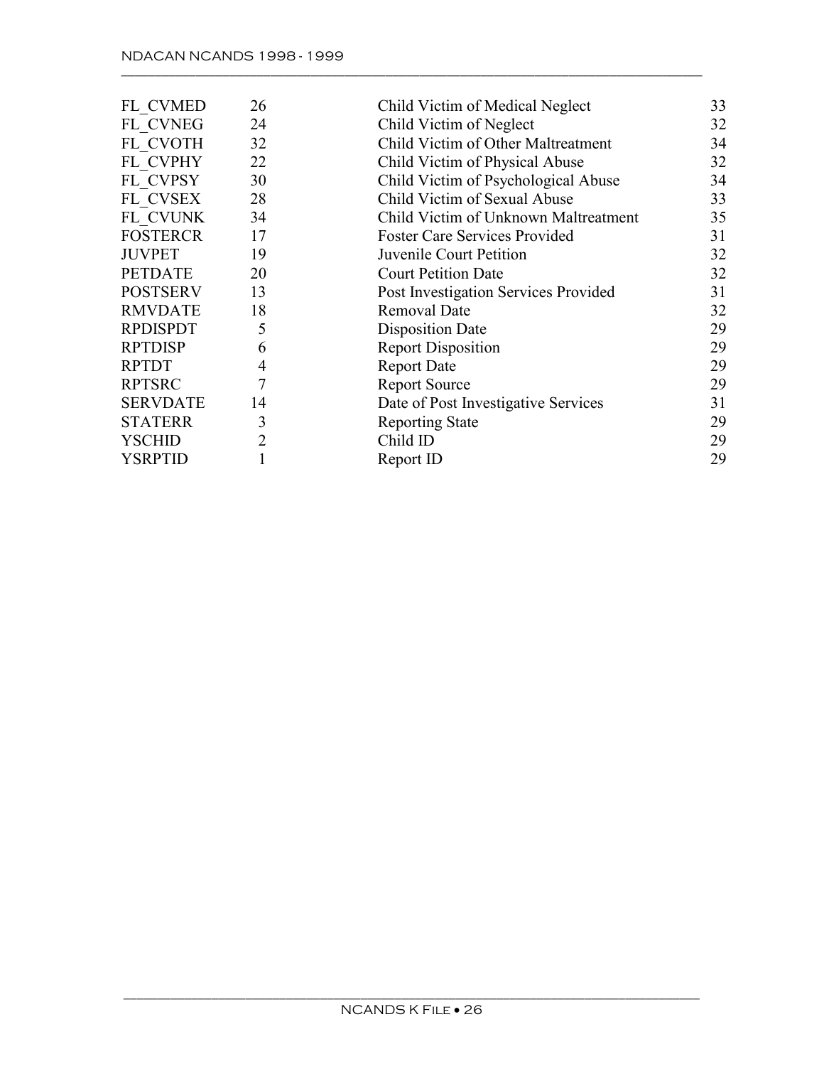| | | | |
|---|---|---|---|
| FL_CVMED | 26 | Child Victim of Medical Neglect | 33 |
| FL_CVNEG | 24 | Child Victim of Neglect | 32 |
| FL_CVOTH | 32 | Child Victim of Other Maltreatment | 34 |
| FL_CVPHY | 22 | Child Victim of Physical Abuse | 32 |
| FL_CVPSY | 30 | Child Victim of Psychological Abuse | 34 |
| FL_CVSEX | 28 | Child Victim of Sexual Abuse | 33 |
| FL_CVUNK | 34 | Child Victim of Unknown Maltreatment | 35 |
| FOSTERCR | 17 | Foster Care Services Provided | 31 |
| JUVPET | 19 | Juvenile Court Petition | 32 |
| PETDATE | 20 | Court Petition Date | 32 |
| POSTSERV | 13 | Post Investigation Services Provided | 31 |
| RMVDATE | 18 | Removal Date | 32 |
| RPDISPDT | 5 | Disposition Date | 29 |
| RPTDISP | 6 | Report Disposition | 29 |
| RPTDT | 4 | Report Date | 29 |
| RPTSRC | 7 | Report Source | 29 |
| SERVDATE | 14 | Date of Post Investigative Services | 31 |
| STATERR | 3 | Reporting State | 29 |
| YSCHID | 2 | Child ID | 29 |
| YSRPTID | 1 | Report ID | 29 |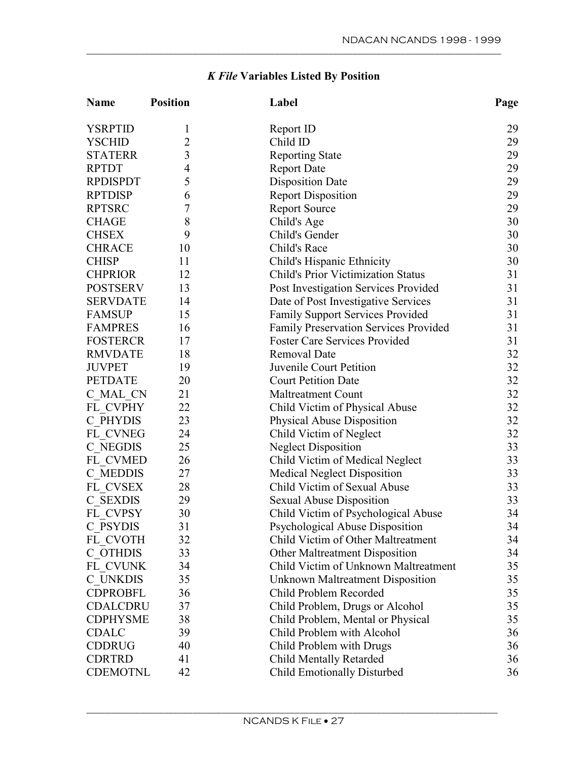## *K File* Variables Listed By Position

| Name | Position | Label | Page |
|---|---|---|---|
| YSRPTID | 1 | Report ID | 29 |
| YSCHID | 2 | Child ID | 29 |
| STATERR | 3 | Reporting State | 29 |
| RPTDT | 4 | Report Date | 29 |
| RPDISPDT | 5 | Disposition Date | 29 |
| RPTDISP | 6 | Report Disposition | 29 |
| RPTSRC | 7 | Report Source | 29 |
| CHAGE | 8 | Child's Age | 30 |
| CHSEX | 9 | Child's Gender | 30 |
| CHRACE | 10 | Child's Race | 30 |
| CHISP | 11 | Child's Hispanic Ethnicity | 30 |
| CHPRIOR | 12 | Child's Prior Victimization Status | 31 |
| POSTSERV | 13 | Post Investigation Services Provided | 31 |
| SERVDATE | 14 | Date of Post Investigative Services | 31 |
| FAMSUP | 15 | Family Support Services Provided | 31 |
| FAMPRES | 16 | Family Preservation Services Provided | 31 |
| FOSTERCR | 17 | Foster Care Services Provided | 31 |
| RMVDATE | 18 | Removal Date | 32 |
| JUVPET | 19 | Juvenile Court Petition | 32 |
| PETDATE | 20 | Court Petition Date | 32 |
| C_MAL_CN | 21 | Maltreatment Count | 32 |
| FL_CVPHY | 22 | Child Victim of Physical Abuse | 32 |
| C_PHYDIS | 23 | Physical Abuse Disposition | 32 |
| FL_CVNEG | 24 | Child Victim of Neglect | 32 |
| C_NEGDIS | 25 | Neglect Disposition | 33 |
| FL_CVMED | 26 | Child Victim of Medical Neglect | 33 |
| C_MEDDIS | 27 | Medical Neglect Disposition | 33 |
| FL_CVSEX | 28 | Child Victim of Sexual Abuse | 33 |
| C_SEXDIS | 29 | Sexual Abuse Disposition | 33 |
| FL_CVPSY | 30 | Child Victim of Psychological Abuse | 34 |
| C_PSYDIS | 31 | Psychological Abuse Disposition | 34 |
| FL_CVOTH | 32 | Child Victim of Other Maltreatment | 34 |
| C_OTHDIS | 33 | Other Maltreatment Disposition | 34 |
| FL_CVUNK | 34 | Child Victim of Unknown Maltreatment | 35 |
| C_UNKDIS | 35 | Unknown Maltreatment Disposition | 35 |
| CDPROBFL | 36 | Child Problem Recorded | 35 |
| CDALCDRU | 37 | Child Problem, Drugs or Alcohol | 35 |
| CDPHYSME | 38 | Child Problem, Mental or Physical | 35 |
| CDALC | 39 | Child Problem with Alcohol | 36 |
| CDDRUG | 40 | Child Problem with Drugs | 36 |
| CDRTRD | 41 | Child Mentally Retarded | 36 |
| CDEMOTNL | 42 | Child Emotionally Disturbed | 36 |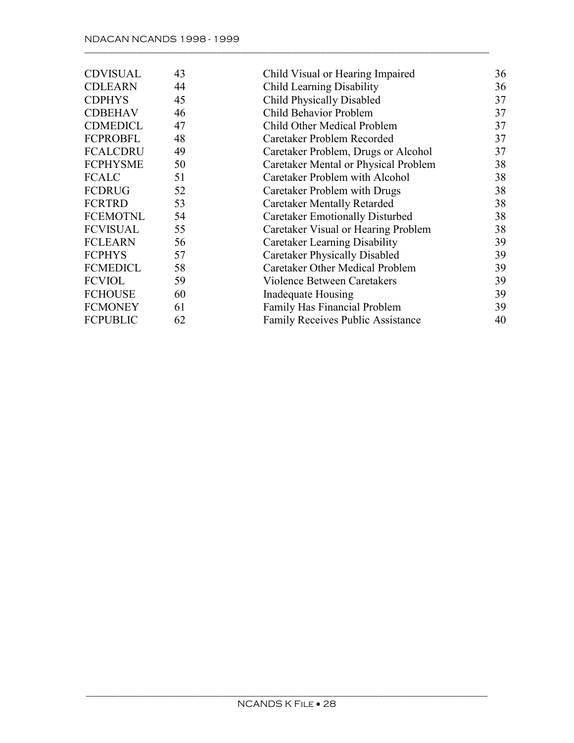| | | | |
|---|---|---|---|
| CDVISUAL | 43 | Child Visual or Hearing Impaired | 36 |
| CDLEARN | 44 | Child Learning Disability | 36 |
| CDPHYS | 45 | Child Physically Disabled | 37 |
| CDBEHAV | 46 | Child Behavior Problem | 37 |
| CDMEDICL | 47 | Child Other Medical Problem | 37 |
| FCPROBFL | 48 | Caretaker Problem Recorded | 37 |
| FCALCDRU | 49 | Caretaker Problem, Drugs or Alcohol | 37 |
| FCPHYSME | 50 | Caretaker Mental or Physical Problem | 38 |
| FCALC | 51 | Caretaker Problem with Alcohol | 38 |
| FCDRUG | 52 | Caretaker Problem with Drugs | 38 |
| FCRTRD | 53 | Caretaker Mentally Retarded | 38 |
| FCEMOTNL | 54 | Caretaker Emotionally Disturbed | 38 |
| FCVISUAL | 55 | Caretaker Visual or Hearing Problem | 38 |
| FCLEARN | 56 | Caretaker Learning Disability | 39 |
| FCPHYS | 57 | Caretaker Physically Disabled | 39 |
| FCMEDICL | 58 | Caretaker Other Medical Problem | 39 |
| FCVIOL | 59 | Violence Between Caretakers | 39 |
| FCHOUSE | 60 | Inadequate Housing | 39 |
| FCMONEY | 61 | Family Has Financial Problem | 39 |
| FCPUBLIC | 62 | Family Receives Public Assistance | 40 |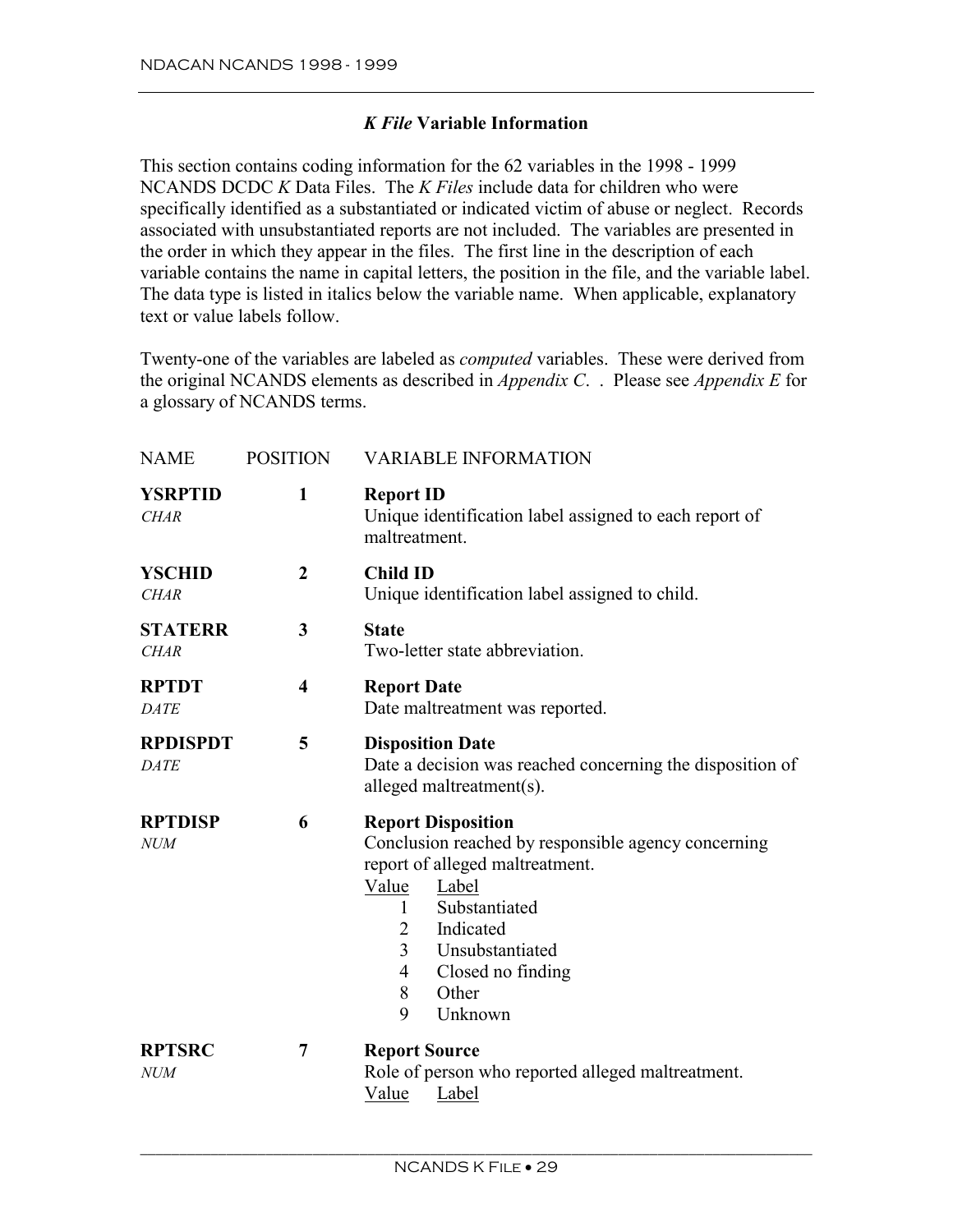## *K File* Variable Information

This section contains coding information for the 62 variables in the 1998 - 1999 NCANDS DCDC *K* Data Files. The *K Files* include data for children who were specifically identified as a substantiated or indicated victim of abuse or neglect. Records associated with unsubstantiated reports are not included. The variables are presented in the order in which they appear in the files. The first line in the description of each variable contains the name in capital letters, the position in the file, and the variable label. The data type is listed in italics below the variable name. When applicable, explanatory text or value labels follow.

Twenty-one of the variables are labeled as *computed* variables. These were derived from the original NCANDS elements as described in *Appendix C*. . Please see *Appendix E* for a glossary of NCANDS terms.

| NAME | POSITION | VARIABLE INFORMATION |
|---|---|---|
| **YSRPTID** *CHAR* | **1** | **Report ID** Unique identification label assigned to each report of maltreatment. |
| **YSCHID** *CHAR* | **2** | **Child ID** Unique identification label assigned to child. |
| **STATERR** *CHAR* | **3** | **State** Two-letter state abbreviation. |
| **RPTDT** *DATE* | **4** | **Report Date** Date maltreatment was reported. |
| **RPDISPDT** *DATE* | **5** | **Disposition Date** Date a decision was reached concerning the disposition of alleged maltreatment(s). |
| **RPTDISP** *NUM* | **6** | **Report Disposition** Conclusion reached by responsible agency concerning report of alleged maltreatment. |
| **RPTSRC** *NUM* | **7** | **Report Source** Role of person who reported alleged maltreatment. |

**RPTDISP** value labels:

| Value | Label |
|---|---|
| 1 | Substantiated |
| 2 | Indicated |
| 3 | Unsubstantiated |
| 4 | Closed no finding |
| 8 | Other |
| 9 | Unknown |

**RPTSRC** value labels:

| Value | Label |
|---|---|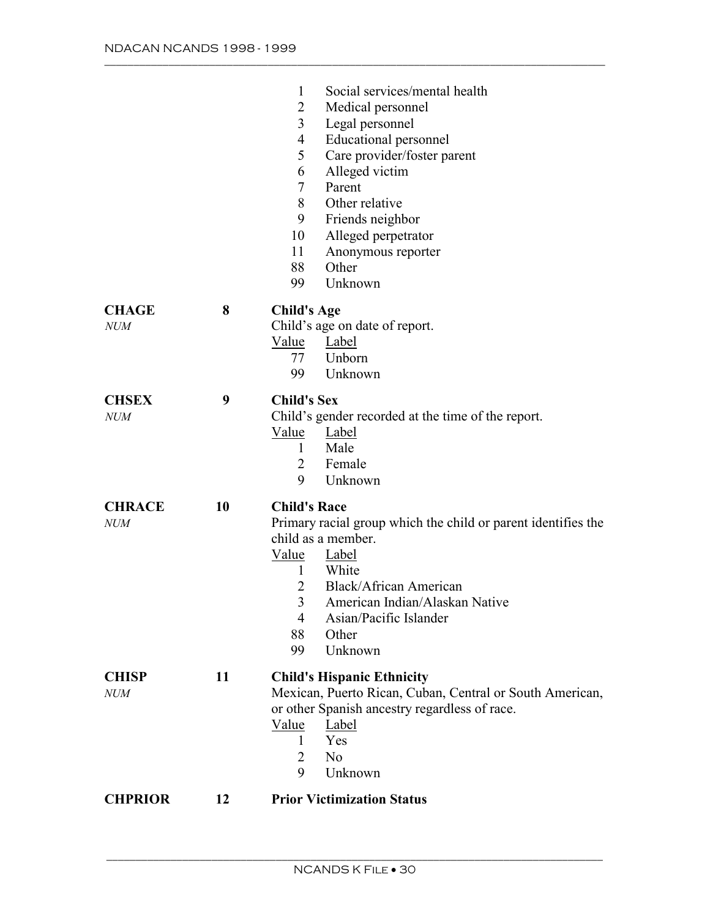| Value | Label |
|---|---|
| 1 | Social services/mental health |
| 2 | Medical personnel |
| 3 | Legal personnel |
| 4 | Educational personnel |
| 5 | Care provider/foster parent |
| 6 | Alleged victim |
| 7 | Parent |
| 8 | Other relative |
| 9 | Friends neighbor |
| 10 | Alleged perpetrator |
| 11 | Anonymous reporter |
| 88 | Other |
| 99 | Unknown |

**CHAGE** *NUM* **8**

**Child's Age**

Child's age on date of report.

| Value | Label |
|---|---|
| 77 | Unborn |
| 99 | Unknown |

**CHSEX** *NUM* **9**

**Child's Sex**

Child's gender recorded at the time of the report.

| Value | Label |
|---|---|
| 1 | Male |
| 2 | Female |
| 9 | Unknown |

**CHRACE** *NUM* **10**

**Child's Race**

Primary racial group which the child or parent identifies the child as a member.

| Value | Label |
|---|---|
| 1 | White |
| 2 | Black/African American |
| 3 | American Indian/Alaskan Native |
| 4 | Asian/Pacific Islander |
| 88 | Other |
| 99 | Unknown |

**CHISP** *NUM* **11**

**Child's Hispanic Ethnicity**

Mexican, Puerto Rican, Cuban, Central or South American, or other Spanish ancestry regardless of race.

| Value | Label |
|---|---|
| 1 | Yes |
| 2 | No |
| 9 | Unknown |

**CHPRIOR** **12**

**Prior Victimization Status**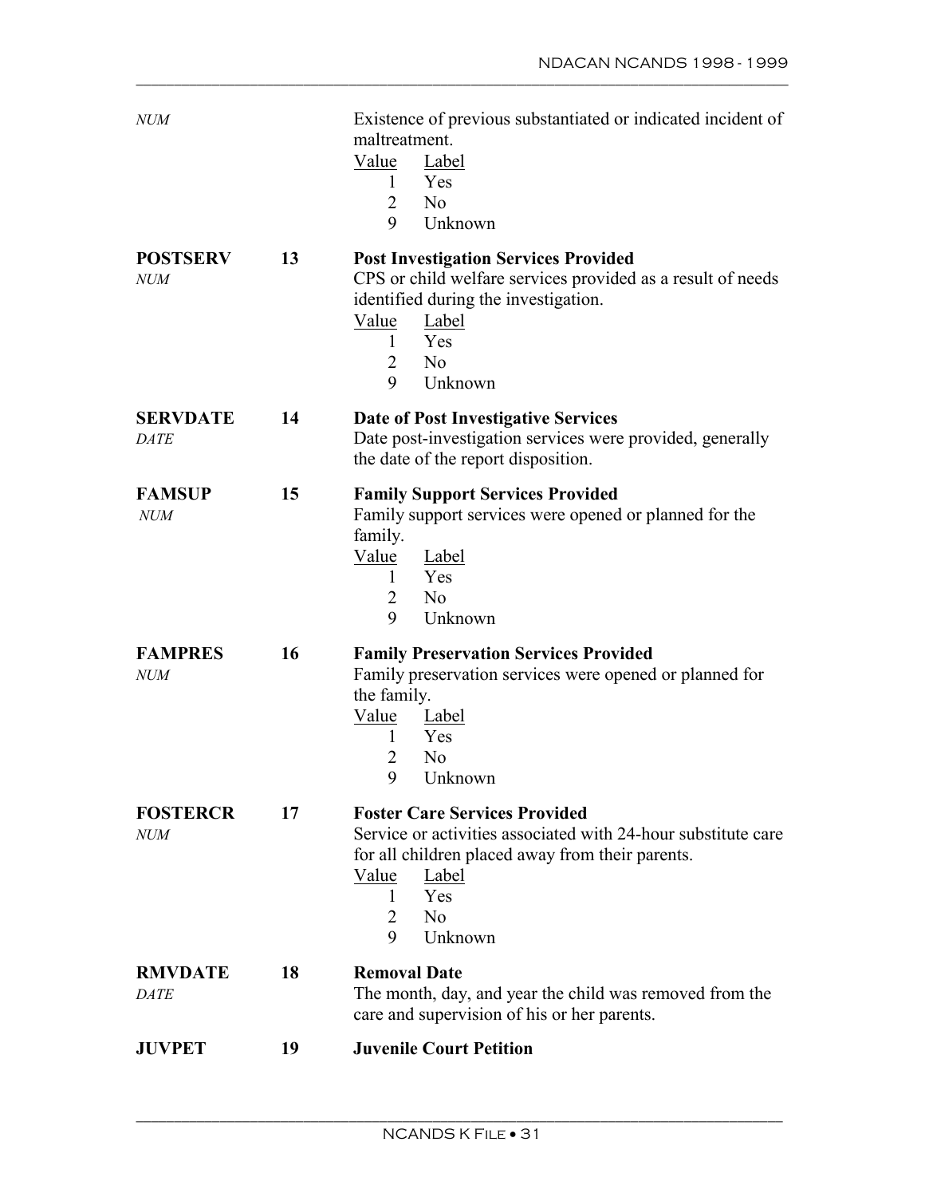*NUM*

Existence of previous substantiated or indicated incident of maltreatment.

| Value | Label |
|---|---|
| 1 | Yes |
| 2 | No |
| 9 | Unknown |

**POSTSERV** *NUM* — **13** — **Post Investigation Services Provided**

CPS or child welfare services provided as a result of needs identified during the investigation.

| Value | Label |
|---|---|
| 1 | Yes |
| 2 | No |
| 9 | Unknown |

**SERVDATE** *DATE* — **14** — **Date of Post Investigative Services**

Date post-investigation services were provided, generally the date of the report disposition.

**FAMSUP** *NUM* — **15** — **Family Support Services Provided**

Family support services were opened or planned for the family.

| Value | Label |
|---|---|
| 1 | Yes |
| 2 | No |
| 9 | Unknown |

**FAMPRES** *NUM* — **16** — **Family Preservation Services Provided**

Family preservation services were opened or planned for the family.

| Value | Label |
|---|---|
| 1 | Yes |
| 2 | No |
| 9 | Unknown |

**FOSTERCR** *NUM* — **17** — **Foster Care Services Provided**

Service or activities associated with 24-hour substitute care for all children placed away from their parents.

| Value | Label |
|---|---|
| 1 | Yes |
| 2 | No |
| 9 | Unknown |

**RMVDATE** *DATE* — **18** — **Removal Date**

The month, day, and year the child was removed from the care and supervision of his or her parents.

**JUVPET** — **19** — **Juvenile Court Petition**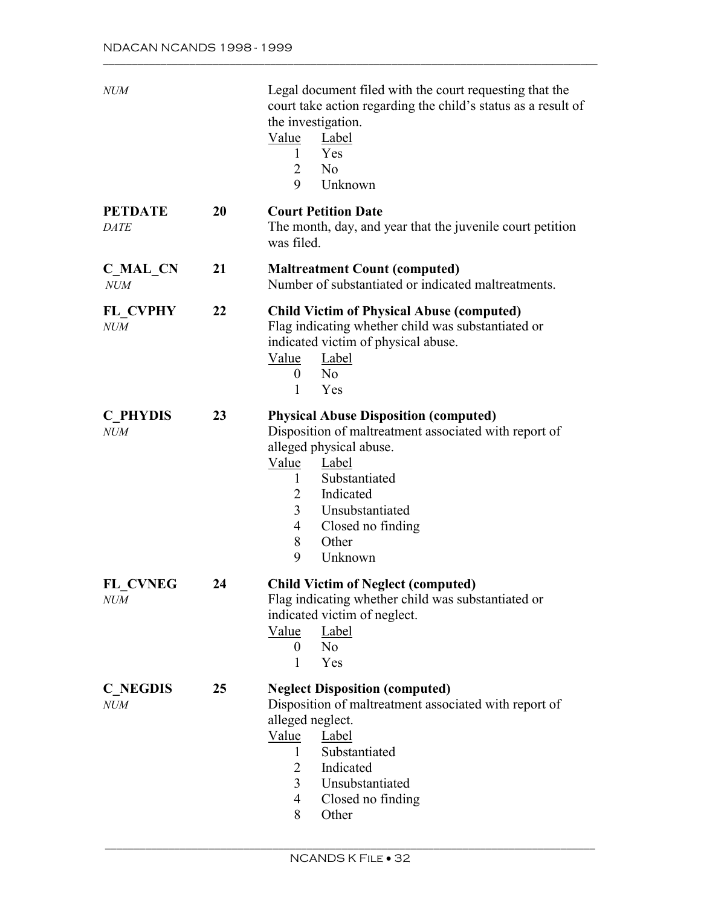*NUM*

Legal document filed with the court requesting that the court take action regarding the child's status as a result of the investigation.

| Value | Label |
|---|---|
| 1 | Yes |
| 2 | No |
| 9 | Unknown |

**PETDATE** *DATE* — **20** — **Court Petition Date**

The month, day, and year that the juvenile court petition was filed.

**C_MAL_CN** *NUM* — **21** — **Maltreatment Count (computed)**

Number of substantiated or indicated maltreatments.

**FL_CVPHY** *NUM* — **22** — **Child Victim of Physical Abuse (computed)**

Flag indicating whether child was substantiated or indicated victim of physical abuse.

| Value | Label |
|---|---|
| 0 | No |
| 1 | Yes |

**C_PHYDIS** *NUM* — **23** — **Physical Abuse Disposition (computed)**

Disposition of maltreatment associated with report of alleged physical abuse.

| Value | Label |
|---|---|
| 1 | Substantiated |
| 2 | Indicated |
| 3 | Unsubstantiated |
| 4 | Closed no finding |
| 8 | Other |
| 9 | Unknown |

**FL_CVNEG** *NUM* — **24** — **Child Victim of Neglect (computed)**

Flag indicating whether child was substantiated or indicated victim of neglect.

| Value | Label |
|---|---|
| 0 | No |
| 1 | Yes |

**C_NEGDIS** *NUM* — **25** — **Neglect Disposition (computed)**

Disposition of maltreatment associated with report of alleged neglect.

| Value | Label |
|---|---|
| 1 | Substantiated |
| 2 | Indicated |
| 3 | Unsubstantiated |
| 4 | Closed no finding |
| 8 | Other |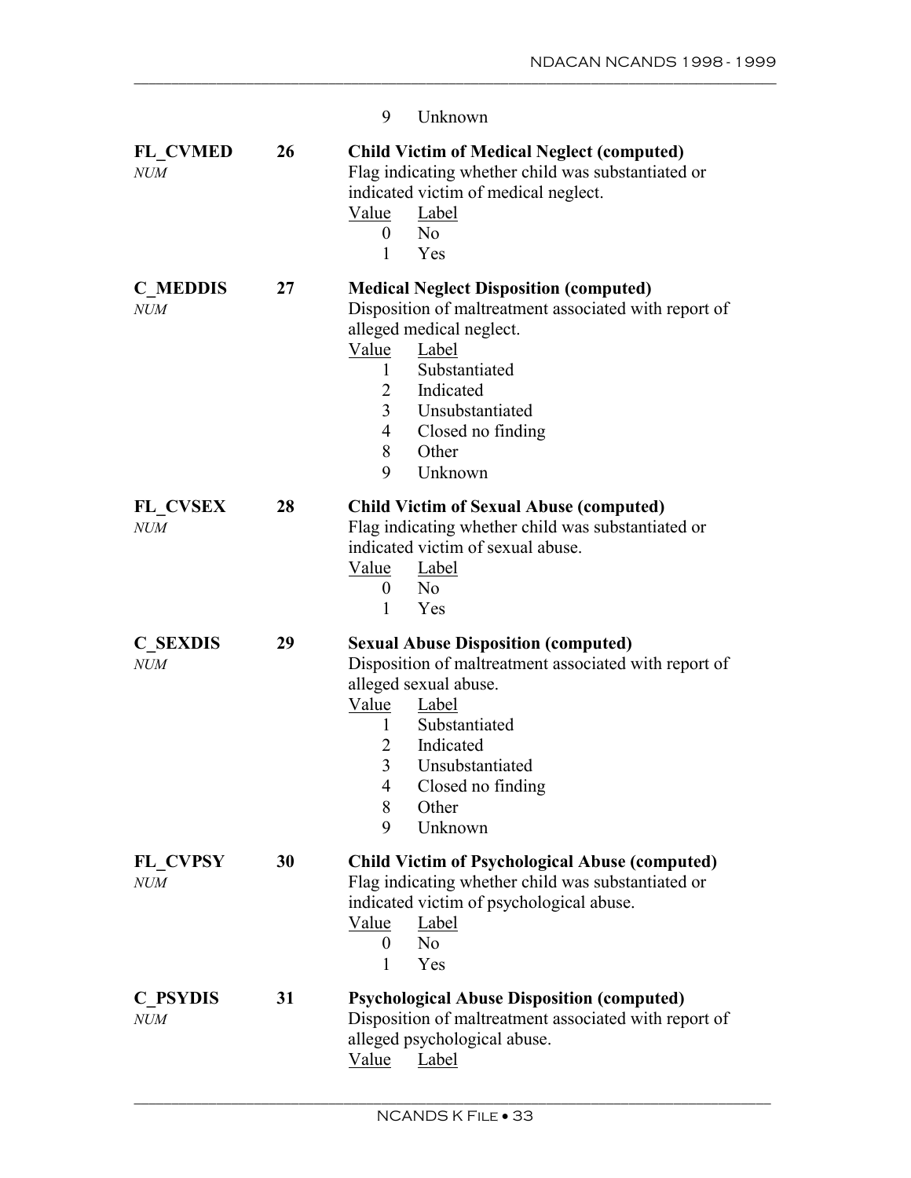| | | |
|---|---|---|
| | | 9 Unknown |
| **FL_CVMED** *NUM* | **26** | **Child Victim of Medical Neglect (computed)** Flag indicating whether child was substantiated or indicated victim of medical neglect. |

Value | Label
---|---
0 | No
1 | Yes

**FL_CVMED** *NUM* — **26**

Hmm, that structure is awkward; presenting as definitions below.

9 Unknown

**FL_CVMED** *NUM* **26**

**Child Victim of Medical Neglect (computed)**
Flag indicating whether child was substantiated or indicated victim of medical neglect.

| Value | Label |
|---|---|
| 0 | No |
| 1 | Yes |

**C_MEDDIS** *NUM* **27**

**Medical Neglect Disposition (computed)**
Disposition of maltreatment associated with report of alleged medical neglect.

| Value | Label |
|---|---|
| 1 | Substantiated |
| 2 | Indicated |
| 3 | Unsubstantiated |
| 4 | Closed no finding |
| 8 | Other |
| 9 | Unknown |

**FL_CVSEX** *NUM* **28**

**Child Victim of Sexual Abuse (computed)**
Flag indicating whether child was substantiated or indicated victim of sexual abuse.

| Value | Label |
|---|---|
| 0 | No |
| 1 | Yes |

**C_SEXDIS** *NUM* **29**

**Sexual Abuse Disposition (computed)**
Disposition of maltreatment associated with report of alleged sexual abuse.

| Value | Label |
|---|---|
| 1 | Substantiated |
| 2 | Indicated |
| 3 | Unsubstantiated |
| 4 | Closed no finding |
| 8 | Other |
| 9 | Unknown |

**FL_CVPSY** *NUM* **30**

**Child Victim of Psychological Abuse (computed)**
Flag indicating whether child was substantiated or indicated victim of psychological abuse.

| Value | Label |
|---|---|
| 0 | No |
| 1 | Yes |

**C_PSYDIS** *NUM* **31**

**Psychological Abuse Disposition (computed)**
Disposition of maltreatment associated with report of alleged psychological abuse.

| Value | Label |
|---|---|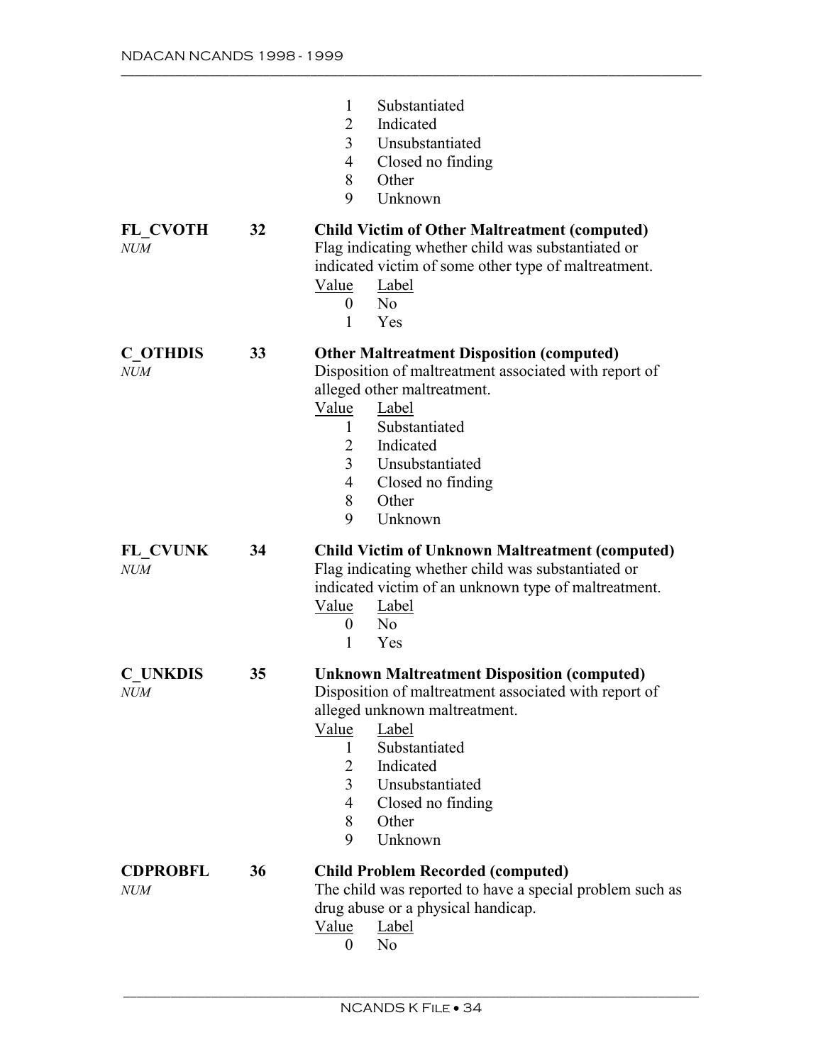| Value | Label |
|---|---|
| 1 | Substantiated |
| 2 | Indicated |
| 3 | Unsubstantiated |
| 4 | Closed no finding |
| 8 | Other |
| 9 | Unknown |

**FL_CVOTH** *NUM* — **32**

**Child Victim of Other Maltreatment (computed)**
Flag indicating whether child was substantiated or indicated victim of some other type of maltreatment.

| Value | Label |
|---|---|
| 0 | No |
| 1 | Yes |

**C_OTHDIS** *NUM* — **33**

**Other Maltreatment Disposition (computed)**
Disposition of maltreatment associated with report of alleged other maltreatment.

| Value | Label |
|---|---|
| 1 | Substantiated |
| 2 | Indicated |
| 3 | Unsubstantiated |
| 4 | Closed no finding |
| 8 | Other |
| 9 | Unknown |

**FL_CVUNK** *NUM* — **34**

**Child Victim of Unknown Maltreatment (computed)**
Flag indicating whether child was substantiated or indicated victim of an unknown type of maltreatment.

| Value | Label |
|---|---|
| 0 | No |
| 1 | Yes |

**C_UNKDIS** *NUM* — **35**

**Unknown Maltreatment Disposition (computed)**
Disposition of maltreatment associated with report of alleged unknown maltreatment.

| Value | Label |
|---|---|
| 1 | Substantiated |
| 2 | Indicated |
| 3 | Unsubstantiated |
| 4 | Closed no finding |
| 8 | Other |
| 9 | Unknown |

**CDPROBFL** *NUM* — **36**

**Child Problem Recorded (computed)**
The child was reported to have a special problem such as drug abuse or a physical handicap.

| Value | Label |
|---|---|
| 0 | No |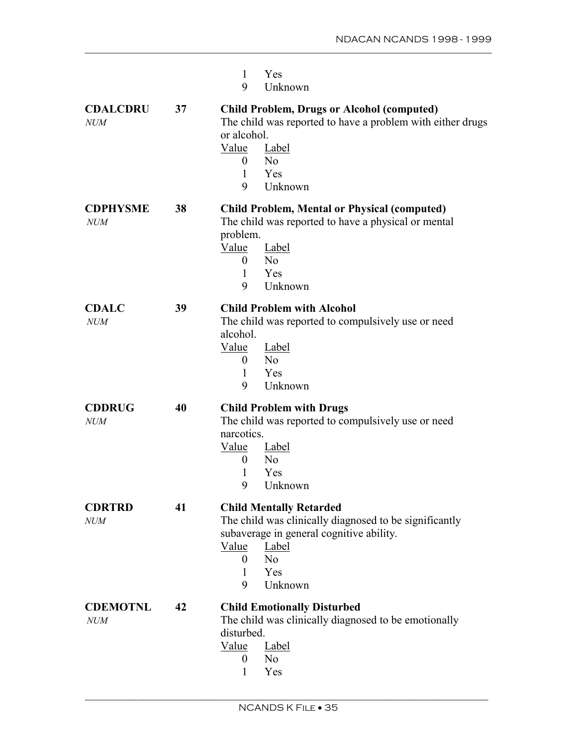1 Yes
9 Unknown

**CDALCDRU** *NUM* **37** **Child Problem, Drugs or Alcohol (computed)**

The child was reported to have a problem with either drugs or alcohol.

| Value | Label |
|---|---|
| 0 | No |
| 1 | Yes |
| 9 | Unknown |

**CDPHYSME** *NUM* **38** **Child Problem, Mental or Physical (computed)**

The child was reported to have a physical or mental problem.

| Value | Label |
|---|---|
| 0 | No |
| 1 | Yes |
| 9 | Unknown |

**CDALC** *NUM* **39** **Child Problem with Alcohol**

The child was reported to compulsively use or need alcohol.

| Value | Label |
|---|---|
| 0 | No |
| 1 | Yes |
| 9 | Unknown |

**CDDRUG** *NUM* **40** **Child Problem with Drugs**

The child was reported to compulsively use or need narcotics.

| Value | Label |
|---|---|
| 0 | No |
| 1 | Yes |
| 9 | Unknown |

**CDRTRD** *NUM* **41** **Child Mentally Retarded**

The child was clinically diagnosed to be significantly subaverage in general cognitive ability.

| Value | Label |
|---|---|
| 0 | No |
| 1 | Yes |
| 9 | Unknown |

**CDEMOTNL** *NUM* **42** **Child Emotionally Disturbed**

The child was clinically diagnosed to be emotionally disturbed.

| Value | Label |
|---|---|
| 0 | No |
| 1 | Yes |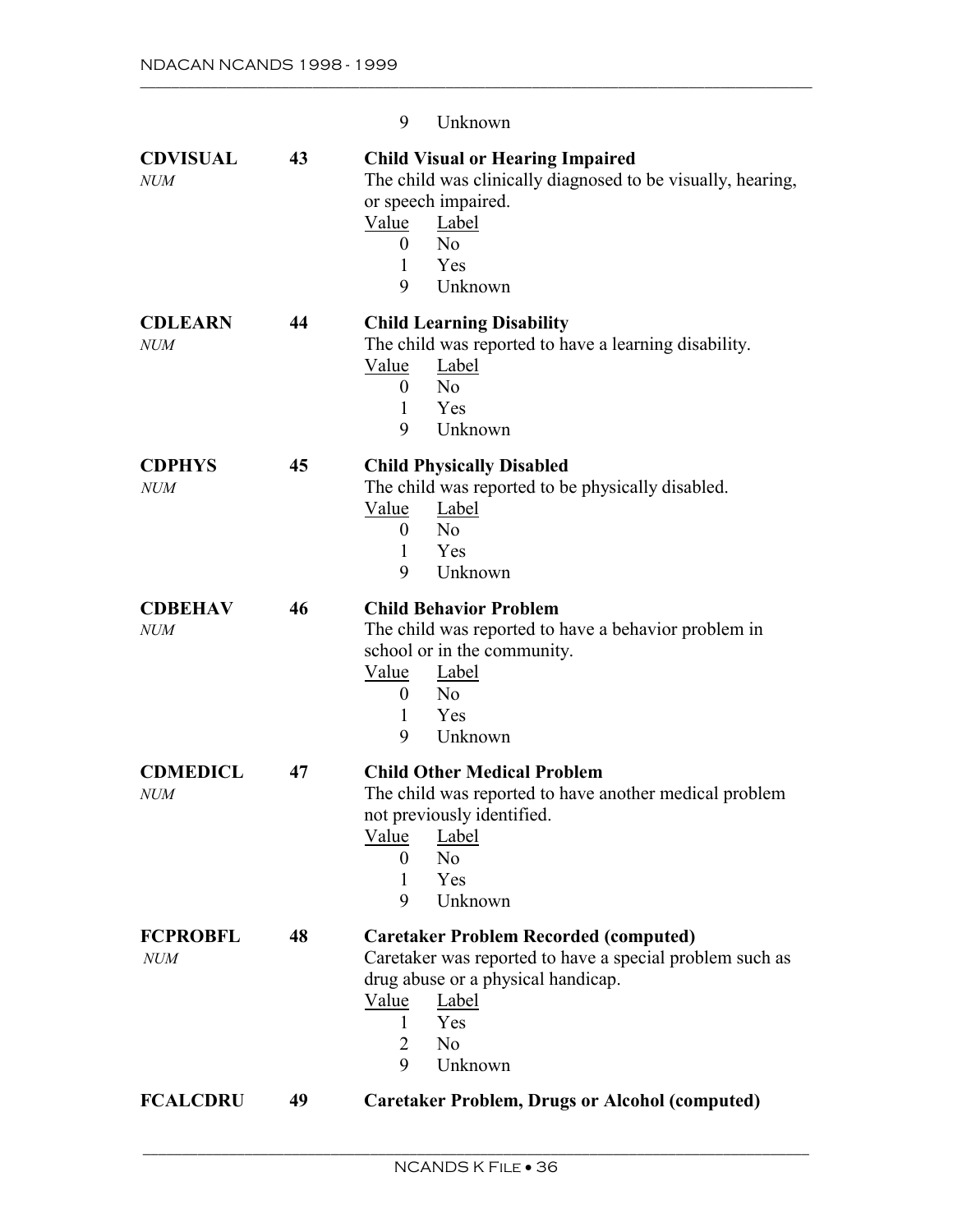| | | |
|---|---|---|
| | | 9 Unknown |
| **CDVISUAL** *NUM* | **43** | **Child Visual or Hearing Impaired**<br>The child was clinically diagnosed to be visually, hearing, or speech impaired.<br>Value Label<br>0 No<br>1 Yes<br>9 Unknown |
| **CDLEARN** *NUM* | **44** | **Child Learning Disability**<br>The child was reported to have a learning disability.<br>Value Label<br>0 No<br>1 Yes<br>9 Unknown |
| **CDPHYS** *NUM* | **45** | **Child Physically Disabled**<br>The child was reported to be physically disabled.<br>Value Label<br>0 No<br>1 Yes<br>9 Unknown |
| **CDBEHAV** *NUM* | **46** | **Child Behavior Problem**<br>The child was reported to have a behavior problem in school or in the community.<br>Value Label<br>0 No<br>1 Yes<br>9 Unknown |
| **CDMEDICL** *NUM* | **47** | **Child Other Medical Problem**<br>The child was reported to have another medical problem not previously identified.<br>Value Label<br>0 No<br>1 Yes<br>9 Unknown |
| **FCPROBFL** *NUM* | **48** | **Caretaker Problem Recorded (computed)**<br>Caretaker was reported to have a special problem such as drug abuse or a physical handicap.<br>Value Label<br>1 Yes<br>2 No<br>9 Unknown |
| **FCALCDRU** | **49** | **Caretaker Problem, Drugs or Alcohol (computed)** |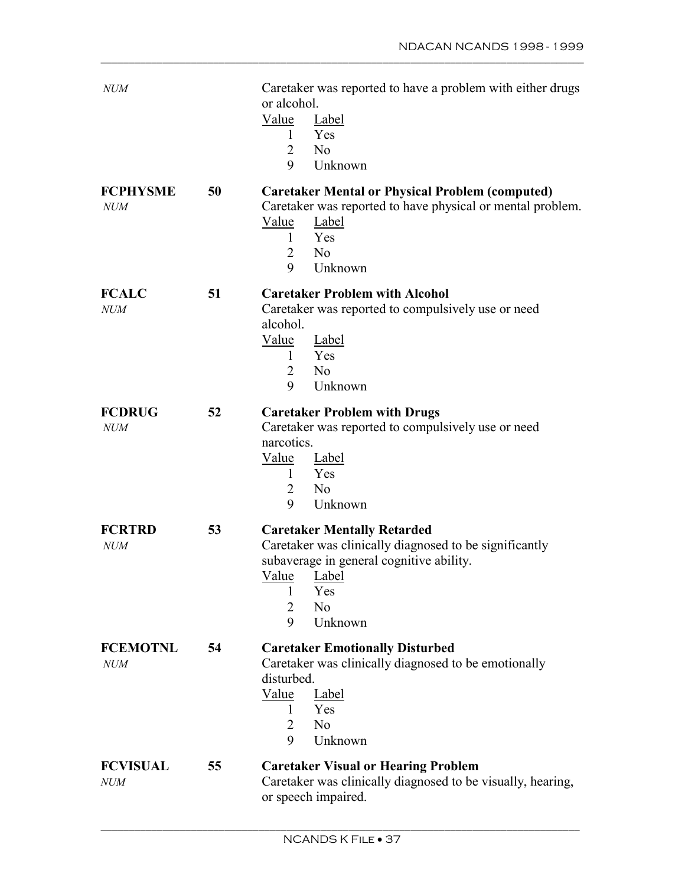*NUM*

Caretaker was reported to have a problem with either drugs or alcohol.

| Value | Label |
|---|---|
| 1 | Yes |
| 2 | No |
| 9 | Unknown |

**FCPHYSME** *NUM* **50** **Caretaker Mental or Physical Problem (computed)**

Caretaker was reported to have physical or mental problem.

| Value | Label |
|---|---|
| 1 | Yes |
| 2 | No |
| 9 | Unknown |

**FCALC** *NUM* **51** **Caretaker Problem with Alcohol**

Caretaker was reported to compulsively use or need alcohol.

| Value | Label |
|---|---|
| 1 | Yes |
| 2 | No |
| 9 | Unknown |

**FCDRUG** *NUM* **52** **Caretaker Problem with Drugs**

Caretaker was reported to compulsively use or need narcotics.

| Value | Label |
|---|---|
| 1 | Yes |
| 2 | No |
| 9 | Unknown |

**FCRTRD** *NUM* **53** **Caretaker Mentally Retarded**

Caretaker was clinically diagnosed to be significantly subaverage in general cognitive ability.

| Value | Label |
|---|---|
| 1 | Yes |
| 2 | No |
| 9 | Unknown |

**FCEMOTNL** *NUM* **54** **Caretaker Emotionally Disturbed**

Caretaker was clinically diagnosed to be emotionally disturbed.

| Value | Label |
|---|---|
| 1 | Yes |
| 2 | No |
| 9 | Unknown |

**FCVISUAL** *NUM* **55** **Caretaker Visual or Hearing Problem**

Caretaker was clinically diagnosed to be visually, hearing, or speech impaired.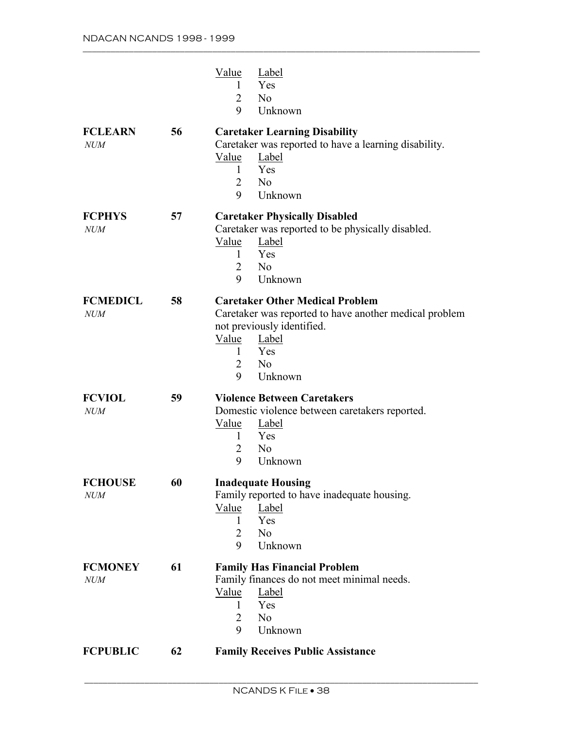| Value | Label |
|---|---|
| 1 | Yes |
| 2 | No |
| 9 | Unknown |

**FCLEARN** *NUM* **56** **Caretaker Learning Disability**

Caretaker was reported to have a learning disability.

| Value | Label |
|---|---|
| 1 | Yes |
| 2 | No |
| 9 | Unknown |

**FCPHYS** *NUM* **57** **Caretaker Physically Disabled**

Caretaker was reported to be physically disabled.

| Value | Label |
|---|---|
| 1 | Yes |
| 2 | No |
| 9 | Unknown |

**FCMEDICL** *NUM* **58** **Caretaker Other Medical Problem**

Caretaker was reported to have another medical problem not previously identified.

| Value | Label |
|---|---|
| 1 | Yes |
| 2 | No |
| 9 | Unknown |

**FCVIOL** *NUM* **59** **Violence Between Caretakers**

Domestic violence between caretakers reported.

| Value | Label |
|---|---|
| 1 | Yes |
| 2 | No |
| 9 | Unknown |

**FCHOUSE** *NUM* **60** **Inadequate Housing**

Family reported to have inadequate housing.

| Value | Label |
|---|---|
| 1 | Yes |
| 2 | No |
| 9 | Unknown |

**FCMONEY** *NUM* **61** **Family Has Financial Problem**

Family finances do not meet minimal needs.

| Value | Label |
|---|---|
| 1 | Yes |
| 2 | No |
| 9 | Unknown |

**FCPUBLIC** **62** **Family Receives Public Assistance**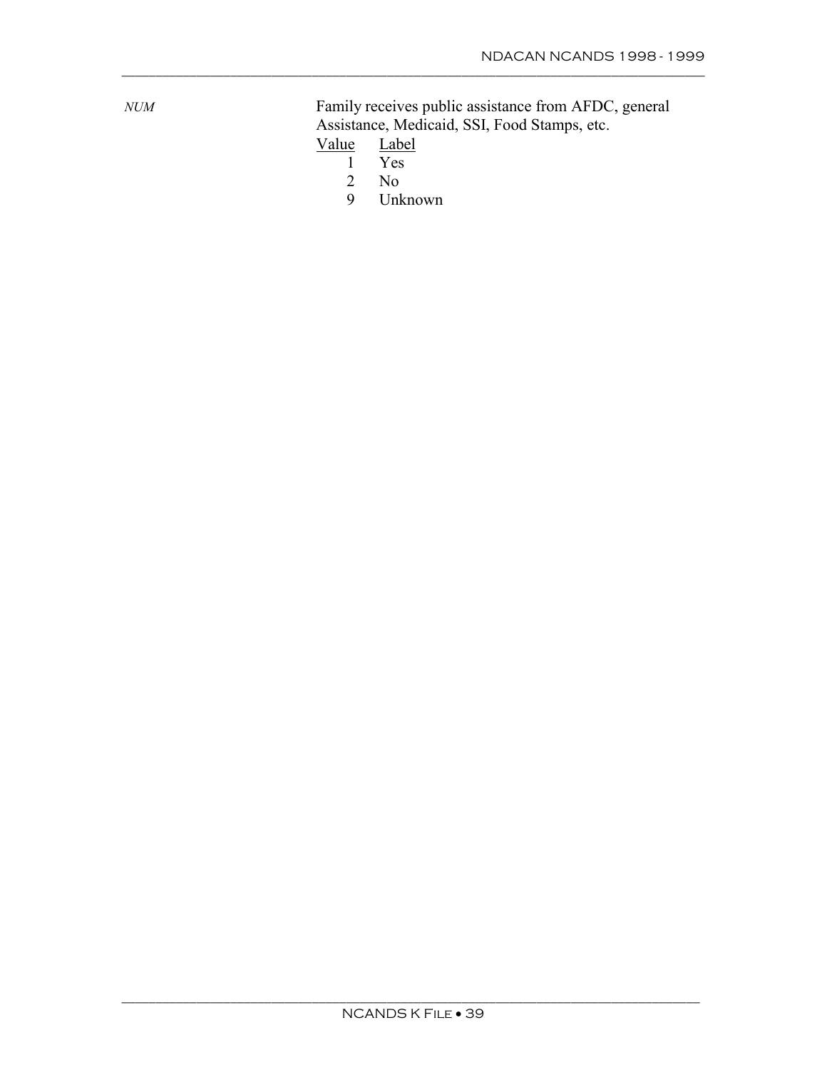*NUM*

Family receives public assistance from AFDC, general Assistance, Medicaid, SSI, Food Stamps, etc.

| Value | Label |
|---|---|
| 1 | Yes |
| 2 | No |
| 9 | Unknown |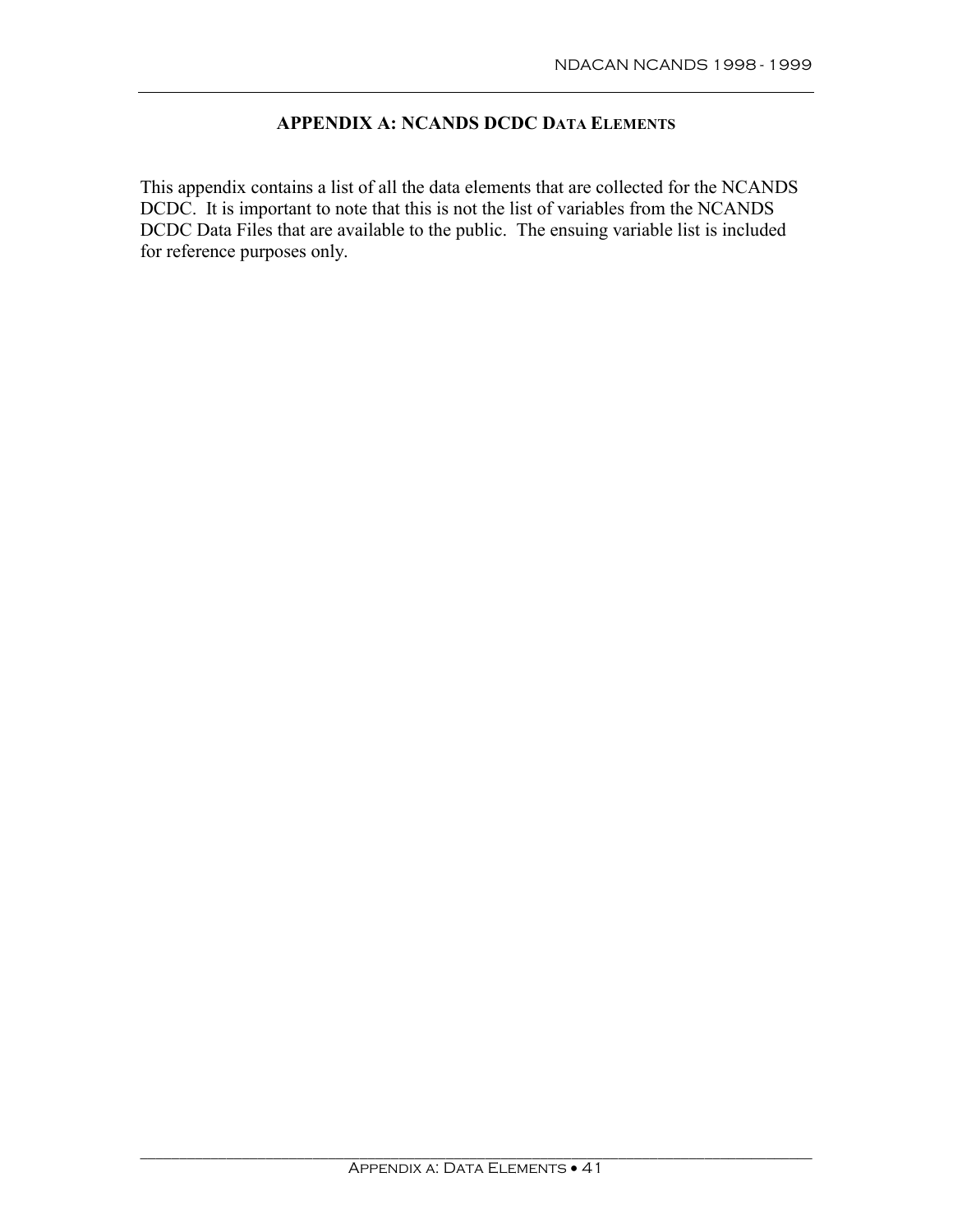## APPENDIX A: NCANDS DCDC DATA ELEMENTS

This appendix contains a list of all the data elements that are collected for the NCANDS DCDC. It is important to note that this is not the list of variables from the NCANDS DCDC Data Files that are available to the public. The ensuing variable list is included for reference purposes only.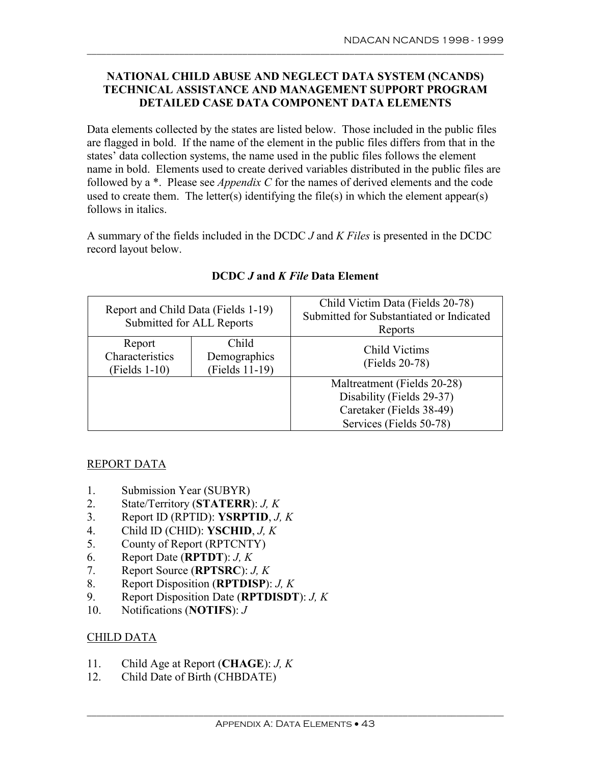**NATIONAL CHILD ABUSE AND NEGLECT DATA SYSTEM (NCANDS) TECHNICAL ASSISTANCE AND MANAGEMENT SUPPORT PROGRAM DETAILED CASE DATA COMPONENT DATA ELEMENTS**

Data elements collected by the states are listed below. Those included in the public files are flagged in bold. If the name of the element in the public files differs from that in the states' data collection systems, the name used in the public files follows the element name in bold. Elements used to create derived variables distributed in the public files are followed by a *. Please see *Appendix C* for the names of derived elements and the code used to create them. The letter(s) identifying the file(s) in which the element appear(s) follows in italics.

A summary of the fields included in the DCDC *J* and *K Files* is presented in the DCDC record layout below.

**DCDC *J* and *K File* Data Element**

| Report and Child Data (Fields 1-19) Submitted for ALL Reports | | Child Victim Data (Fields 20-78) Submitted for Substantiated or Indicated Reports |
|---|---|---|
| Report Characteristics (Fields 1-10) | Child Demographics (Fields 11-19) | Child Victims (Fields 20-78) |
| | | Maltreatment (Fields 20-28)<br>Disability (Fields 29-37)<br>Caretaker (Fields 38-49)<br>Services (Fields 50-78) |

REPORT DATA

1. Submission Year (SUBYR)
2. State/Territory (**STATERR**): *J, K*
3. Report ID (RPTID): **YSRPTID**, *J, K*
4. Child ID (CHID): **YSCHID**, *J, K*
5. County of Report (RPTCNTY)
6. Report Date (**RPTDT**): *J, K*
7. Report Source (**RPTSRC**): *J, K*
8. Report Disposition (**RPTDISP**): *J, K*
9. Report Disposition Date (**RPTDISDT**): *J, K*
10. Notifications (**NOTIFS**): *J*

CHILD DATA

11. Child Age at Report (**CHAGE**): *J, K*
12. Child Date of Birth (CHBDATE)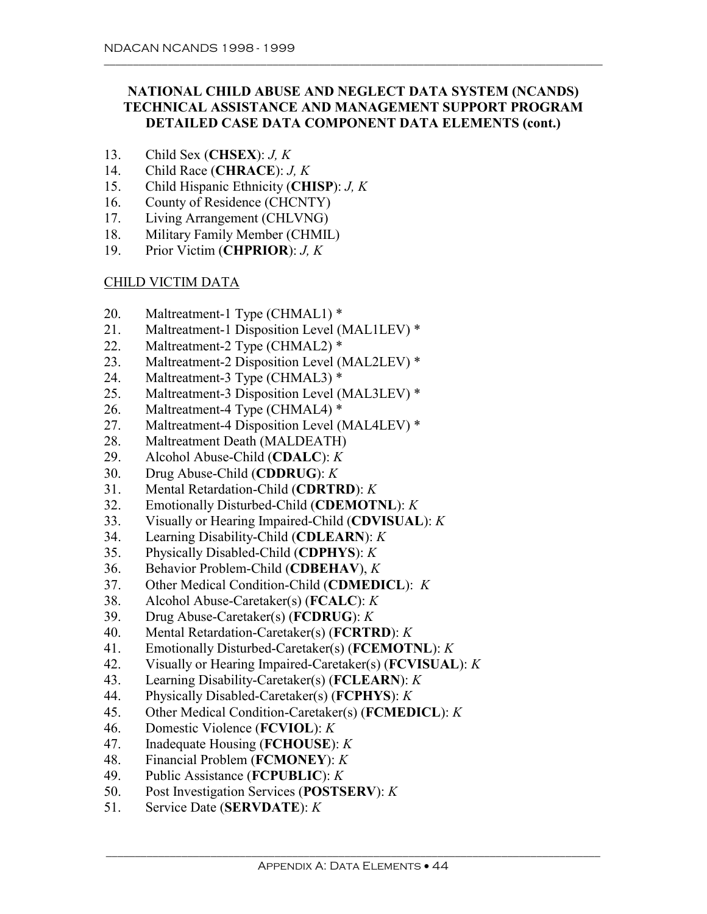**NATIONAL CHILD ABUSE AND NEGLECT DATA SYSTEM (NCANDS)**
**TECHNICAL ASSISTANCE AND MANAGEMENT SUPPORT PROGRAM**
**DETAILED CASE DATA COMPONENT DATA ELEMENTS (cont.)**

13. Child Sex (**CHSEX**): *J, K*
14. Child Race (**CHRACE**): *J, K*
15. Child Hispanic Ethnicity (**CHISP**): *J, K*
16. County of Residence (CHCNTY)
17. Living Arrangement (CHLVNG)
18. Military Family Member (CHMIL)
19. Prior Victim (**CHPRIOR**): *J, K*

CHILD VICTIM DATA

20. Maltreatment-1 Type (CHMAL1) *
21. Maltreatment-1 Disposition Level (MAL1LEV) *
22. Maltreatment-2 Type (CHMAL2) *
23. Maltreatment-2 Disposition Level (MAL2LEV) *
24. Maltreatment-3 Type (CHMAL3) *
25. Maltreatment-3 Disposition Level (MAL3LEV) *
26. Maltreatment-4 Type (CHMAL4) *
27. Maltreatment-4 Disposition Level (MAL4LEV) *
28. Maltreatment Death (MALDEATH)
29. Alcohol Abuse-Child (**CDALC**): *K*
30. Drug Abuse-Child (**CDDRUG**): *K*
31. Mental Retardation-Child (**CDRTRD**): *K*
32. Emotionally Disturbed-Child (**CDEMOTNL**): *K*
33. Visually or Hearing Impaired-Child (**CDVISUAL**): *K*
34. Learning Disability-Child (**CDLEARN**): *K*
35. Physically Disabled-Child (**CDPHYS**): *K*
36. Behavior Problem-Child (**CDBEHAV**), *K*
37. Other Medical Condition-Child (**CDMEDICL**): *K*
38. Alcohol Abuse-Caretaker(s) (**FCALC**): *K*
39. Drug Abuse-Caretaker(s) (**FCDRUG**): *K*
40. Mental Retardation-Caretaker(s) (**FCRTRD**): *K*
41. Emotionally Disturbed-Caretaker(s) (**FCEMOTNL**): *K*
42. Visually or Hearing Impaired-Caretaker(s) (**FCVISUAL**): *K*
43. Learning Disability-Caretaker(s) (**FCLEARN**): *K*
44. Physically Disabled-Caretaker(s) (**FCPHYS**): *K*
45. Other Medical Condition-Caretaker(s) (**FCMEDICL**): *K*
46. Domestic Violence (**FCVIOL**): *K*
47. Inadequate Housing (**FCHOUSE**): *K*
48. Financial Problem (**FCMONEY**): *K*
49. Public Assistance (**FCPUBLIC**): *K*
50. Post Investigation Services (**POSTSERV**): *K*
51. Service Date (**SERVDATE**): *K*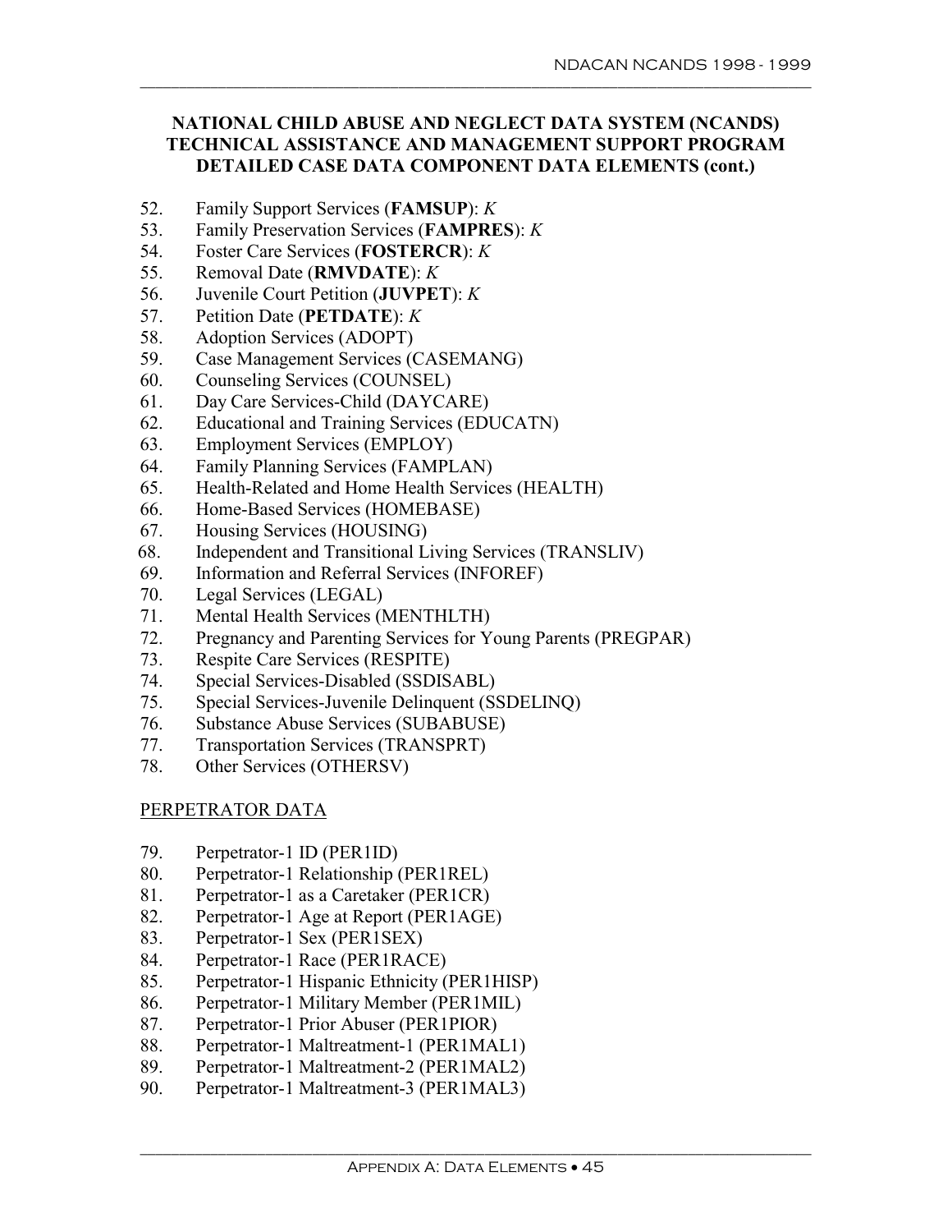**NATIONAL CHILD ABUSE AND NEGLECT DATA SYSTEM (NCANDS)
TECHNICAL ASSISTANCE AND MANAGEMENT SUPPORT PROGRAM
DETAILED CASE DATA COMPONENT DATA ELEMENTS (cont.)**

52. Family Support Services (**FAMSUP**): *K*
53. Family Preservation Services (**FAMPRES**): *K*
54. Foster Care Services (**FOSTERCR**): *K*
55. Removal Date (**RMVDATE**): *K*
56. Juvenile Court Petition (**JUVPET**): *K*
57. Petition Date (**PETDATE**): *K*
58. Adoption Services (ADOPT)
59. Case Management Services (CASEMANG)
60. Counseling Services (COUNSEL)
61. Day Care Services-Child (DAYCARE)
62. Educational and Training Services (EDUCATN)
63. Employment Services (EMPLOY)
64. Family Planning Services (FAMPLAN)
65. Health-Related and Home Health Services (HEALTH)
66. Home-Based Services (HOMEBASE)
67. Housing Services (HOUSING)
68. Independent and Transitional Living Services (TRANSLIV)
69. Information and Referral Services (INFOREF)
70. Legal Services (LEGAL)
71. Mental Health Services (MENTHLTH)
72. Pregnancy and Parenting Services for Young Parents (PREGPAR)
73. Respite Care Services (RESPITE)
74. Special Services-Disabled (SSDISABL)
75. Special Services-Juvenile Delinquent (SSDELINQ)
76. Substance Abuse Services (SUBABUSE)
77. Transportation Services (TRANSPRT)
78. Other Services (OTHERSV)

PERPETRATOR DATA

79. Perpetrator-1 ID (PER1ID)
80. Perpetrator-1 Relationship (PER1REL)
81. Perpetrator-1 as a Caretaker (PER1CR)
82. Perpetrator-1 Age at Report (PER1AGE)
83. Perpetrator-1 Sex (PER1SEX)
84. Perpetrator-1 Race (PER1RACE)
85. Perpetrator-1 Hispanic Ethnicity (PER1HISP)
86. Perpetrator-1 Military Member (PER1MIL)
87. Perpetrator-1 Prior Abuser (PER1PIOR)
88. Perpetrator-1 Maltreatment-1 (PER1MAL1)
89. Perpetrator-1 Maltreatment-2 (PER1MAL2)
90. Perpetrator-1 Maltreatment-3 (PER1MAL3)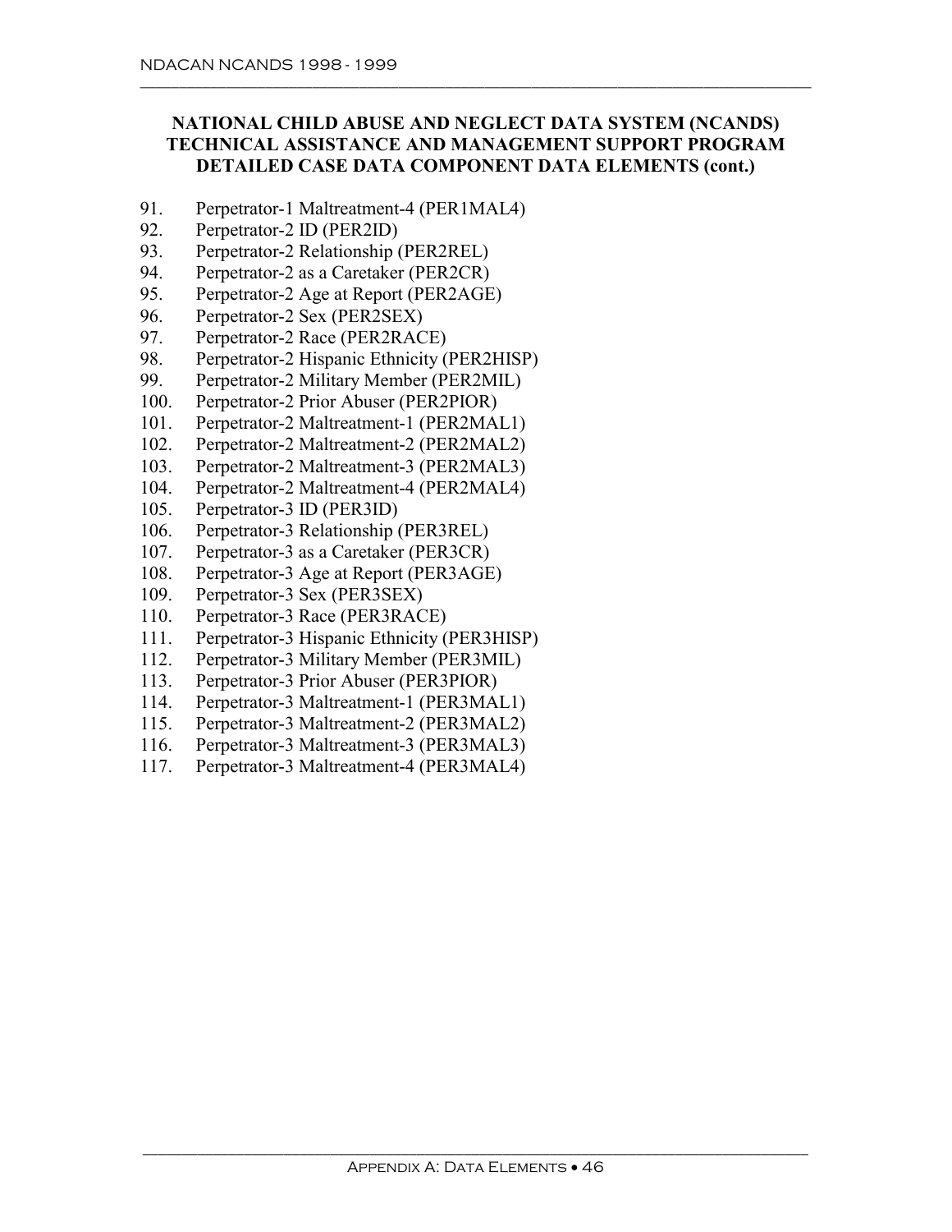**NATIONAL CHILD ABUSE AND NEGLECT DATA SYSTEM (NCANDS)**
**TECHNICAL ASSISTANCE AND MANAGEMENT SUPPORT PROGRAM**
**DETAILED CASE DATA COMPONENT DATA ELEMENTS (cont.)**

91. Perpetrator-1 Maltreatment-4 (PER1MAL4)
92. Perpetrator-2 ID (PER2ID)
93. Perpetrator-2 Relationship (PER2REL)
94. Perpetrator-2 as a Caretaker (PER2CR)
95. Perpetrator-2 Age at Report (PER2AGE)
96. Perpetrator-2 Sex (PER2SEX)
97. Perpetrator-2 Race (PER2RACE)
98. Perpetrator-2 Hispanic Ethnicity (PER2HISP)
99. Perpetrator-2 Military Member (PER2MIL)
100. Perpetrator-2 Prior Abuser (PER2PIOR)
101. Perpetrator-2 Maltreatment-1 (PER2MAL1)
102. Perpetrator-2 Maltreatment-2 (PER2MAL2)
103. Perpetrator-2 Maltreatment-3 (PER2MAL3)
104. Perpetrator-2 Maltreatment-4 (PER2MAL4)
105. Perpetrator-3 ID (PER3ID)
106. Perpetrator-3 Relationship (PER3REL)
107. Perpetrator-3 as a Caretaker (PER3CR)
108. Perpetrator-3 Age at Report (PER3AGE)
109. Perpetrator-3 Sex (PER3SEX)
110. Perpetrator-3 Race (PER3RACE)
111. Perpetrator-3 Hispanic Ethnicity (PER3HISP)
112. Perpetrator-3 Military Member (PER3MIL)
113. Perpetrator-3 Prior Abuser (PER3PIOR)
114. Perpetrator-3 Maltreatment-1 (PER3MAL1)
115. Perpetrator-3 Maltreatment-2 (PER3MAL2)
116. Perpetrator-3 Maltreatment-3 (PER3MAL3)
117. Perpetrator-3 Maltreatment-4 (PER3MAL4)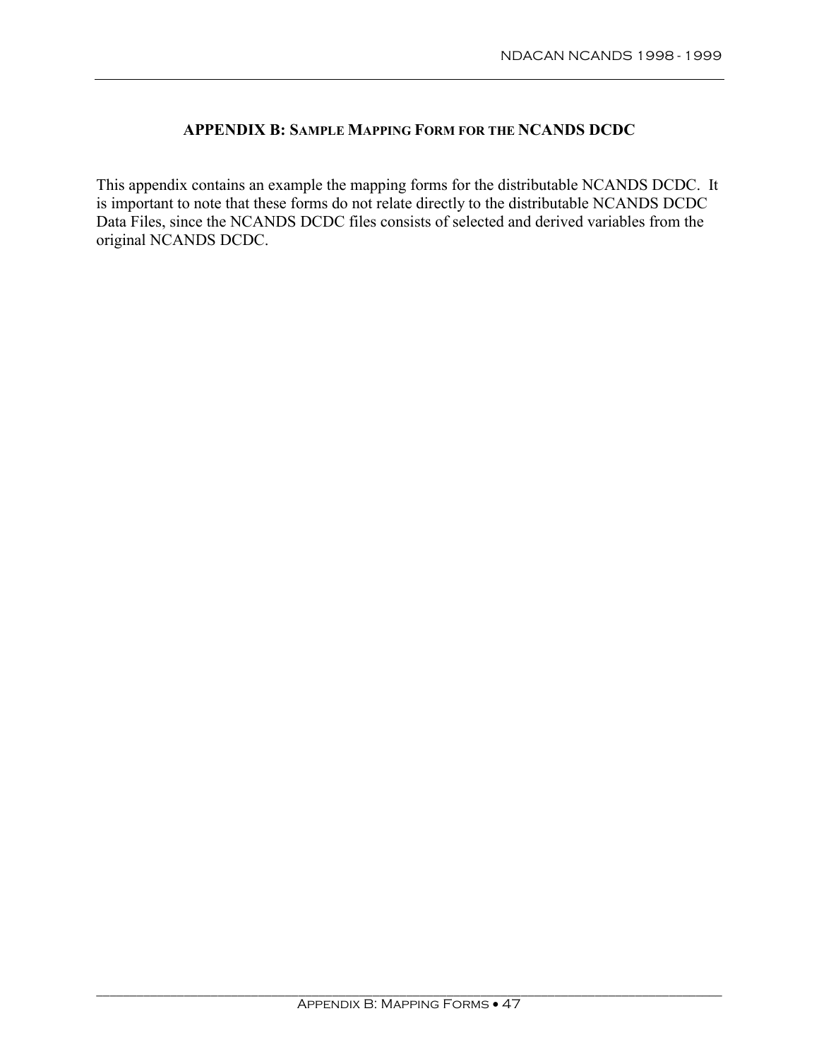# APPENDIX B: SAMPLE MAPPING FORM FOR THE NCANDS DCDC

This appendix contains an example the mapping forms for the distributable NCANDS DCDC. It is important to note that these forms do not relate directly to the distributable NCANDS DCDC Data Files, since the NCANDS DCDC files consists of selected and derived variables from the original NCANDS DCDC.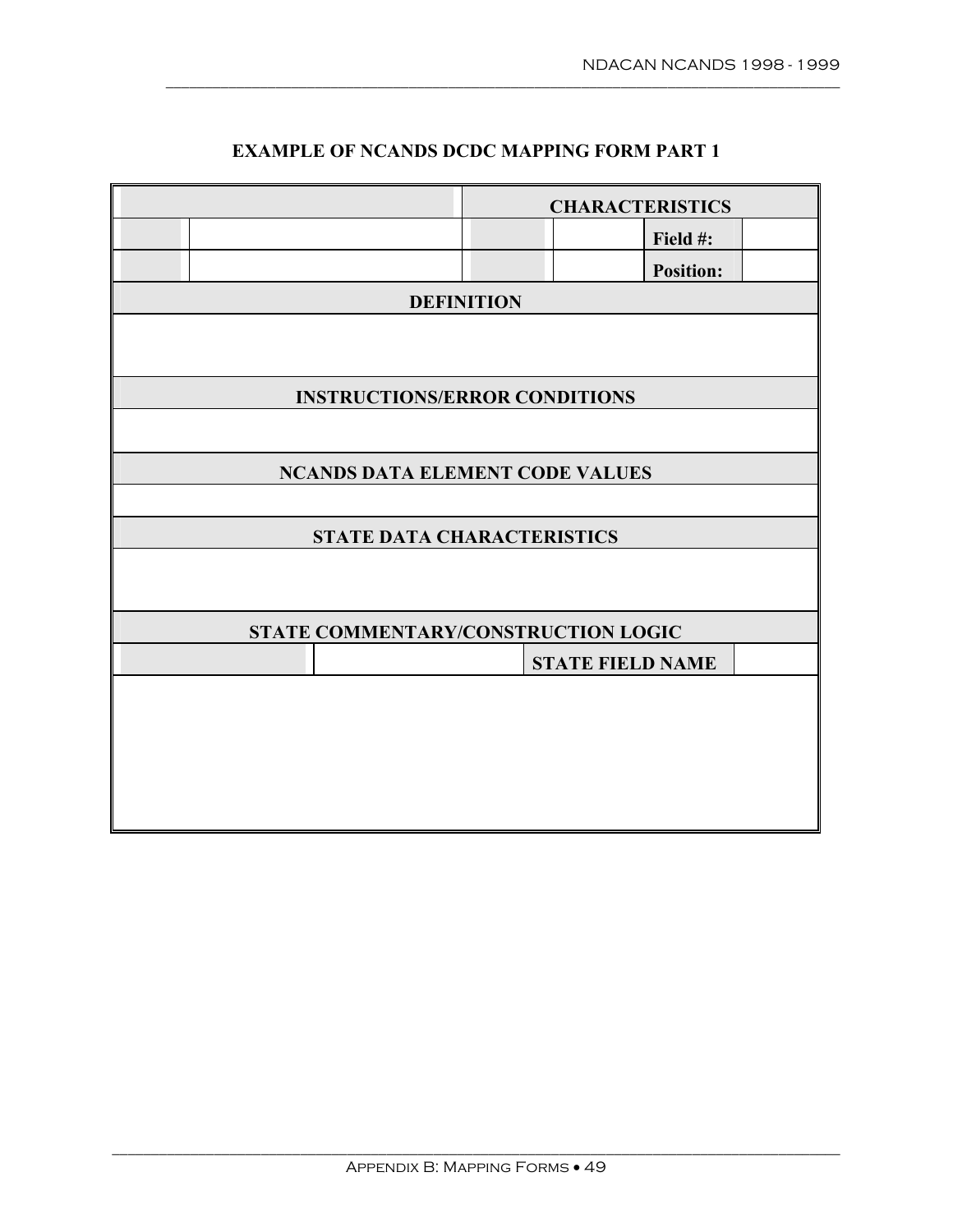## EXAMPLE OF NCANDS DCDC MAPPING FORM PART 1

| | | | CHARACTERISTICS | | |
|---|---|---|---|---|---|
| | | | | Field #: | |
| | | | | Position: | |
| DEFINITION | | | | | |
| | | | | | |
| INSTRUCTIONS/ERROR CONDITIONS | | | | | |
| | | | | | |
| NCANDS DATA ELEMENT CODE VALUES | | | | | |
| | | | | | |
| STATE DATA CHARACTERISTICS | | | | | |
| | | | | | |
| STATE COMMENTARY/CONSTRUCTION LOGIC | | | | | |
| | | | STATE FIELD NAME | | |
| | | | | | |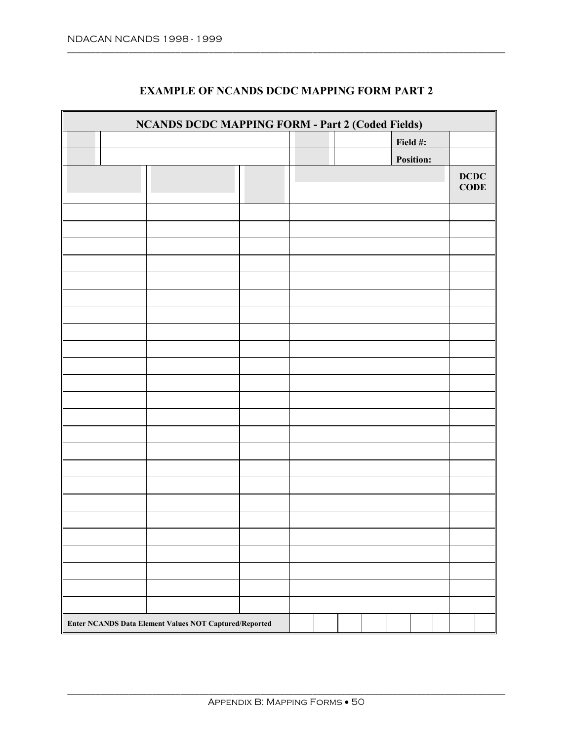## EXAMPLE OF NCANDS DCDC MAPPING FORM PART 2

| NCANDS DCDC MAPPING FORM - Part 2 (Coded Fields) | | | | |
|---|---|---|---|---|
| | | | Field #: | |
| | | | Position: | |
| | | | | DCDC CODE |
| | | | | |
| | | | | |
| | | | | |
| | | | | |
| | | | | |
| | | | | |
| | | | | |
| | | | | |
| | | | | |
| | | | | |
| | | | | |
| | | | | |
| | | | | |
| | | | | |
| | | | | |
| | | | | |
| | | | | |
| | | | | |
| | | | | |
| | | | | |
| | | | | |
| | | | | |
| | | | | |
| | | | | |
| Enter NCANDS Data Element Values NOT Captured/Reported | | | | |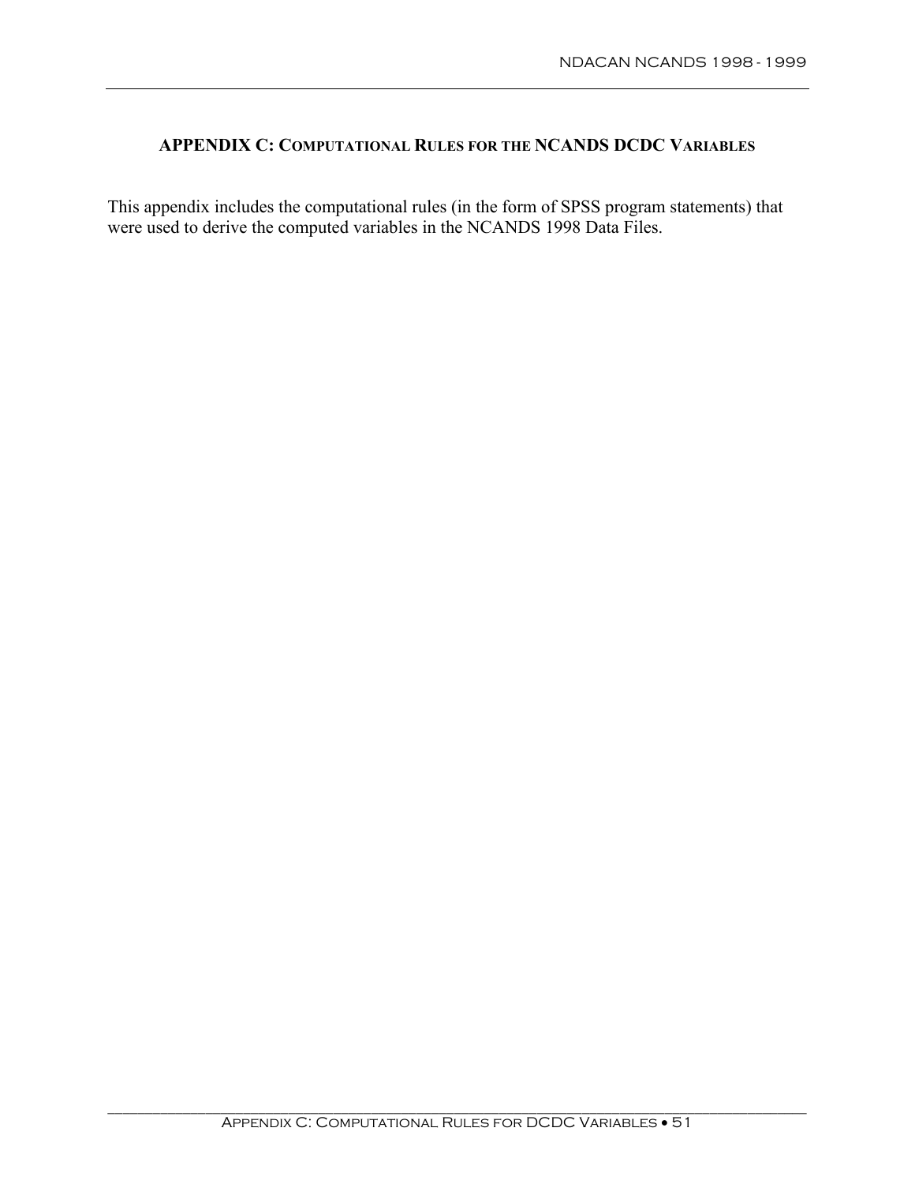## APPENDIX C: COMPUTATIONAL RULES FOR THE NCANDS DCDC VARIABLES

This appendix includes the computational rules (in the form of SPSS program statements) that were used to derive the computed variables in the NCANDS 1998 Data Files.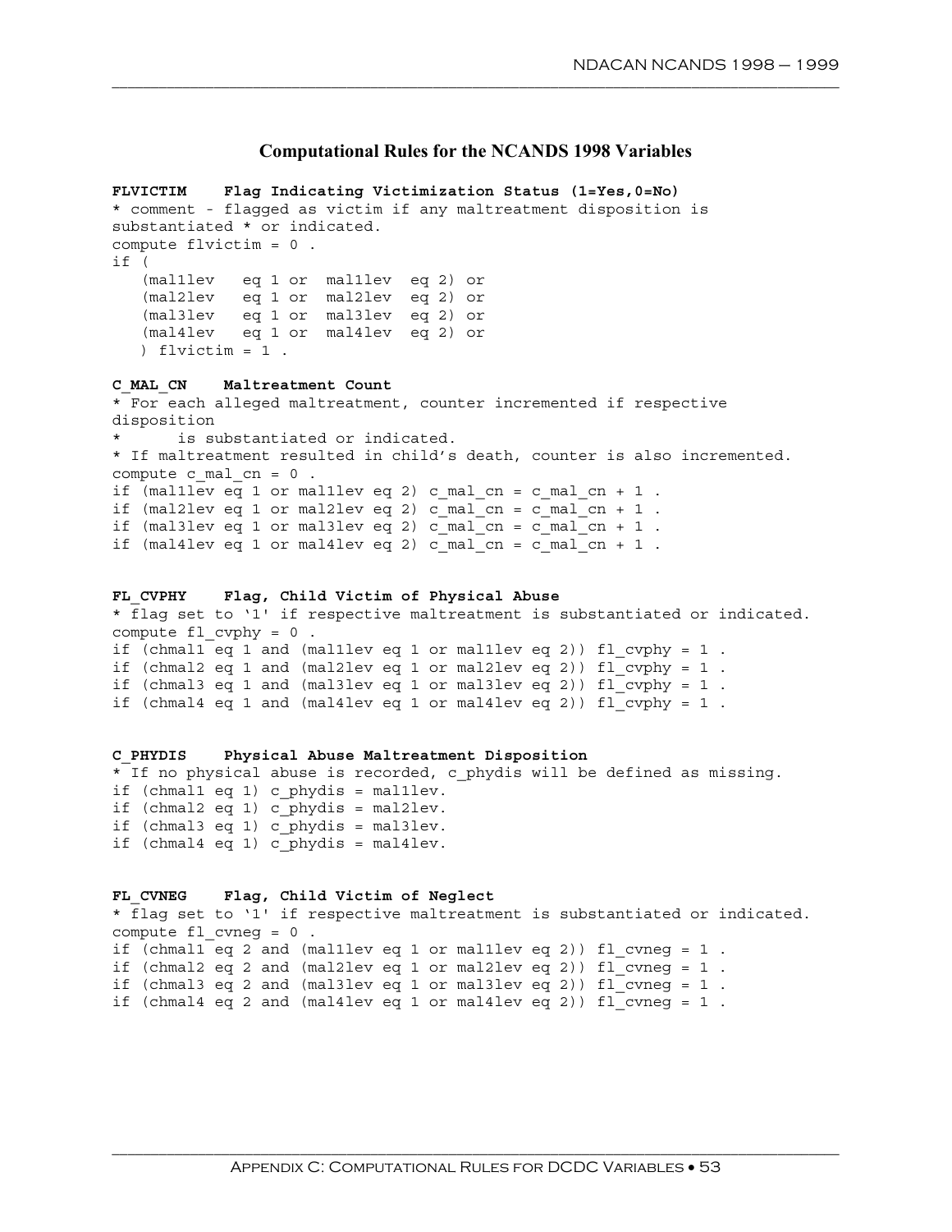## Computational Rules for the NCANDS 1998 Variables

**FLVICTIM    Flag Indicating Victimization Status (1=Yes,0=No)**

```
* comment - flagged as victim if any maltreatment disposition is
substantiated * or indicated.
compute flvictim = 0 .
if (
   (mal1lev   eq 1 or  mal1lev  eq 2) or
   (mal2lev   eq 1 or  mal2lev  eq 2) or
   (mal3lev   eq 1 or  mal3lev  eq 2) or
   (mal4lev   eq 1 or  mal4lev  eq 2) or
   ) flvictim = 1 .
```

**C_MAL_CN    Maltreatment Count**

```
* For each alleged maltreatment, counter incremented if respective
disposition
*      is substantiated or indicated.
* If maltreatment resulted in child's death, counter is also incremented.
compute c_mal_cn = 0 .
if (mal1lev eq 1 or mal1lev eq 2) c_mal_cn = c_mal_cn + 1 .
if (mal2lev eq 1 or mal2lev eq 2) c_mal_cn = c_mal_cn + 1 .
if (mal3lev eq 1 or mal3lev eq 2) c_mal_cn = c_mal_cn + 1 .
if (mal4lev eq 1 or mal4lev eq 2) c_mal_cn = c_mal_cn + 1 .
```

**FL_CVPHY    Flag, Child Victim of Physical Abuse**

```
* flag set to '1' if respective maltreatment is substantiated or indicated.
compute fl_cvphy = 0 .
if (chmal1 eq 1 and (mal1lev eq 1 or mal1lev eq 2)) fl_cvphy = 1 .
if (chmal2 eq 1 and (mal2lev eq 1 or mal2lev eq 2)) fl_cvphy = 1 .
if (chmal3 eq 1 and (mal3lev eq 1 or mal3lev eq 2)) fl_cvphy = 1 .
if (chmal4 eq 1 and (mal4lev eq 1 or mal4lev eq 2)) fl_cvphy = 1 .
```

**C_PHYDIS    Physical Abuse Maltreatment Disposition**

```
* If no physical abuse is recorded, c_phydis will be defined as missing.
if (chmal1 eq 1) c_phydis = mal1lev.
if (chmal2 eq 1) c_phydis = mal2lev.
if (chmal3 eq 1) c_phydis = mal3lev.
if (chmal4 eq 1) c_phydis = mal4lev.
```

**FL_CVNEG    Flag, Child Victim of Neglect**

```
* flag set to '1' if respective maltreatment is substantiated or indicated.
compute fl_cvneg = 0 .
if (chmal1 eq 2 and (mal1lev eq 1 or mal1lev eq 2)) fl_cvneg = 1 .
if (chmal2 eq 2 and (mal2lev eq 1 or mal2lev eq 2)) fl_cvneg = 1 .
if (chmal3 eq 2 and (mal3lev eq 1 or mal3lev eq 2)) fl_cvneg = 1 .
if (chmal4 eq 2 and (mal4lev eq 1 or mal4lev eq 2)) fl_cvneg = 1 .
```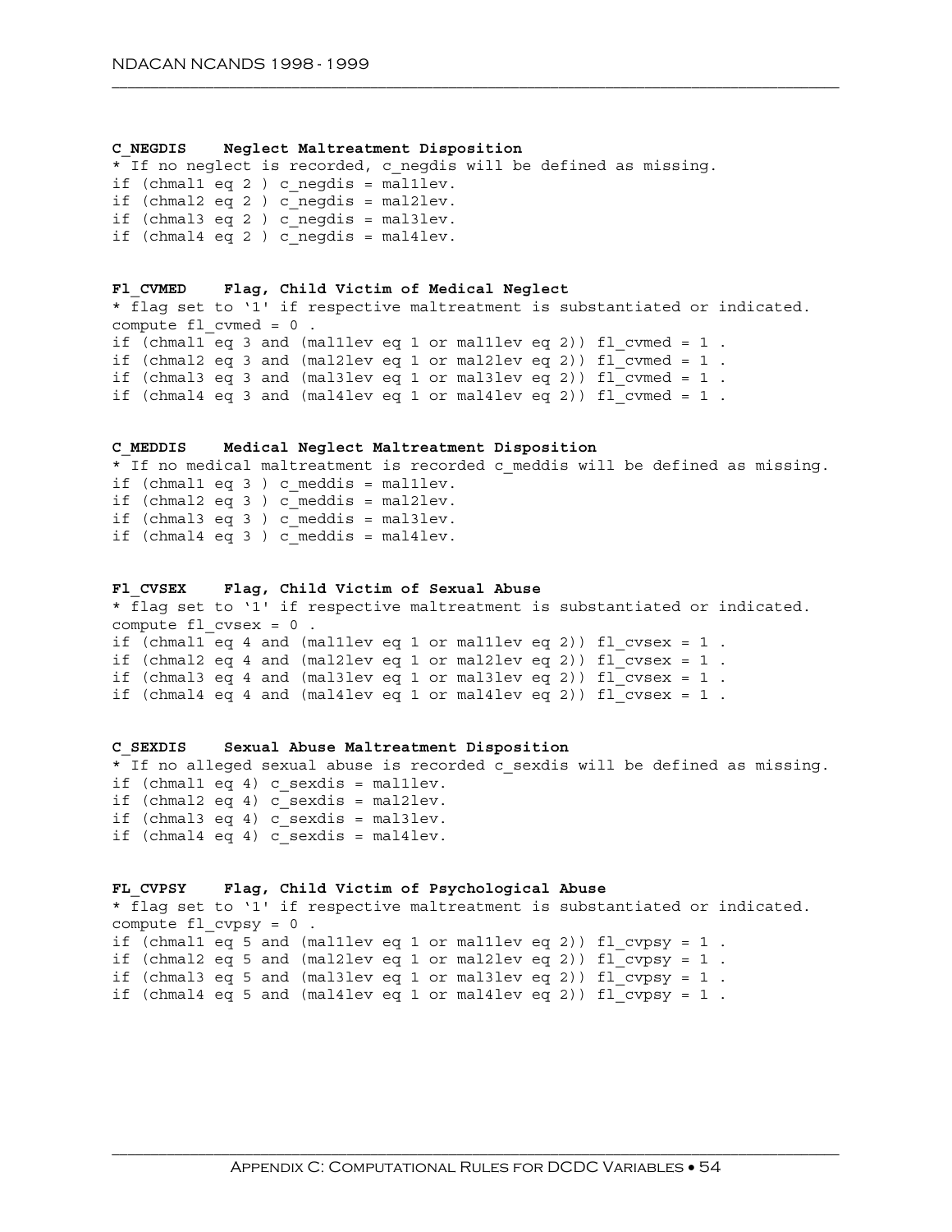**C_NEGDIS    Neglect Maltreatment Disposition**

```
* If no neglect is recorded, c_negdis will be defined as missing.
if (chmal1 eq 2 ) c_negdis = mal1lev.
if (chmal2 eq 2 ) c_negdis = mal2lev.
if (chmal3 eq 2 ) c_negdis = mal3lev.
if (chmal4 eq 2 ) c_negdis = mal4lev.
```

**Fl_CVMED    Flag, Child Victim of Medical Neglect**

```
* flag set to '1' if respective maltreatment is substantiated or indicated.
compute fl_cvmed = 0 .
if (chmal1 eq 3 and (mal1lev eq 1 or mal1lev eq 2)) fl_cvmed = 1 .
if (chmal2 eq 3 and (mal2lev eq 1 or mal2lev eq 2)) fl_cvmed = 1 .
if (chmal3 eq 3 and (mal3lev eq 1 or mal3lev eq 2)) fl_cvmed = 1 .
if (chmal4 eq 3 and (mal4lev eq 1 or mal4lev eq 2)) fl_cvmed = 1 .
```

**C_MEDDIS    Medical Neglect Maltreatment Disposition**

```
* If no medical maltreatment is recorded c_meddis will be defined as missing.
if (chmal1 eq 3 ) c_meddis = mal1lev.
if (chmal2 eq 3 ) c_meddis = mal2lev.
if (chmal3 eq 3 ) c_meddis = mal3lev.
if (chmal4 eq 3 ) c_meddis = mal4lev.
```

**Fl_CVSEX    Flag, Child Victim of Sexual Abuse**

```
* flag set to '1' if respective maltreatment is substantiated or indicated.
compute fl_cvsex = 0 .
if (chmal1 eq 4 and (mal1lev eq 1 or mal1lev eq 2)) fl_cvsex = 1 .
if (chmal2 eq 4 and (mal2lev eq 1 or mal2lev eq 2)) fl_cvsex = 1 .
if (chmal3 eq 4 and (mal3lev eq 1 or mal3lev eq 2)) fl_cvsex = 1 .
if (chmal4 eq 4 and (mal4lev eq 1 or mal4lev eq 2)) fl_cvsex = 1 .
```

**C_SEXDIS    Sexual Abuse Maltreatment Disposition**

```
* If no alleged sexual abuse is recorded c_sexdis will be defined as missing.
if (chmal1 eq 4) c_sexdis = mal1lev.
if (chmal2 eq 4) c_sexdis = mal2lev.
if (chmal3 eq 4) c_sexdis = mal3lev.
if (chmal4 eq 4) c_sexdis = mal4lev.
```

**FL_CVPSY    Flag, Child Victim of Psychological Abuse**

```
* flag set to '1' if respective maltreatment is substantiated or indicated.
compute fl_cvpsy = 0 .
if (chmal1 eq 5 and (mal1lev eq 1 or mal1lev eq 2)) fl_cvpsy = 1 .
if (chmal2 eq 5 and (mal2lev eq 1 or mal2lev eq 2)) fl_cvpsy = 1 .
if (chmal3 eq 5 and (mal3lev eq 1 or mal3lev eq 2)) fl_cvpsy = 1 .
if (chmal4 eq 5 and (mal4lev eq 1 or mal4lev eq 2)) fl_cvpsy = 1 .
```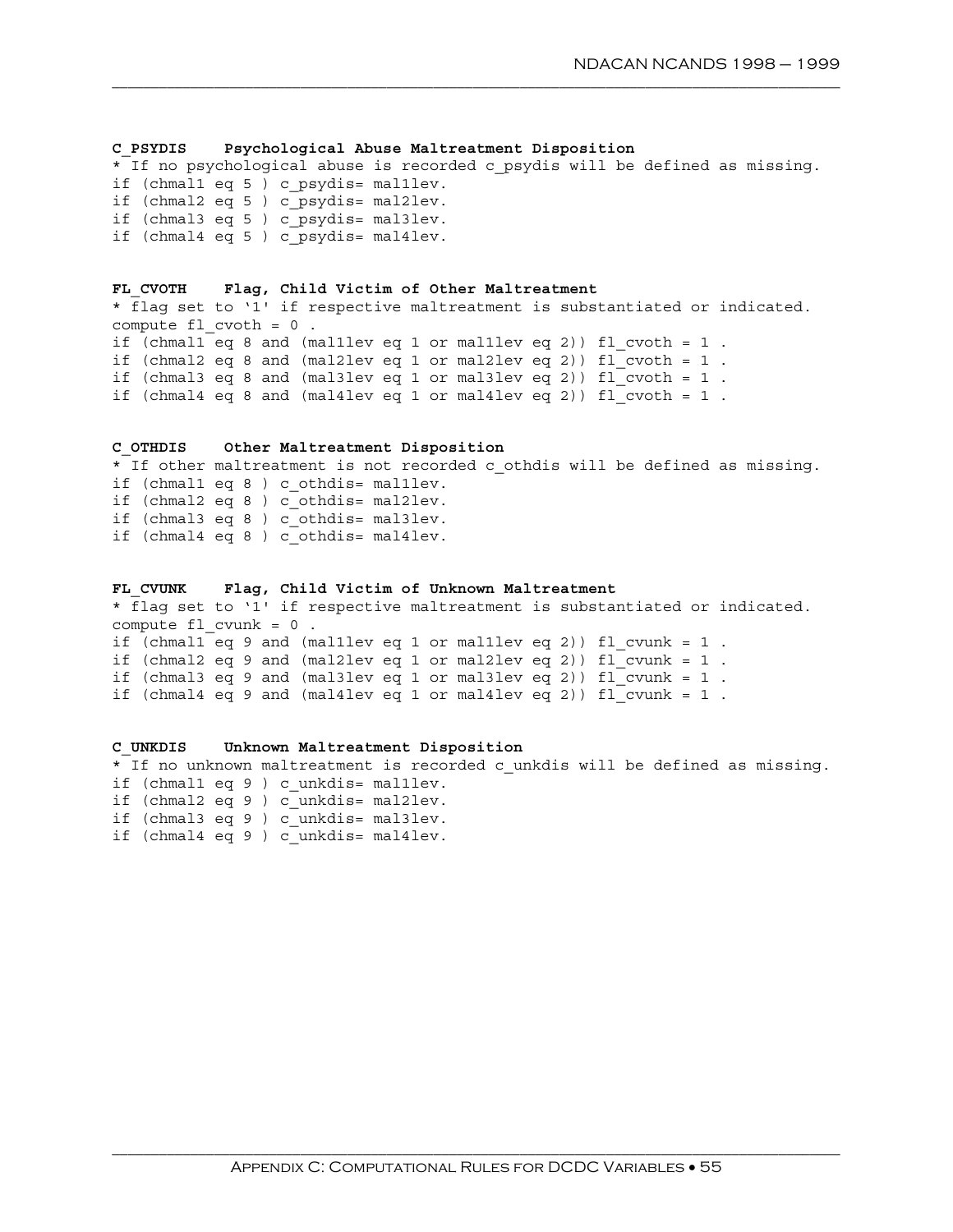**C_PSYDIS Psychological Abuse Maltreatment Disposition**

```
* If no psychological abuse is recorded c_psydis will be defined as missing.
if (chmal1 eq 5 ) c_psydis= mal1lev.
if (chmal2 eq 5 ) c_psydis= mal2lev.
if (chmal3 eq 5 ) c_psydis= mal3lev.
if (chmal4 eq 5 ) c_psydis= mal4lev.
```

**FL_CVOTH Flag, Child Victim of Other Maltreatment**

```
* flag set to '1' if respective maltreatment is substantiated or indicated.
compute fl_cvoth = 0 .
if (chmal1 eq 8 and (mal1lev eq 1 or mal1lev eq 2)) fl_cvoth = 1 .
if (chmal2 eq 8 and (mal2lev eq 1 or mal2lev eq 2)) fl_cvoth = 1 .
if (chmal3 eq 8 and (mal3lev eq 1 or mal3lev eq 2)) fl_cvoth = 1 .
if (chmal4 eq 8 and (mal4lev eq 1 or mal4lev eq 2)) fl_cvoth = 1 .
```

**C_OTHDIS Other Maltreatment Disposition**

```
* If other maltreatment is not recorded c_othdis will be defined as missing.
if (chmal1 eq 8 ) c_othdis= mal1lev.
if (chmal2 eq 8 ) c_othdis= mal2lev.
if (chmal3 eq 8 ) c_othdis= mal3lev.
if (chmal4 eq 8 ) c_othdis= mal4lev.
```

**FL_CVUNK Flag, Child Victim of Unknown Maltreatment**

```
* flag set to '1' if respective maltreatment is substantiated or indicated.
compute fl_cvunk = 0 .
if (chmal1 eq 9 and (mal1lev eq 1 or mal1lev eq 2)) fl_cvunk = 1 .
if (chmal2 eq 9 and (mal2lev eq 1 or mal2lev eq 2)) fl_cvunk = 1 .
if (chmal3 eq 9 and (mal3lev eq 1 or mal3lev eq 2)) fl_cvunk = 1 .
if (chmal4 eq 9 and (mal4lev eq 1 or mal4lev eq 2)) fl_cvunk = 1 .
```

**C_UNKDIS Unknown Maltreatment Disposition**

```
* If no unknown maltreatment is recorded c_unkdis will be defined as missing.
if (chmal1 eq 9 ) c_unkdis= mal1lev.
if (chmal2 eq 9 ) c_unkdis= mal2lev.
if (chmal3 eq 9 ) c_unkdis= mal3lev.
if (chmal4 eq 9 ) c_unkdis= mal4lev.
```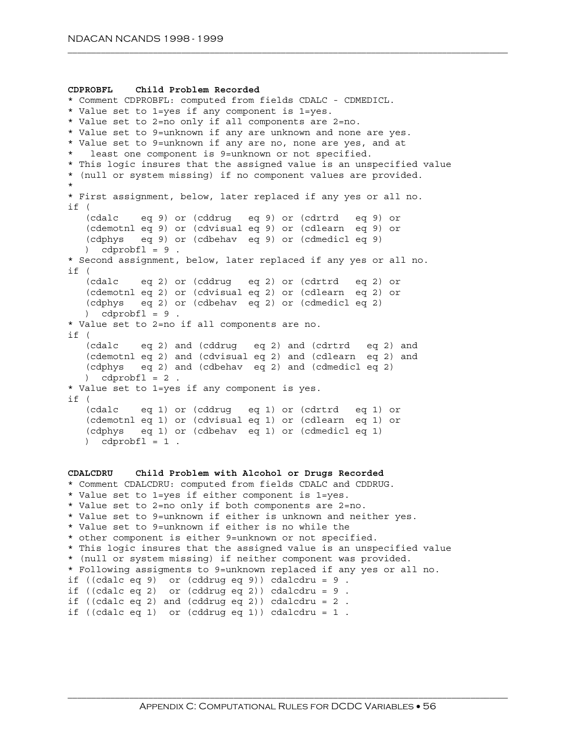**CDPROBFL Child Problem Recorded**

```
* Comment CDPROBFL: computed from fields CDALC - CDMEDICL.
* Value set to 1=yes if any component is 1=yes.
* Value set to 2=no only if all components are 2=no.
* Value set to 9=unknown if any are unknown and none are yes.
* Value set to 9=unknown if any are no, none are yes, and at
*   least one component is 9=unknown or not specified.
* This logic insures that the assigned value is an unspecified value
* (null or system missing) if no component values are provided.
*
* First assignment, below, later replaced if any yes or all no.
if (
   (cdalc    eq 9) or (cddrug   eq 9) or (cdrtrd   eq 9) or
   (cdemotnl eq 9) or (cdvisual eq 9) or (cdlearn  eq 9) or
   (cdphys   eq 9) or (cdbehav  eq 9) or (cdmedicl eq 9)
   )  cdprobfl = 9 .
* Second assignment, below, later replaced if any yes or all no.
if (
   (cdalc    eq 2) or (cddrug   eq 2) or (cdrtrd   eq 2) or
   (cdemotnl eq 2) or (cdvisual eq 2) or (cdlearn  eq 2) or
   (cdphys   eq 2) or (cdbehav  eq 2) or (cdmedicl eq 2)
   )  cdprobfl = 9 .
* Value set to 2=no if all components are no.
if (
   (cdalc    eq 2) and (cddrug   eq 2) and (cdrtrd   eq 2) and
   (cdemotnl eq 2) and (cdvisual eq 2) and (cdlearn  eq 2) and
   (cdphys   eq 2) and (cdbehav  eq 2) and (cdmedicl eq 2)
   )  cdprobfl = 2 .
* Value set to 1=yes if any component is yes.
if (
   (cdalc    eq 1) or (cddrug   eq 1) or (cdrtrd   eq 1) or
   (cdemotnl eq 1) or (cdvisual eq 1) or (cdlearn  eq 1) or
   (cdphys   eq 1) or (cdbehav  eq 1) or (cdmedicl eq 1)
   )  cdprobfl = 1 .
```

**CDALCDRU Child Problem with Alcohol or Drugs Recorded**

```
* Comment CDALCDRU: computed from fields CDALC and CDDRUG.
* Value set to 1=yes if either component is 1=yes.
* Value set to 2=no only if both components are 2=no.
* Value set to 9=unknown if either is unknown and neither yes.
* Value set to 9=unknown if either is no while the
* other component is either 9=unknown or not specified.
* This logic insures that the assigned value is an unspecified value
* (null or system missing) if neither component was provided.
* Following assigments to 9=unknown replaced if any yes or all no.
if ((cdalc eq 9)  or (cddrug eq 9)) cdalcdru = 9 .
if ((cdalc eq 2)  or (cddrug eq 2)) cdalcdru = 9 .
if ((cdalc eq 2) and (cddrug eq 2)) cdalcdru = 2 .
if ((cdalc eq 1)  or (cddrug eq 1)) cdalcdru = 1 .
```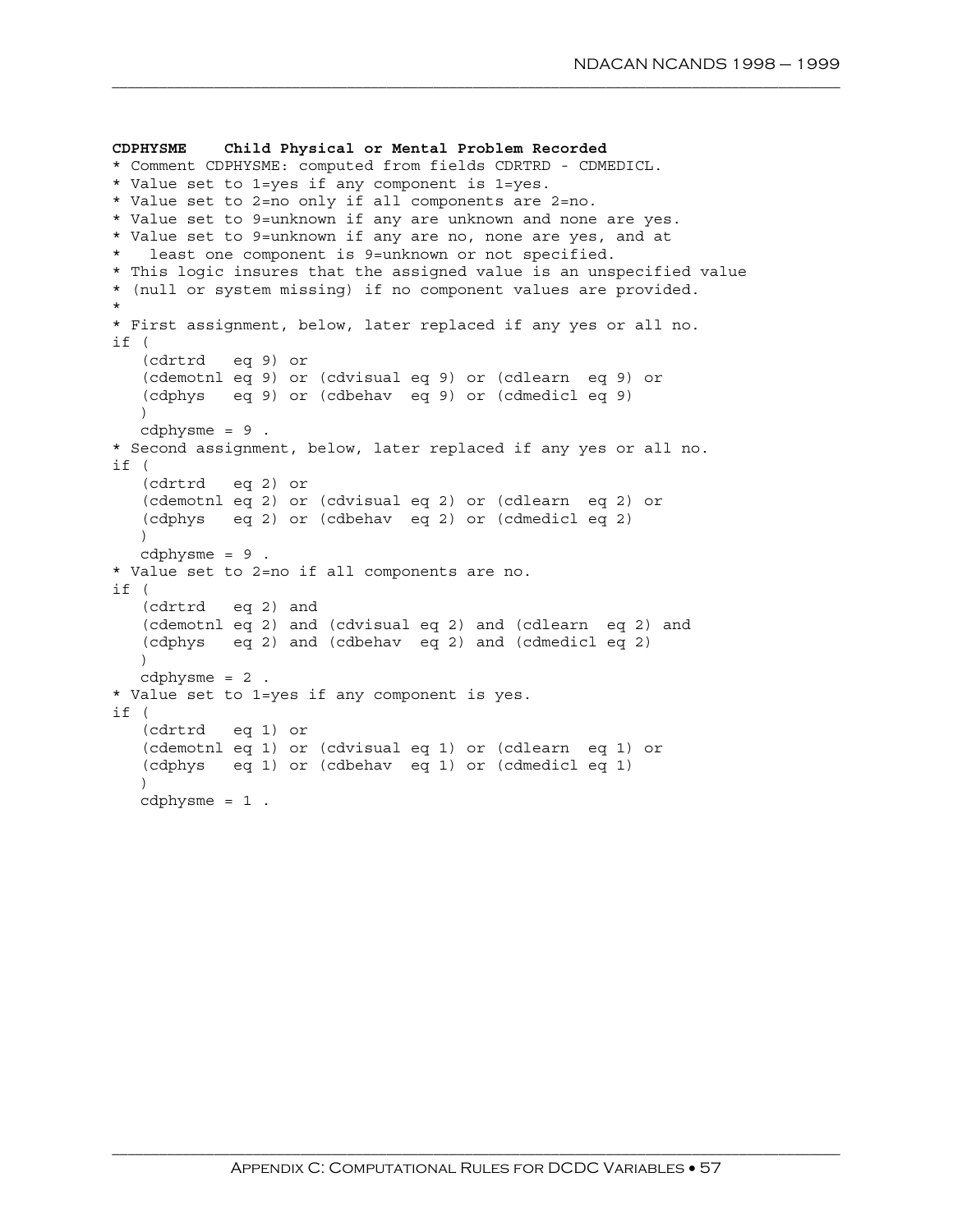**CDPHYSME Child Physical or Mental Problem Recorded**

```
* Comment CDPHYSME: computed from fields CDRTRD - CDMEDICL.
* Value set to 1=yes if any component is 1=yes.
* Value set to 2=no only if all components are 2=no.
* Value set to 9=unknown if any are unknown and none are yes.
* Value set to 9=unknown if any are no, none are yes, and at
*   least one component is 9=unknown or not specified.
* This logic insures that the assigned value is an unspecified value
* (null or system missing) if no component values are provided.
*
* First assignment, below, later replaced if any yes or all no.
if (
   (cdrtrd   eq 9) or
   (cdemotnl eq 9) or (cdvisual eq 9) or (cdlearn  eq 9) or
   (cdphys   eq 9) or (cdbehav  eq 9) or (cdmedicl eq 9)
   )
   cdphysme = 9 .
* Second assignment, below, later replaced if any yes or all no.
if (
   (cdrtrd   eq 2) or
   (cdemotnl eq 2) or (cdvisual eq 2) or (cdlearn  eq 2) or
   (cdphys   eq 2) or (cdbehav  eq 2) or (cdmedicl eq 2)
   )
   cdphysme = 9 .
* Value set to 2=no if all components are no.
if (
   (cdrtrd   eq 2) and
   (cdemotnl eq 2) and (cdvisual eq 2) and (cdlearn  eq 2) and
   (cdphys   eq 2) and (cdbehav  eq 2) and (cdmedicl eq 2)
   )
   cdphysme = 2 .
* Value set to 1=yes if any component is yes.
if (
   (cdrtrd   eq 1) or
   (cdemotnl eq 1) or (cdvisual eq 1) or (cdlearn  eq 1) or
   (cdphys   eq 1) or (cdbehav  eq 1) or (cdmedicl eq 1)
   )
   cdphysme = 1 .
```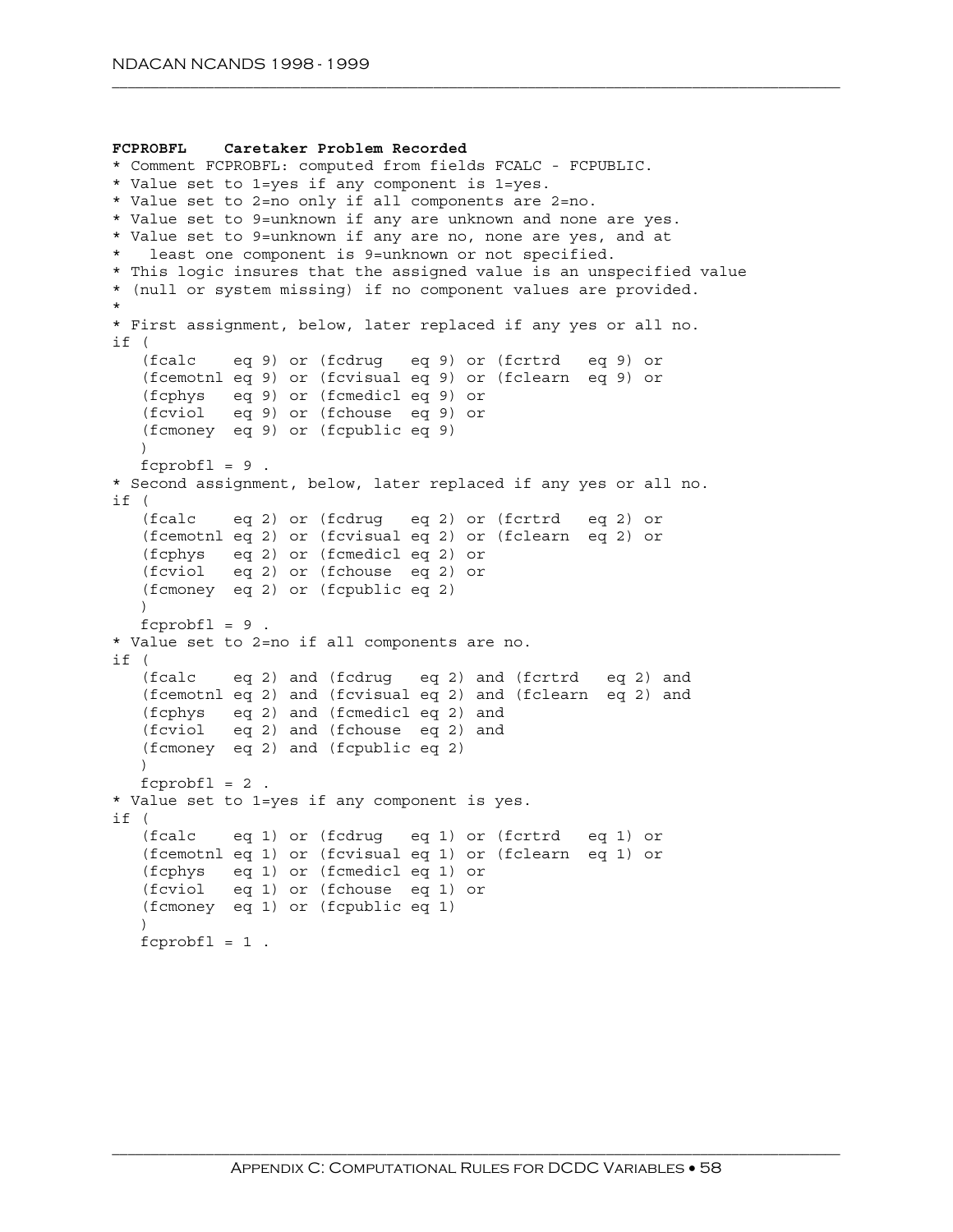**FCPROBFL    Caretaker Problem Recorded**

```
* Comment FCPROBFL: computed from fields FCALC - FCPUBLIC.
* Value set to 1=yes if any component is 1=yes.
* Value set to 2=no only if all components are 2=no.
* Value set to 9=unknown if any are unknown and none are yes.
* Value set to 9=unknown if any are no, none are yes, and at
*   least one component is 9=unknown or not specified.
* This logic insures that the assigned value is an unspecified value
* (null or system missing) if no component values are provided.
*
* First assignment, below, later replaced if any yes or all no.
if (
   (fcalc    eq 9) or (fcdrug   eq 9) or (fcrtrd   eq 9) or
   (fcemotnl eq 9) or (fcvisual eq 9) or (fclearn  eq 9) or
   (fcphys   eq 9) or (fcmedicl eq 9) or
   (fcviol   eq 9) or (fchouse  eq 9) or
   (fcmoney  eq 9) or (fcpublic eq 9)
   )
   fcprobfl = 9 .
* Second assignment, below, later replaced if any yes or all no.
if (
   (fcalc    eq 2) or (fcdrug   eq 2) or (fcrtrd   eq 2) or
   (fcemotnl eq 2) or (fcvisual eq 2) or (fclearn  eq 2) or
   (fcphys   eq 2) or (fcmedicl eq 2) or
   (fcviol   eq 2) or (fchouse  eq 2) or
   (fcmoney  eq 2) or (fcpublic eq 2)
   )
   fcprobfl = 9 .
* Value set to 2=no if all components are no.
if (
   (fcalc    eq 2) and (fcdrug   eq 2) and (fcrtrd   eq 2) and
   (fcemotnl eq 2) and (fcvisual eq 2) and (fclearn  eq 2) and
   (fcphys   eq 2) and (fcmedicl eq 2) and
   (fcviol   eq 2) and (fchouse  eq 2) and
   (fcmoney  eq 2) and (fcpublic eq 2)
   )
   fcprobfl = 2 .
* Value set to 1=yes if any component is yes.
if (
   (fcalc    eq 1) or (fcdrug   eq 1) or (fcrtrd   eq 1) or
   (fcemotnl eq 1) or (fcvisual eq 1) or (fclearn  eq 1) or
   (fcphys   eq 1) or (fcmedicl eq 1) or
   (fcviol   eq 1) or (fchouse  eq 1) or
   (fcmoney  eq 1) or (fcpublic eq 1)
   )
   fcprobfl = 1 .
```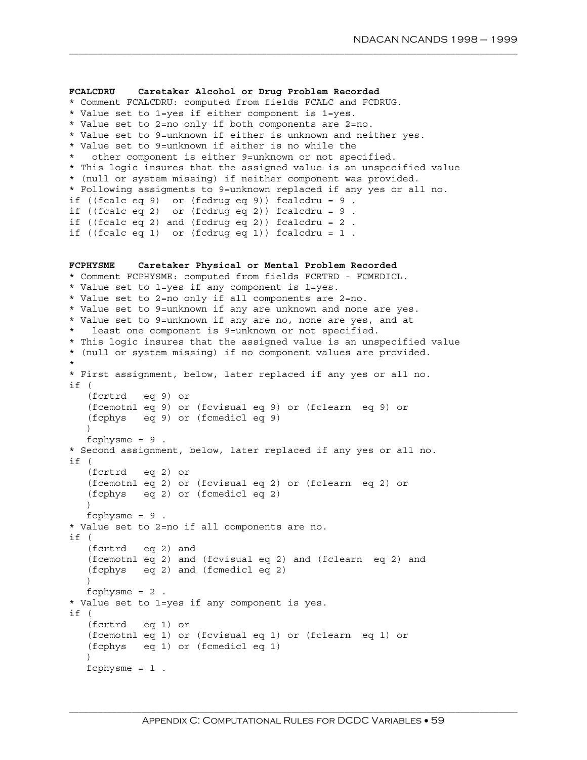**FCALCDRU Caretaker Alcohol or Drug Problem Recorded**

```
* Comment FCALCDRU: computed from fields FCALC and FCDRUG.
* Value set to 1=yes if either component is 1=yes.
* Value set to 2=no only if both components are 2=no.
* Value set to 9=unknown if either is unknown and neither yes.
* Value set to 9=unknown if either is no while the
*   other component is either 9=unknown or not specified.
* This logic insures that the assigned value is an unspecified value
* (null or system missing) if neither component was provided.
* Following assigments to 9=unknown replaced if any yes or all no.
if ((fcalc eq 9)  or (fcdrug eq 9)) fcalcdru = 9 .
if ((fcalc eq 2)  or (fcdrug eq 2)) fcalcdru = 9 .
if ((fcalc eq 2) and (fcdrug eq 2)) fcalcdru = 2 .
if ((fcalc eq 1)  or (fcdrug eq 1)) fcalcdru = 1 .
```

**FCPHYSME Caretaker Physical or Mental Problem Recorded**

```
* Comment FCPHYSME: computed from fields FCRTRD - FCMEDICL.
* Value set to 1=yes if any component is 1=yes.
* Value set to 2=no only if all components are 2=no.
* Value set to 9=unknown if any are unknown and none are yes.
* Value set to 9=unknown if any are no, none are yes, and at
*   least one component is 9=unknown or not specified.
* This logic insures that the assigned value is an unspecified value
* (null or system missing) if no component values are provided.
*
* First assignment, below, later replaced if any yes or all no.
if (
   (fcrtrd   eq 9) or
   (fcemotnl eq 9) or (fcvisual eq 9) or (fclearn  eq 9) or
   (fcphys   eq 9) or (fcmedicl eq 9)
   )
   fcphysme = 9 .
* Second assignment, below, later replaced if any yes or all no.
if (
   (fcrtrd   eq 2) or
   (fcemotnl eq 2) or (fcvisual eq 2) or (fclearn  eq 2) or
   (fcphys   eq 2) or (fcmedicl eq 2)
   )
   fcphysme = 9 .
* Value set to 2=no if all components are no.
if (
   (fcrtrd   eq 2) and
   (fcemotnl eq 2) and (fcvisual eq 2) and (fclearn  eq 2) and
   (fcphys   eq 2) and (fcmedicl eq 2)
   )
   fcphysme = 2 .
* Value set to 1=yes if any component is yes.
if (
   (fcrtrd   eq 1) or
   (fcemotnl eq 1) or (fcvisual eq 1) or (fclearn  eq 1) or
   (fcphys   eq 1) or (fcmedicl eq 1)
   )
   fcphysme = 1 .
```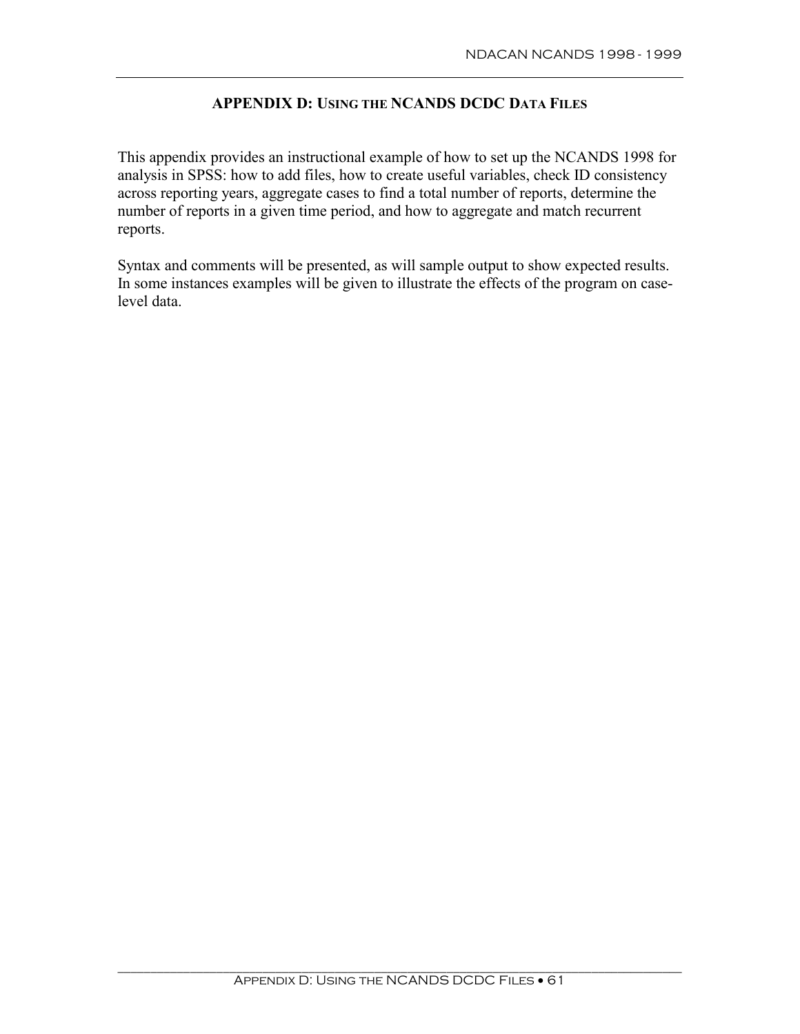## APPENDIX D: USING THE NCANDS DCDC DATA FILES

This appendix provides an instructional example of how to set up the NCANDS 1998 for analysis in SPSS: how to add files, how to create useful variables, check ID consistency across reporting years, aggregate cases to find a total number of reports, determine the number of reports in a given time period, and how to aggregate and match recurrent reports.

Syntax and comments will be presented, as will sample output to show expected results. In some instances examples will be given to illustrate the effects of the program on case-level data.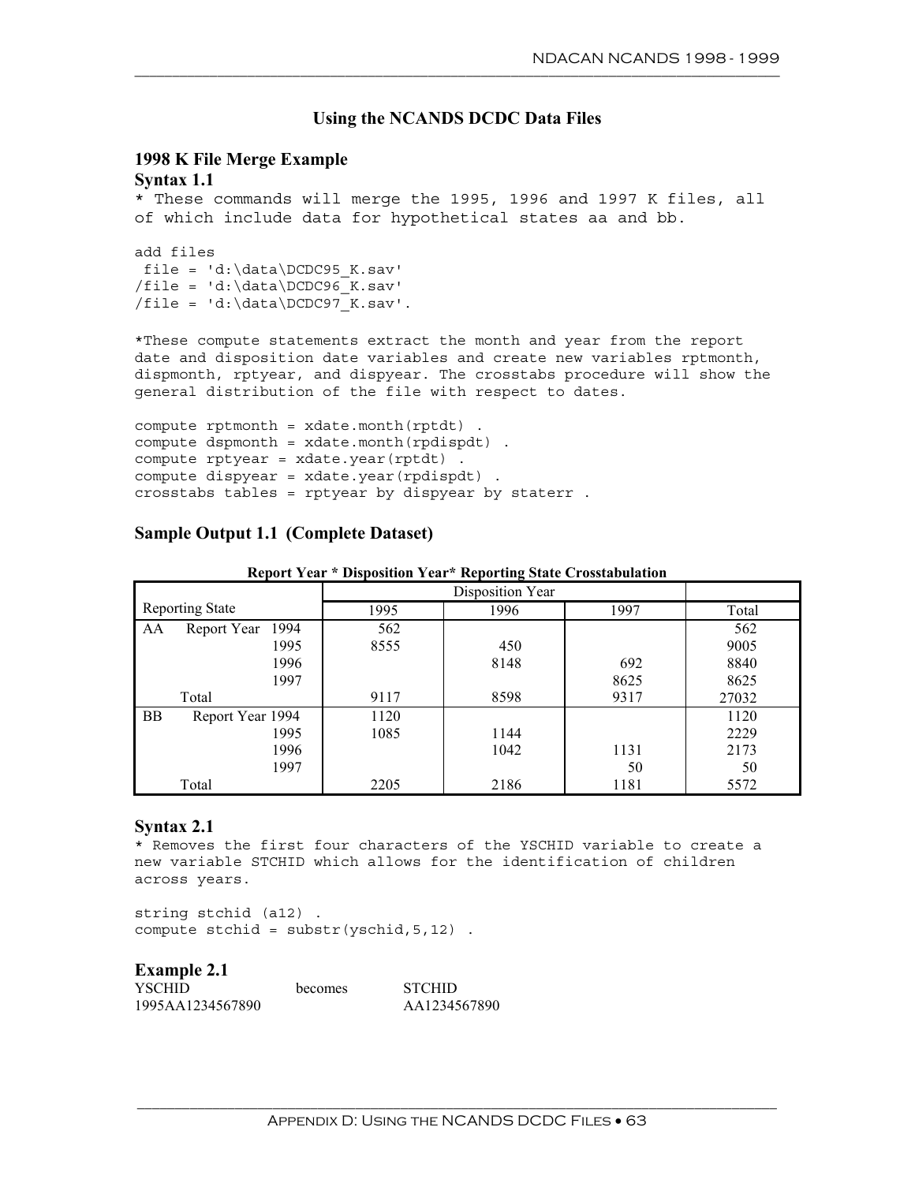## Using the NCANDS DCDC Data Files

### 1998 K File Merge Example

### Syntax 1.1

```
* These commands will merge the 1995, 1996 and 1997 K files, all
of which include data for hypothetical states aa and bb.

add files
 file = 'd:\data\DCDC95_K.sav'
/file = 'd:\data\DCDC96_K.sav'
/file = 'd:\data\DCDC97_K.sav'.

*These compute statements extract the month and year from the report
date and disposition date variables and create new variables rptmonth,
dispmonth, rptyear, and dispyear. The crosstabs procedure will show the
general distribution of the file with respect to dates.

compute rptmonth = xdate.month(rptdt) .
compute dspmonth = xdate.month(rpdispdt) .
compute rptyear = xdate.year(rptdt) .
compute dispyear = xdate.year(rpdispdt) .
crosstabs tables = rptyear by dispyear by staterr .
```

### Sample Output 1.1 (Complete Dataset)

**Report Year * Disposition Year* Reporting State Crosstabulation**

| Reporting State | | | Disposition Year | | | |
|---|---|---|---|---|---|---|
| | | | 1995 | 1996 | 1997 | Total |
| AA | Report Year | 1994 | 562 | | | 562 |
| | | 1995 | 8555 | 450 | | 9005 |
| | | 1996 | | 8148 | 692 | 8840 |
| | | 1997 | | | 8625 | 8625 |
| | Total | | 9117 | 8598 | 9317 | 27032 |
| BB | Report Year | 1994 | 1120 | | | 1120 |
| | | 1995 | 1085 | 1144 | | 2229 |
| | | 1996 | | 1042 | 1131 | 2173 |
| | | 1997 | | | 50 | 50 |
| | Total | | 2205 | 2186 | 1181 | 5572 |

### Syntax 2.1

```
* Removes the first four characters of the YSCHID variable to create a
new variable STCHID which allows for the identification of children
across years.

string stchid (a12) .
compute stchid = substr(yschid,5,12) .
```

### Example 2.1

| YSCHID | becomes | STCHID |
|---|---|---|
| 1995AA1234567890 | | AA1234567890 |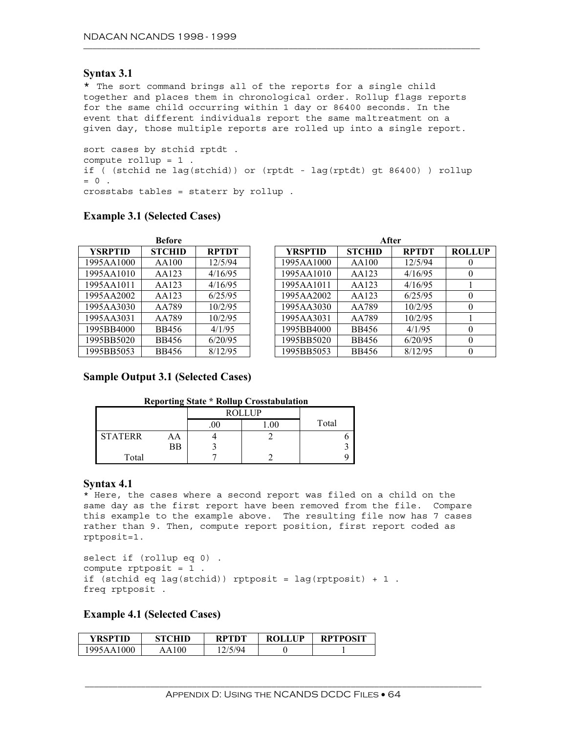### Syntax 3.1

```
* The sort command brings all of the reports for a single child
together and places them in chronological order. Rollup flags reports
for the same child occurring within 1 day or 86400 seconds. In the
event that different individuals report the same maltreatment on a
given day, those multiple reports are rolled up into a single report.

sort cases by stchid rptdt .
compute rollup = 1 .
if ( (stchid ne lag(stchid)) or (rptdt - lag(rptdt) gt 86400) ) rollup
= 0 .
crosstabs tables = staterr by rollup .
```

### Example 3.1 (Selected Cases)

**Before**

| YSRPTID | STCHID | RPTDT |
|---|---|---|
| 1995AA1000 | AA100 | 12/5/94 |
| 1995AA1010 | AA123 | 4/16/95 |
| 1995AA1011 | AA123 | 4/16/95 |
| 1995AA2002 | AA123 | 6/25/95 |
| 1995AA3030 | AA789 | 10/2/95 |
| 1995AA3031 | AA789 | 10/2/95 |
| 1995BB4000 | BB456 | 4/1/95 |
| 1995BB5020 | BB456 | 6/20/95 |
| 1995BB5053 | BB456 | 8/12/95 |

**After**

| YRSPTID | STCHID | RPTDT | ROLLUP |
|---|---|---|---|
| 1995AA1000 | AA100 | 12/5/94 | 0 |
| 1995AA1010 | AA123 | 4/16/95 | 0 |
| 1995AA1011 | AA123 | 4/16/95 | 1 |
| 1995AA2002 | AA123 | 6/25/95 | 0 |
| 1995AA3030 | AA789 | 10/2/95 | 0 |
| 1995AA3031 | AA789 | 10/2/95 | 1 |
| 1995BB4000 | BB456 | 4/1/95 | 0 |
| 1995BB5020 | BB456 | 6/20/95 | 0 |
| 1995BB5053 | BB456 | 8/12/95 | 0 |

### Sample Output 3.1 (Selected Cases)

**Reporting State * Rollup Crosstabulation**

| | | ROLLUP | | |
|---|---|---|---|---|
| | | .00 | 1.00 | Total |
| STATERR | AA | 4 | 2 | 6 |
| | BB | 3 | | 3 |
| Total | | 7 | 2 | 9 |

### Syntax 4.1

```
* Here, the cases where a second report was filed on a child on the
same day as the first report have been removed from the file.  Compare
this example to the example above.  The resulting file now has 7 cases
rather than 9. Then, compute report position, first report coded as
rptposit=1.

select if (rollup eq 0) .
compute rptposit = 1 .
if (stchid eq lag(stchid)) rptposit = lag(rptposit) + 1 .
freq rptposit .
```

### Example 4.1 (Selected Cases)

| YRSPTID | STCHID | RPTDT | ROLLUP | RPTPOSIT |
|---|---|---|---|---|
| 1995AA1000 | AA100 | 12/5/94 | 0 | 1 |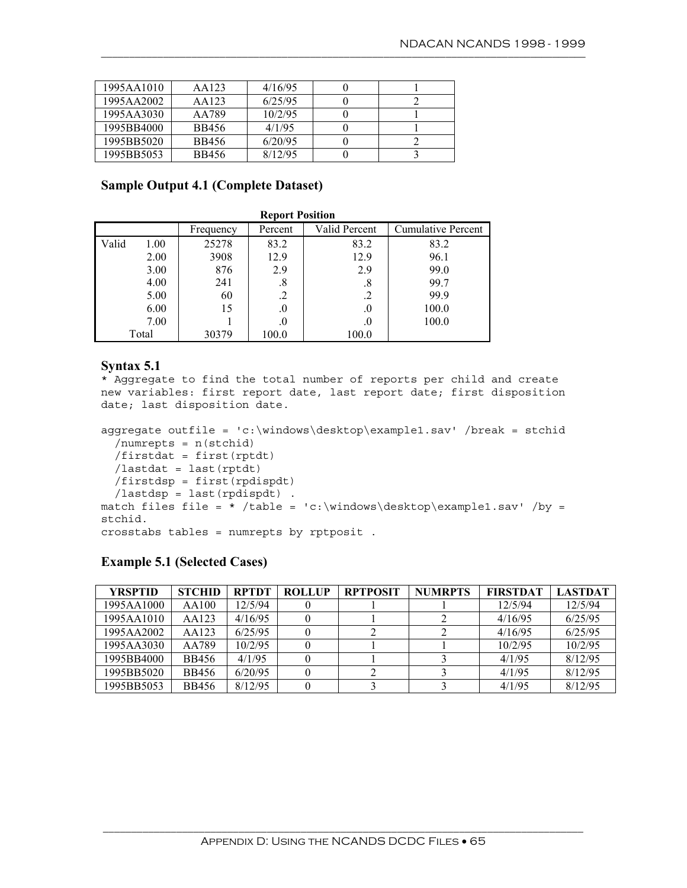| 1995AA1010 | AA123 | 4/16/95 | 0 | 1 |
|---|---|---|---|---|
| 1995AA2002 | AA123 | 6/25/95 | 0 | 2 |
| 1995AA3030 | AA789 | 10/2/95 | 0 | 1 |
| 1995BB4000 | BB456 | 4/1/95 | 0 | 1 |
| 1995BB5020 | BB456 | 6/20/95 | 0 | 2 |
| 1995BB5053 | BB456 | 8/12/95 | 0 | 3 |

### Sample Output 4.1 (Complete Dataset)

**Report Position**

| | | Frequency | Percent | Valid Percent | Cumulative Percent |
|---|---|---|---|---|---|
| Valid | 1.00 | 25278 | 83.2 | 83.2 | 83.2 |
| | 2.00 | 3908 | 12.9 | 12.9 | 96.1 |
| | 3.00 | 876 | 2.9 | 2.9 | 99.0 |
| | 4.00 | 241 | .8 | .8 | 99.7 |
| | 5.00 | 60 | .2 | .2 | 99.9 |
| | 6.00 | 15 | .0 | .0 | 100.0 |
| | 7.00 | 1 | .0 | .0 | 100.0 |
| | Total | 30379 | 100.0 | 100.0 | |

### Syntax 5.1

```
* Aggregate to find the total number of reports per child and create
new variables: first report date, last report date; first disposition
date; last disposition date.

aggregate outfile = 'c:\windows\desktop\example1.sav' /break = stchid
  /numrepts = n(stchid)
  /firstdat = first(rptdt)
  /lastdat = last(rptdt)
  /firstdsp = first(rpdispdt)
  /lastdsp = last(rpdispdt) .
match files file = * /table = 'c:\windows\desktop\example1.sav' /by =
stchid.
crosstabs tables = numrepts by rptposit .
```

### Example 5.1 (Selected Cases)

| YRSPTID | STCHID | RPTDT | ROLLUP | RPTPOSIT | NUMRPTS | FIRSTDAT | LASTDAT |
|---|---|---|---|---|---|---|---|
| 1995AA1000 | AA100 | 12/5/94 | 0 | 1 | 1 | 12/5/94 | 12/5/94 |
| 1995AA1010 | AA123 | 4/16/95 | 0 | 1 | 2 | 4/16/95 | 6/25/95 |
| 1995AA2002 | AA123 | 6/25/95 | 0 | 2 | 2 | 4/16/95 | 6/25/95 |
| 1995AA3030 | AA789 | 10/2/95 | 0 | 1 | 1 | 10/2/95 | 10/2/95 |
| 1995BB4000 | BB456 | 4/1/95 | 0 | 1 | 3 | 4/1/95 | 8/12/95 |
| 1995BB5020 | BB456 | 6/20/95 | 0 | 2 | 3 | 4/1/95 | 8/12/95 |
| 1995BB5053 | BB456 | 8/12/95 | 0 | 3 | 3 | 4/1/95 | 8/12/95 |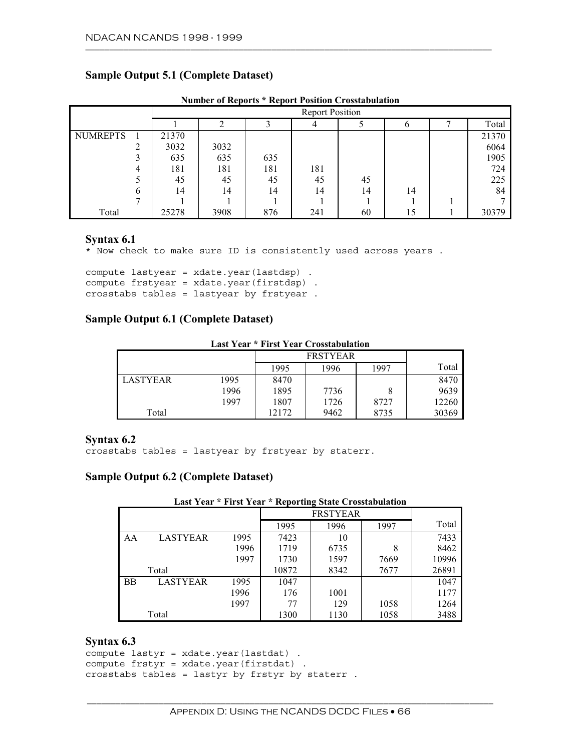## Sample Output 5.1 (Complete Dataset)

**Number of Reports * Report Position Crosstabulation**

| | | Report Position | | | | | | | |
|---|---|---|---|---|---|---|---|---|---|
| | | 1 | 2 | 3 | 4 | 5 | 6 | 7 | Total |
| NUMREPTS | 1 | 21370 | | | | | | | 21370 |
| | 2 | 3032 | 3032 | | | | | | 6064 |
| | 3 | 635 | 635 | 635 | | | | | 1905 |
| | 4 | 181 | 181 | 181 | 181 | | | | 724 |
| | 5 | 45 | 45 | 45 | 45 | 45 | | | 225 |
| | 6 | 14 | 14 | 14 | 14 | 14 | 14 | | 84 |
| | 7 | 1 | 1 | 1 | 1 | 1 | 1 | 1 | 7 |
| Total | | 25278 | 3908 | 876 | 241 | 60 | 15 | 1 | 30379 |

### Syntax 6.1

```
* Now check to make sure ID is consistently used across years .

compute lastyear = xdate.year(lastdsp) .
compute frstyear = xdate.year(firstdsp) .
crosstabs tables = lastyear by frstyear .
```

## Sample Output 6.1 (Complete Dataset)

**Last Year * First Year Crosstabulation**

| | | FRSTYEAR | | | |
|---|---|---|---|---|---|
| | | 1995 | 1996 | 1997 | Total |
| LASTYEAR | 1995 | 8470 | | | 8470 |
| | 1996 | 1895 | 7736 | 8 | 9639 |
| | 1997 | 1807 | 1726 | 8727 | 12260 |
| Total | | 12172 | 9462 | 8735 | 30369 |

### Syntax 6.2

```
crosstabs tables = lastyear by frstyear by staterr.
```

## Sample Output 6.2 (Complete Dataset)

**Last Year * First Year * Reporting State Crosstabulation**

| | | | FRSTYEAR | | | |
|---|---|---|---|---|---|---|
| | | | 1995 | 1996 | 1997 | Total |
| AA | LASTYEAR | 1995 | 7423 | 10 | | 7433 |
| | | 1996 | 1719 | 6735 | 8 | 8462 |
| | | 1997 | 1730 | 1597 | 7669 | 10996 |
| | Total | | 10872 | 8342 | 7677 | 26891 |
| BB | LASTYEAR | 1995 | 1047 | | | 1047 |
| | | 1996 | 176 | 1001 | | 1177 |
| | | 1997 | 77 | 129 | 1058 | 1264 |
| | Total | | 1300 | 1130 | 1058 | 3488 |

### Syntax 6.3

```
compute lastyr = xdate.year(lastdat) .
compute frstyr = xdate.year(firstdat) .
crosstabs tables = lastyr by frstyr by staterr .
```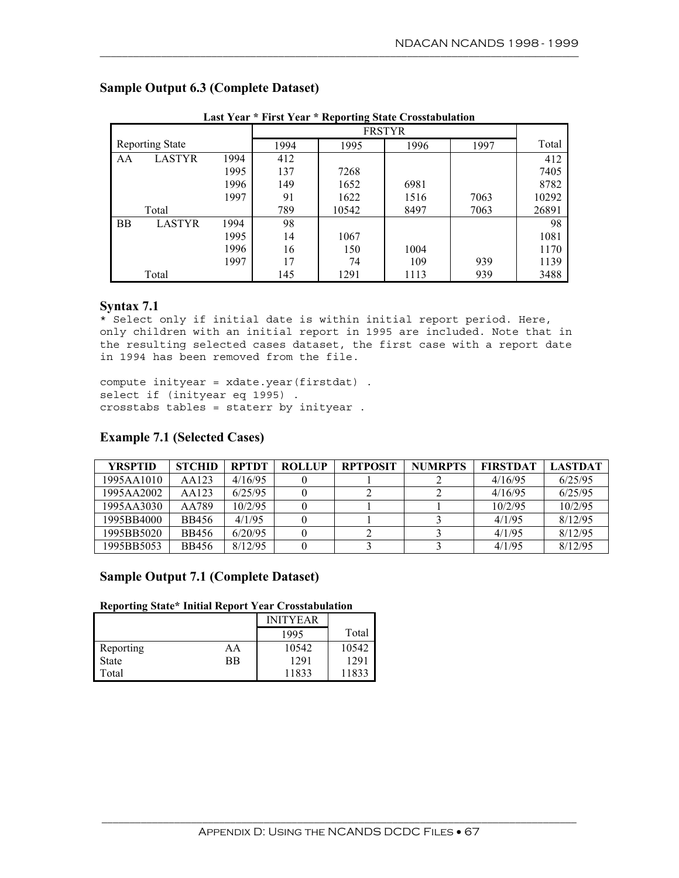### Sample Output 6.3 (Complete Dataset)

**Last Year * First Year * Reporting State Crosstabulation**

| Reporting State | | | FRSTYR | | | | Total |
|---|---|---|---|---|---|---|---|
| | | | 1994 | 1995 | 1996 | 1997 | |
| AA | LASTYR | 1994 | 412 | | | | 412 |
| | | 1995 | 137 | 7268 | | | 7405 |
| | | 1996 | 149 | 1652 | 6981 | | 8782 |
| | | 1997 | 91 | 1622 | 1516 | 7063 | 10292 |
| | Total | | 789 | 10542 | 8497 | 7063 | 26891 |
| BB | LASTYR | 1994 | 98 | | | | 98 |
| | | 1995 | 14 | 1067 | | | 1081 |
| | | 1996 | 16 | 150 | 1004 | | 1170 |
| | | 1997 | 17 | 74 | 109 | 939 | 1139 |
| | Total | | 145 | 1291 | 1113 | 939 | 3488 |

### Syntax 7.1

```
* Select only if initial date is within initial report period. Here,
only children with an initial report in 1995 are included. Note that in
the resulting selected cases dataset, the first case with a report date
in 1994 has been removed from the file.

compute inityear = xdate.year(firstdat) .
select if (inityear eq 1995) .
crosstabs tables = staterr by inityear .
```

### Example 7.1 (Selected Cases)

| YRSPTID | STCHID | RPTDT | ROLLUP | RPTPOSIT | NUMRPTS | FIRSTDAT | LASTDAT |
|---|---|---|---|---|---|---|---|
| 1995AA1010 | AA123 | 4/16/95 | 0 | 1 | 2 | 4/16/95 | 6/25/95 |
| 1995AA2002 | AA123 | 6/25/95 | 0 | 2 | 2 | 4/16/95 | 6/25/95 |
| 1995AA3030 | AA789 | 10/2/95 | 0 | 1 | 1 | 10/2/95 | 10/2/95 |
| 1995BB4000 | BB456 | 4/1/95 | 0 | 1 | 3 | 4/1/95 | 8/12/95 |
| 1995BB5020 | BB456 | 6/20/95 | 0 | 2 | 3 | 4/1/95 | 8/12/95 |
| 1995BB5053 | BB456 | 8/12/95 | 0 | 3 | 3 | 4/1/95 | 8/12/95 |

### Sample Output 7.1 (Complete Dataset)

**Reporting State* Initial Report Year Crosstabulation**

| | | INITYEAR | |
|---|---|---|---|
| | | 1995 | Total |
| Reporting State | AA | 10542 | 10542 |
| | BB | 1291 | 1291 |
| Total | | 11833 | 11833 |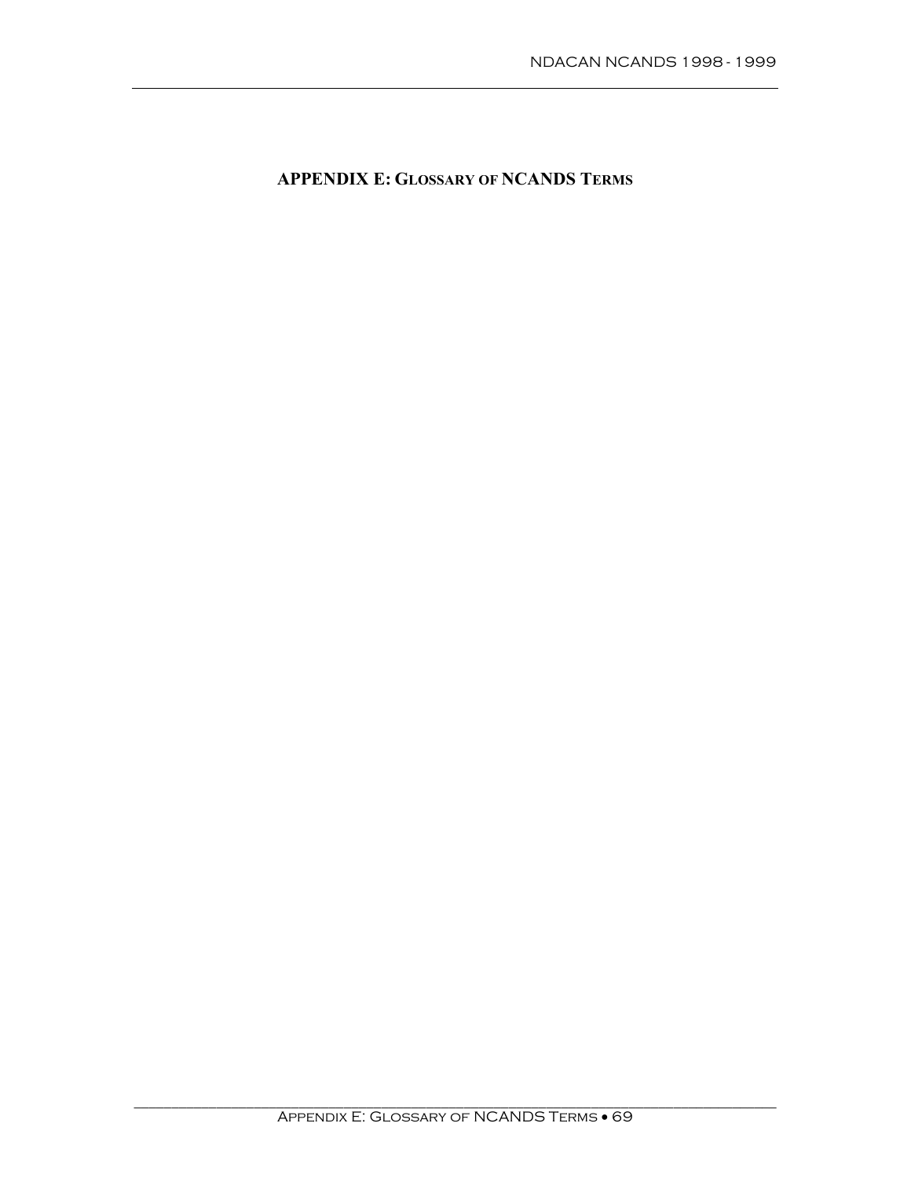# APPENDIX E: GLOSSARY OF NCANDS TERMS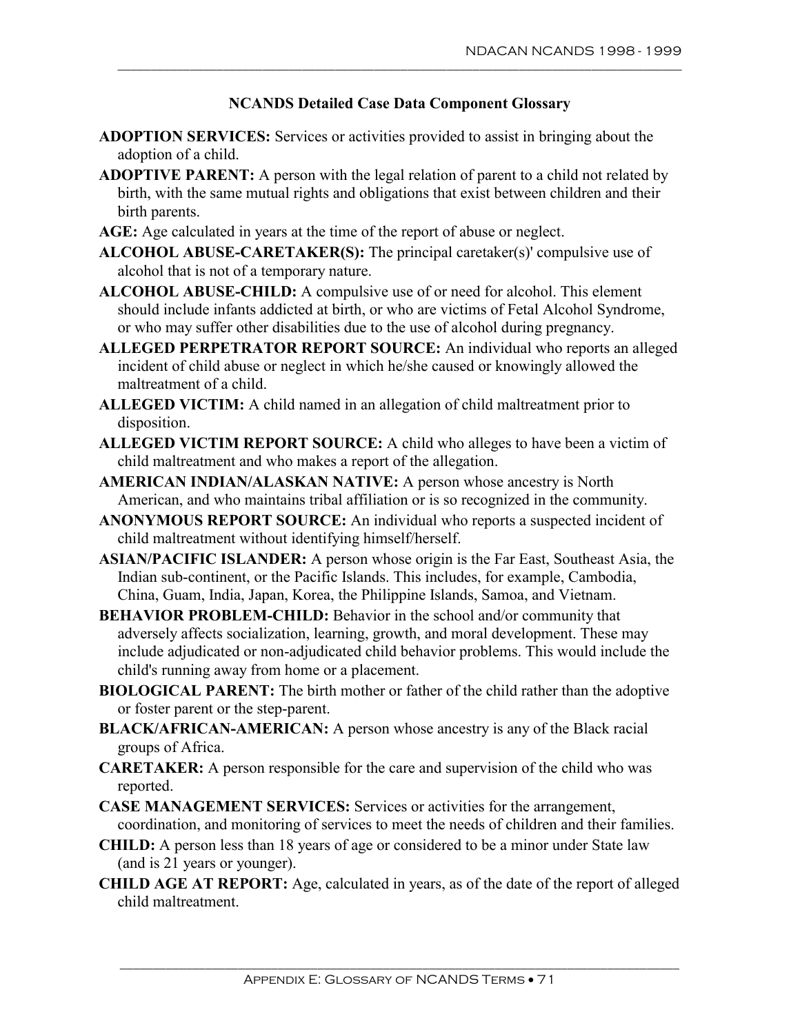### NCANDS Detailed Case Data Component Glossary

**ADOPTION SERVICES:** Services or activities provided to assist in bringing about the adoption of a child.

**ADOPTIVE PARENT:** A person with the legal relation of parent to a child not related by birth, with the same mutual rights and obligations that exist between children and their birth parents.

**AGE:** Age calculated in years at the time of the report of abuse or neglect.

**ALCOHOL ABUSE-CARETAKER(S):** The principal caretaker(s)' compulsive use of alcohol that is not of a temporary nature.

**ALCOHOL ABUSE-CHILD:** A compulsive use of or need for alcohol. This element should include infants addicted at birth, or who are victims of Fetal Alcohol Syndrome, or who may suffer other disabilities due to the use of alcohol during pregnancy.

**ALLEGED PERPETRATOR REPORT SOURCE:** An individual who reports an alleged incident of child abuse or neglect in which he/she caused or knowingly allowed the maltreatment of a child.

**ALLEGED VICTIM:** A child named in an allegation of child maltreatment prior to disposition.

**ALLEGED VICTIM REPORT SOURCE:** A child who alleges to have been a victim of child maltreatment and who makes a report of the allegation.

**AMERICAN INDIAN/ALASKAN NATIVE:** A person whose ancestry is North American, and who maintains tribal affiliation or is so recognized in the community.

**ANONYMOUS REPORT SOURCE:** An individual who reports a suspected incident of child maltreatment without identifying himself/herself.

**ASIAN/PACIFIC ISLANDER:** A person whose origin is the Far East, Southeast Asia, the Indian sub-continent, or the Pacific Islands. This includes, for example, Cambodia, China, Guam, India, Japan, Korea, the Philippine Islands, Samoa, and Vietnam.

**BEHAVIOR PROBLEM-CHILD:** Behavior in the school and/or community that adversely affects socialization, learning, growth, and moral development. These may include adjudicated or non-adjudicated child behavior problems. This would include the child's running away from home or a placement.

**BIOLOGICAL PARENT:** The birth mother or father of the child rather than the adoptive or foster parent or the step-parent.

**BLACK/AFRICAN-AMERICAN:** A person whose ancestry is any of the Black racial groups of Africa.

**CARETAKER:** A person responsible for the care and supervision of the child who was reported.

**CASE MANAGEMENT SERVICES:** Services or activities for the arrangement, coordination, and monitoring of services to meet the needs of children and their families.

**CHILD:** A person less than 18 years of age or considered to be a minor under State law (and is 21 years or younger).

**CHILD AGE AT REPORT:** Age, calculated in years, as of the date of the report of alleged child maltreatment.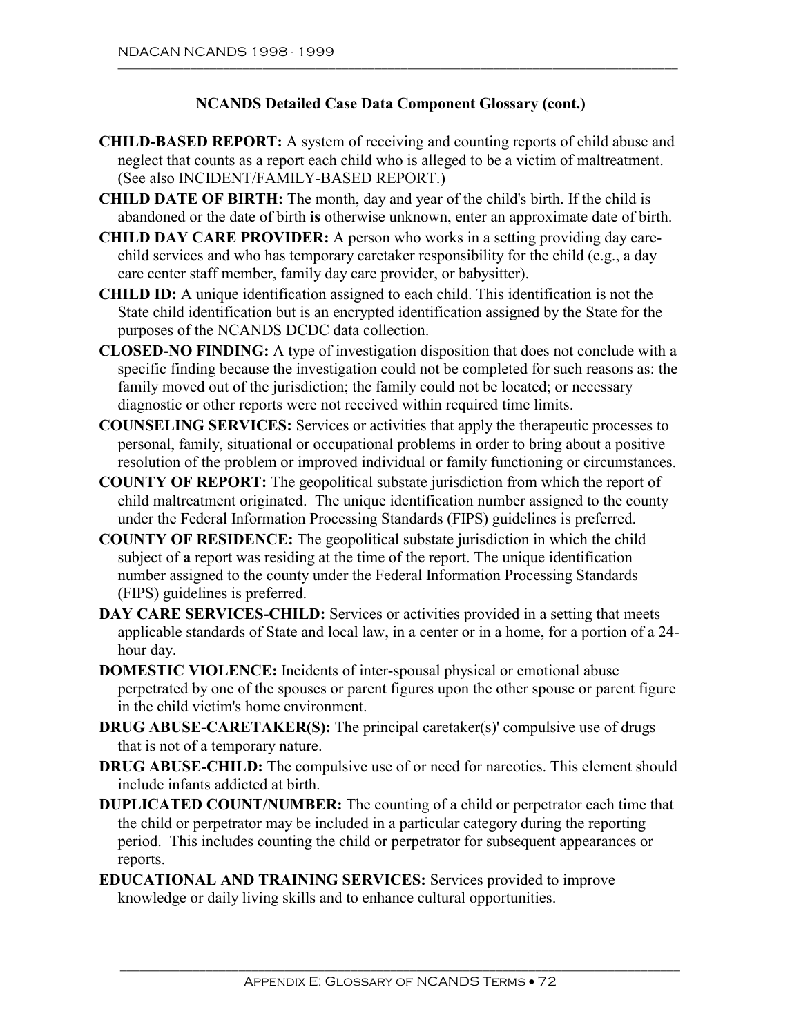### NCANDS Detailed Case Data Component Glossary (cont.)

**CHILD-BASED REPORT:** A system of receiving and counting reports of child abuse and neglect that counts as a report each child who is alleged to be a victim of maltreatment. (See also INCIDENT/FAMILY-BASED REPORT.)

**CHILD DATE OF BIRTH:** The month, day and year of the child's birth. If the child is abandoned or the date of birth **is** otherwise unknown, enter an approximate date of birth.

**CHILD DAY CARE PROVIDER:** A person who works in a setting providing day care-child services and who has temporary caretaker responsibility for the child (e.g., a day care center staff member, family day care provider, or babysitter).

**CHILD ID:** A unique identification assigned to each child. This identification is not the State child identification but is an encrypted identification assigned by the State for the purposes of the NCANDS DCDC data collection.

**CLOSED-NO FINDING:** A type of investigation disposition that does not conclude with a specific finding because the investigation could not be completed for such reasons as: the family moved out of the jurisdiction; the family could not be located; or necessary diagnostic or other reports were not received within required time limits.

**COUNSELING SERVICES:** Services or activities that apply the therapeutic processes to personal, family, situational or occupational problems in order to bring about a positive resolution of the problem or improved individual or family functioning or circumstances.

**COUNTY OF REPORT:** The geopolitical substate jurisdiction from which the report of child maltreatment originated. The unique identification number assigned to the county under the Federal Information Processing Standards (FIPS) guidelines is preferred.

**COUNTY OF RESIDENCE:** The geopolitical substate jurisdiction in which the child subject of **a** report was residing at the time of the report. The unique identification number assigned to the county under the Federal Information Processing Standards (FIPS) guidelines is preferred.

**DAY CARE SERVICES-CHILD:** Services or activities provided in a setting that meets applicable standards of State and local law, in a center or in a home, for a portion of a 24-hour day.

**DOMESTIC VIOLENCE:** Incidents of inter-spousal physical or emotional abuse perpetrated by one of the spouses or parent figures upon the other spouse or parent figure in the child victim's home environment.

**DRUG ABUSE-CARETAKER(S):** The principal caretaker(s)' compulsive use of drugs that is not of a temporary nature.

**DRUG ABUSE-CHILD:** The compulsive use of or need for narcotics. This element should include infants addicted at birth.

**DUPLICATED COUNT/NUMBER:** The counting of a child or perpetrator each time that the child or perpetrator may be included in a particular category during the reporting period. This includes counting the child or perpetrator for subsequent appearances or reports.

**EDUCATIONAL AND TRAINING SERVICES:** Services provided to improve knowledge or daily living skills and to enhance cultural opportunities.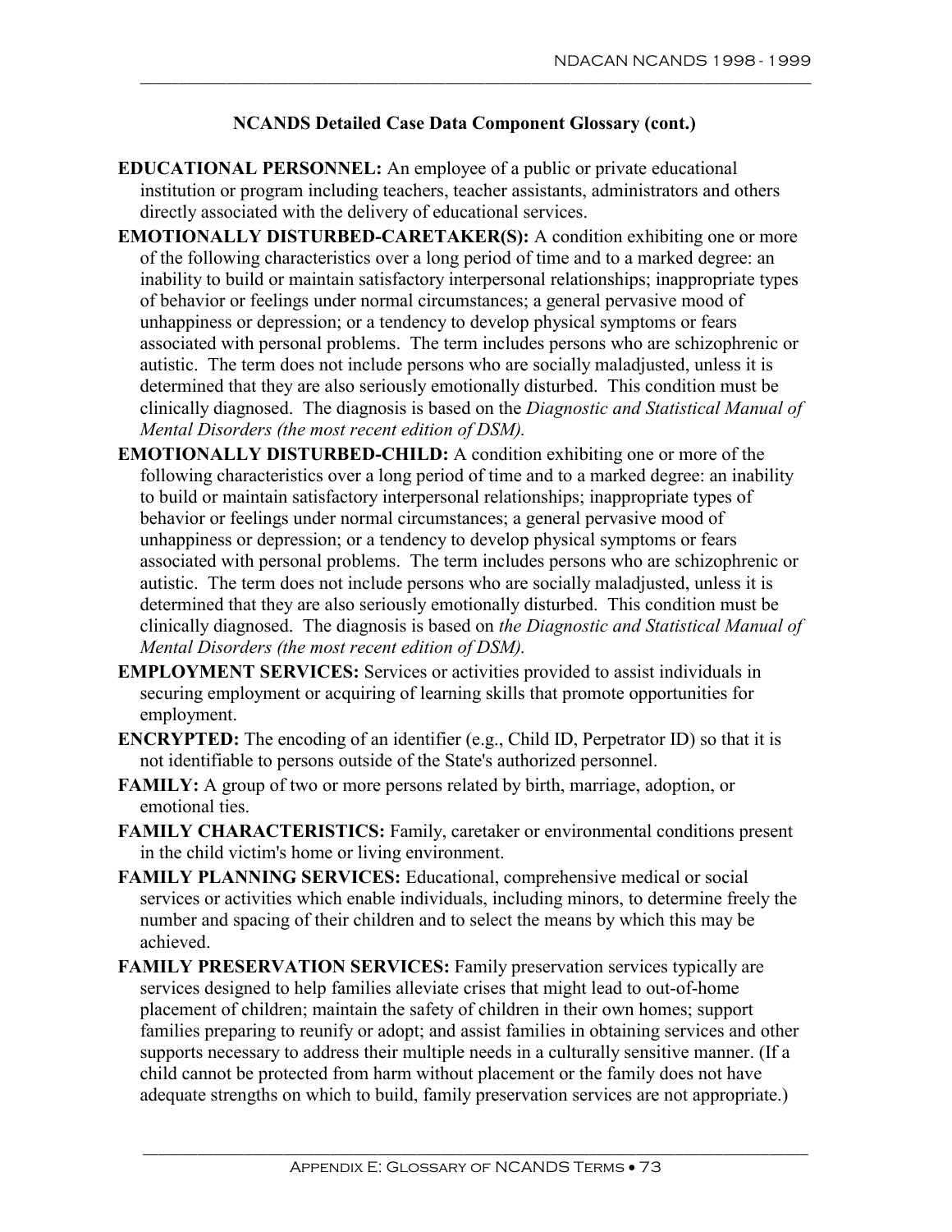## NCANDS Detailed Case Data Component Glossary (cont.)

**EDUCATIONAL PERSONNEL:** An employee of a public or private educational institution or program including teachers, teacher assistants, administrators and others directly associated with the delivery of educational services.

**EMOTIONALLY DISTURBED-CARETAKER(S):** A condition exhibiting one or more of the following characteristics over a long period of time and to a marked degree: an inability to build or maintain satisfactory interpersonal relationships; inappropriate types of behavior or feelings under normal circumstances; a general pervasive mood of unhappiness or depression; or a tendency to develop physical symptoms or fears associated with personal problems. The term includes persons who are schizophrenic or autistic. The term does not include persons who are socially maladjusted, unless it is determined that they are also seriously emotionally disturbed. This condition must be clinically diagnosed. The diagnosis is based on the *Diagnostic and Statistical Manual of Mental Disorders (the most recent edition of DSM).*

**EMOTIONALLY DISTURBED-CHILD:** A condition exhibiting one or more of the following characteristics over a long period of time and to a marked degree: an inability to build or maintain satisfactory interpersonal relationships; inappropriate types of behavior or feelings under normal circumstances; a general pervasive mood of unhappiness or depression; or a tendency to develop physical symptoms or fears associated with personal problems. The term includes persons who are schizophrenic or autistic. The term does not include persons who are socially maladjusted, unless it is determined that they are also seriously emotionally disturbed. This condition must be clinically diagnosed. The diagnosis is based on *the Diagnostic and Statistical Manual of Mental Disorders (the most recent edition of DSM).*

**EMPLOYMENT SERVICES:** Services or activities provided to assist individuals in securing employment or acquiring of learning skills that promote opportunities for employment.

**ENCRYPTED:** The encoding of an identifier (e.g., Child ID, Perpetrator ID) so that it is not identifiable to persons outside of the State's authorized personnel.

**FAMILY:** A group of two or more persons related by birth, marriage, adoption, or emotional ties.

**FAMILY CHARACTERISTICS:** Family, caretaker or environmental conditions present in the child victim's home or living environment.

**FAMILY PLANNING SERVICES:** Educational, comprehensive medical or social services or activities which enable individuals, including minors, to determine freely the number and spacing of their children and to select the means by which this may be achieved.

**FAMILY PRESERVATION SERVICES:** Family preservation services typically are services designed to help families alleviate crises that might lead to out-of-home placement of children; maintain the safety of children in their own homes; support families preparing to reunify or adopt; and assist families in obtaining services and other supports necessary to address their multiple needs in a culturally sensitive manner. (If a child cannot be protected from harm without placement or the family does not have adequate strengths on which to build, family preservation services are not appropriate.)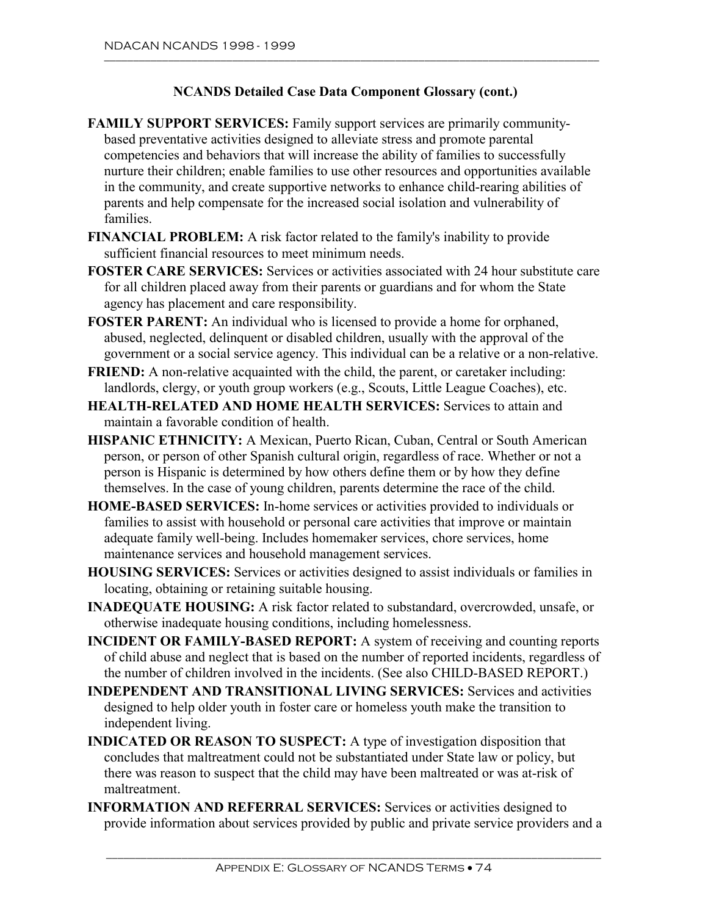## NCANDS Detailed Case Data Component Glossary (cont.)

**FAMILY SUPPORT SERVICES:** Family support services are primarily community-based preventative activities designed to alleviate stress and promote parental competencies and behaviors that will increase the ability of families to successfully nurture their children; enable families to use other resources and opportunities available in the community, and create supportive networks to enhance child-rearing abilities of parents and help compensate for the increased social isolation and vulnerability of families.

**FINANCIAL PROBLEM:** A risk factor related to the family's inability to provide sufficient financial resources to meet minimum needs.

**FOSTER CARE SERVICES:** Services or activities associated with 24 hour substitute care for all children placed away from their parents or guardians and for whom the State agency has placement and care responsibility.

**FOSTER PARENT:** An individual who is licensed to provide a home for orphaned, abused, neglected, delinquent or disabled children, usually with the approval of the government or a social service agency. This individual can be a relative or a non-relative.

**FRIEND:** A non-relative acquainted with the child, the parent, or caretaker including: landlords, clergy, or youth group workers (e.g., Scouts, Little League Coaches), etc.

**HEALTH-RELATED AND HOME HEALTH SERVICES:** Services to attain and maintain a favorable condition of health.

**HISPANIC ETHNICITY:** A Mexican, Puerto Rican, Cuban, Central or South American person, or person of other Spanish cultural origin, regardless of race. Whether or not a person is Hispanic is determined by how others define them or by how they define themselves. In the case of young children, parents determine the race of the child.

**HOME-BASED SERVICES:** In-home services or activities provided to individuals or families to assist with household or personal care activities that improve or maintain adequate family well-being. Includes homemaker services, chore services, home maintenance services and household management services.

**HOUSING SERVICES:** Services or activities designed to assist individuals or families in locating, obtaining or retaining suitable housing.

**INADEQUATE HOUSING:** A risk factor related to substandard, overcrowded, unsafe, or otherwise inadequate housing conditions, including homelessness.

**INCIDENT OR FAMILY-BASED REPORT:** A system of receiving and counting reports of child abuse and neglect that is based on the number of reported incidents, regardless of the number of children involved in the incidents. (See also CHILD-BASED REPORT.)

**INDEPENDENT AND TRANSITIONAL LIVING SERVICES:** Services and activities designed to help older youth in foster care or homeless youth make the transition to independent living.

**INDICATED OR REASON TO SUSPECT:** A type of investigation disposition that concludes that maltreatment could not be substantiated under State law or policy, but there was reason to suspect that the child may have been maltreated or was at-risk of maltreatment.

**INFORMATION AND REFERRAL SERVICES:** Services or activities designed to provide information about services provided by public and private service providers and a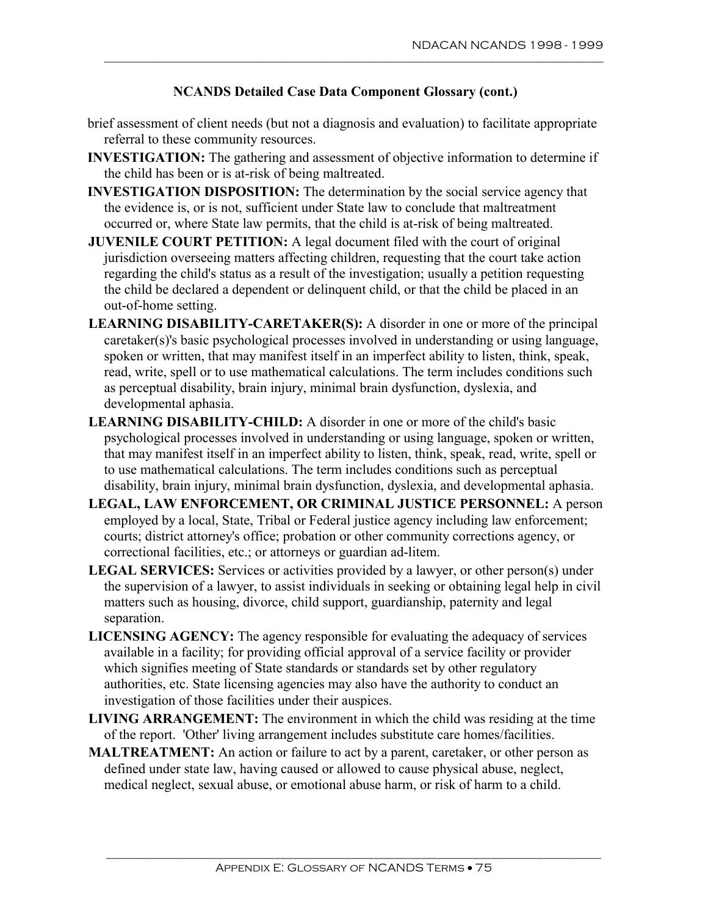## NCANDS Detailed Case Data Component Glossary (cont.)

brief assessment of client needs (but not a diagnosis and evaluation) to facilitate appropriate referral to these community resources.

**INVESTIGATION:** The gathering and assessment of objective information to determine if the child has been or is at-risk of being maltreated.

**INVESTIGATION DISPOSITION:** The determination by the social service agency that the evidence is, or is not, sufficient under State law to conclude that maltreatment occurred or, where State law permits, that the child is at-risk of being maltreated.

**JUVENILE COURT PETITION:** A legal document filed with the court of original jurisdiction overseeing matters affecting children, requesting that the court take action regarding the child's status as a result of the investigation; usually a petition requesting the child be declared a dependent or delinquent child, or that the child be placed in an out-of-home setting.

**LEARNING DISABILITY-CARETAKER(S):** A disorder in one or more of the principal caretaker(s)'s basic psychological processes involved in understanding or using language, spoken or written, that may manifest itself in an imperfect ability to listen, think, speak, read, write, spell or to use mathematical calculations. The term includes conditions such as perceptual disability, brain injury, minimal brain dysfunction, dyslexia, and developmental aphasia.

**LEARNING DISABILITY-CHILD:** A disorder in one or more of the child's basic psychological processes involved in understanding or using language, spoken or written, that may manifest itself in an imperfect ability to listen, think, speak, read, write, spell or to use mathematical calculations. The term includes conditions such as perceptual disability, brain injury, minimal brain dysfunction, dyslexia, and developmental aphasia.

**LEGAL, LAW ENFORCEMENT, OR CRIMINAL JUSTICE PERSONNEL:** A person employed by a local, State, Tribal or Federal justice agency including law enforcement; courts; district attorney's office; probation or other community corrections agency, or correctional facilities, etc.; or attorneys or guardian ad-litem.

**LEGAL SERVICES:** Services or activities provided by a lawyer, or other person(s) under the supervision of a lawyer, to assist individuals in seeking or obtaining legal help in civil matters such as housing, divorce, child support, guardianship, paternity and legal separation.

**LICENSING AGENCY:** The agency responsible for evaluating the adequacy of services available in a facility; for providing official approval of a service facility or provider which signifies meeting of State standards or standards set by other regulatory authorities, etc. State licensing agencies may also have the authority to conduct an investigation of those facilities under their auspices.

**LIVING ARRANGEMENT:** The environment in which the child was residing at the time of the report. 'Other' living arrangement includes substitute care homes/facilities.

**MALTREATMENT:** An action or failure to act by a parent, caretaker, or other person as defined under state law, having caused or allowed to cause physical abuse, neglect, medical neglect, sexual abuse, or emotional abuse harm, or risk of harm to a child.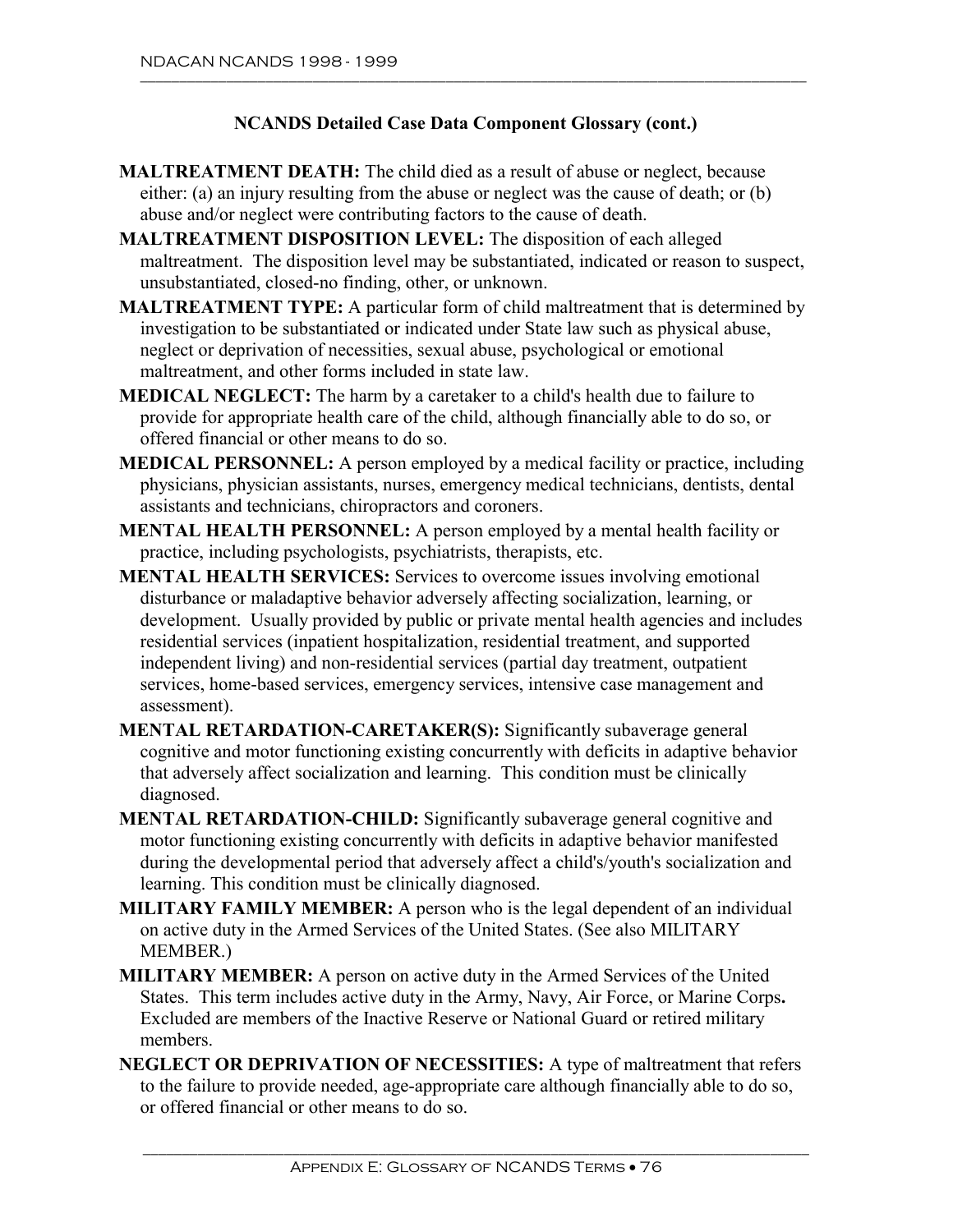## NCANDS Detailed Case Data Component Glossary (cont.)

**MALTREATMENT DEATH:** The child died as a result of abuse or neglect, because either: (a) an injury resulting from the abuse or neglect was the cause of death; or (b) abuse and/or neglect were contributing factors to the cause of death.

**MALTREATMENT DISPOSITION LEVEL:** The disposition of each alleged maltreatment. The disposition level may be substantiated, indicated or reason to suspect, unsubstantiated, closed-no finding, other, or unknown.

**MALTREATMENT TYPE:** A particular form of child maltreatment that is determined by investigation to be substantiated or indicated under State law such as physical abuse, neglect or deprivation of necessities, sexual abuse, psychological or emotional maltreatment, and other forms included in state law.

**MEDICAL NEGLECT:** The harm by a caretaker to a child's health due to failure to provide for appropriate health care of the child, although financially able to do so, or offered financial or other means to do so.

**MEDICAL PERSONNEL:** A person employed by a medical facility or practice, including physicians, physician assistants, nurses, emergency medical technicians, dentists, dental assistants and technicians, chiropractors and coroners.

**MENTAL HEALTH PERSONNEL:** A person employed by a mental health facility or practice, including psychologists, psychiatrists, therapists, etc.

**MENTAL HEALTH SERVICES:** Services to overcome issues involving emotional disturbance or maladaptive behavior adversely affecting socialization, learning, or development. Usually provided by public or private mental health agencies and includes residential services (inpatient hospitalization, residential treatment, and supported independent living) and non-residential services (partial day treatment, outpatient services, home-based services, emergency services, intensive case management and assessment).

**MENTAL RETARDATION-CARETAKER(S):** Significantly subaverage general cognitive and motor functioning existing concurrently with deficits in adaptive behavior that adversely affect socialization and learning. This condition must be clinically diagnosed.

**MENTAL RETARDATION-CHILD:** Significantly subaverage general cognitive and motor functioning existing concurrently with deficits in adaptive behavior manifested during the developmental period that adversely affect a child's/youth's socialization and learning. This condition must be clinically diagnosed.

**MILITARY FAMILY MEMBER:** A person who is the legal dependent of an individual on active duty in the Armed Services of the United States. (See also MILITARY MEMBER.)

**MILITARY MEMBER:** A person on active duty in the Armed Services of the United States. This term includes active duty in the Army, Navy, Air Force, or Marine Corps**.** Excluded are members of the Inactive Reserve or National Guard or retired military members.

**NEGLECT OR DEPRIVATION OF NECESSITIES:** A type of maltreatment that refers to the failure to provide needed, age-appropriate care although financially able to do so, or offered financial or other means to do so.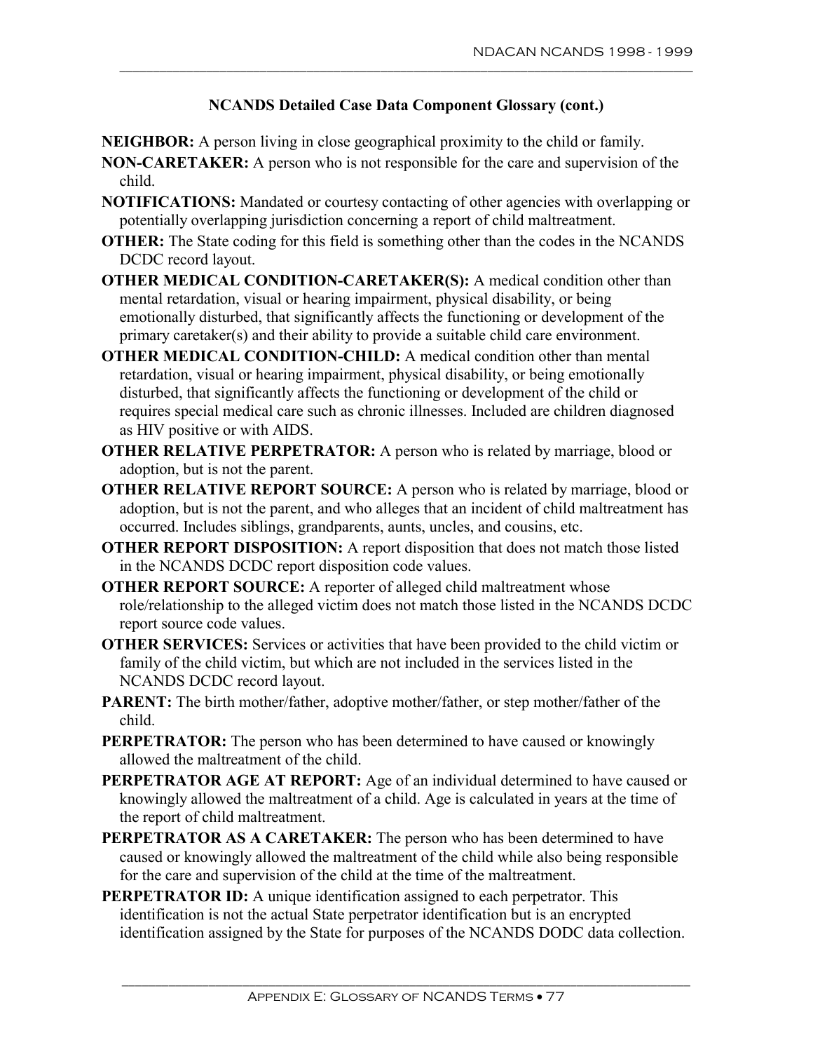### NCANDS Detailed Case Data Component Glossary (cont.)

**NEIGHBOR:** A person living in close geographical proximity to the child or family.

**NON-CARETAKER:** A person who is not responsible for the care and supervision of the child.

**NOTIFICATIONS:** Mandated or courtesy contacting of other agencies with overlapping or potentially overlapping jurisdiction concerning a report of child maltreatment.

**OTHER:** The State coding for this field is something other than the codes in the NCANDS DCDC record layout.

**OTHER MEDICAL CONDITION-CARETAKER(S):** A medical condition other than mental retardation, visual or hearing impairment, physical disability, or being emotionally disturbed, that significantly affects the functioning or development of the primary caretaker(s) and their ability to provide a suitable child care environment.

**OTHER MEDICAL CONDITION-CHILD:** A medical condition other than mental retardation, visual or hearing impairment, physical disability, or being emotionally disturbed, that significantly affects the functioning or development of the child or requires special medical care such as chronic illnesses. Included are children diagnosed as HIV positive or with AIDS.

**OTHER RELATIVE PERPETRATOR:** A person who is related by marriage, blood or adoption, but is not the parent.

**OTHER RELATIVE REPORT SOURCE:** A person who is related by marriage, blood or adoption, but is not the parent, and who alleges that an incident of child maltreatment has occurred. Includes siblings, grandparents, aunts, uncles, and cousins, etc.

**OTHER REPORT DISPOSITION:** A report disposition that does not match those listed in the NCANDS DCDC report disposition code values.

**OTHER REPORT SOURCE:** A reporter of alleged child maltreatment whose role/relationship to the alleged victim does not match those listed in the NCANDS DCDC report source code values.

**OTHER SERVICES:** Services or activities that have been provided to the child victim or family of the child victim, but which are not included in the services listed in the NCANDS DCDC record layout.

**PARENT:** The birth mother/father, adoptive mother/father, or step mother/father of the child.

**PERPETRATOR:** The person who has been determined to have caused or knowingly allowed the maltreatment of the child.

**PERPETRATOR AGE AT REPORT:** Age of an individual determined to have caused or knowingly allowed the maltreatment of a child. Age is calculated in years at the time of the report of child maltreatment.

**PERPETRATOR AS A CARETAKER:** The person who has been determined to have caused or knowingly allowed the maltreatment of the child while also being responsible for the care and supervision of the child at the time of the maltreatment.

**PERPETRATOR ID:** A unique identification assigned to each perpetrator. This identification is not the actual State perpetrator identification but is an encrypted identification assigned by the State for purposes of the NCANDS DODC data collection.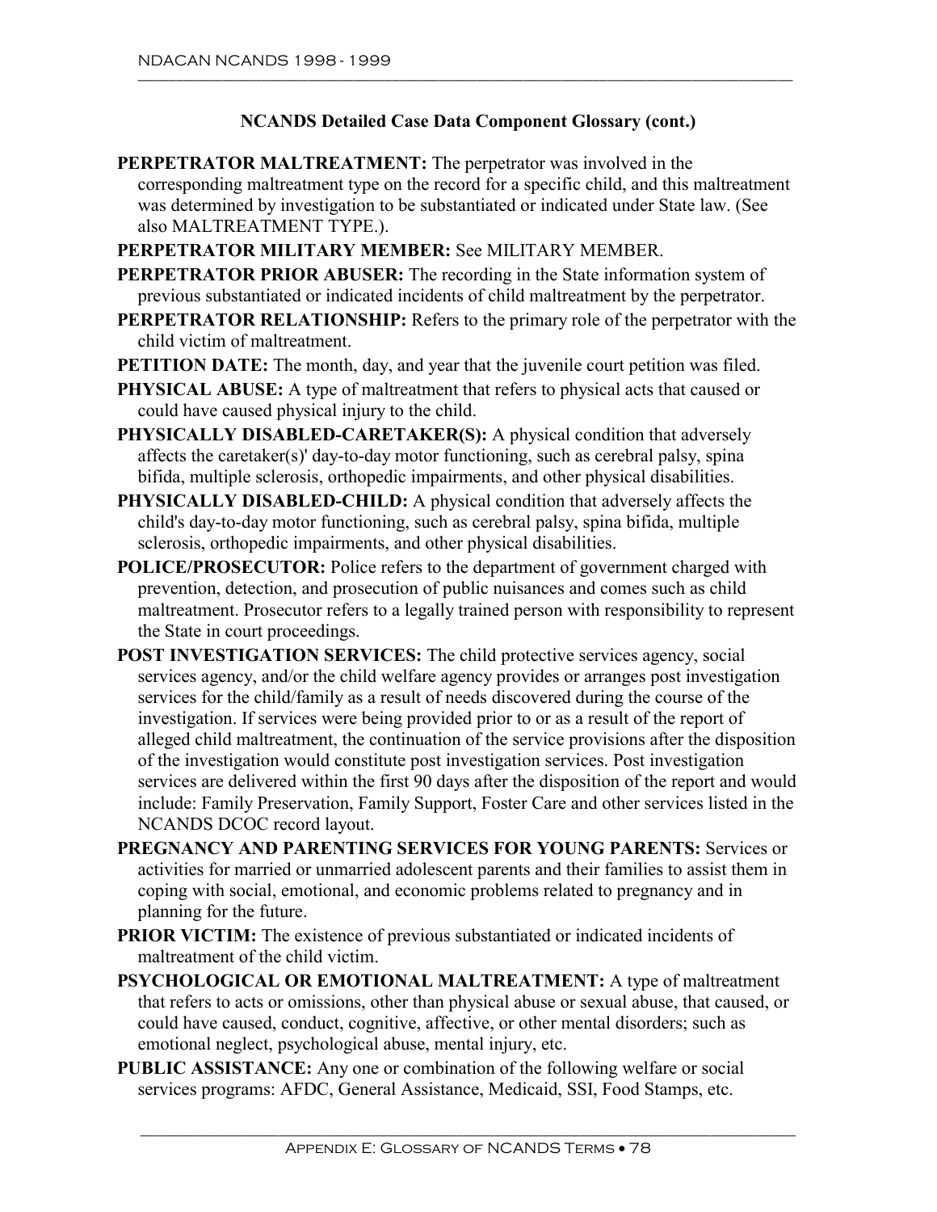**NCANDS Detailed Case Data Component Glossary (cont.)**

**PERPETRATOR MALTREATMENT:** The perpetrator was involved in the corresponding maltreatment type on the record for a specific child, and this maltreatment was determined by investigation to be substantiated or indicated under State law. (See also MALTREATMENT TYPE.).

**PERPETRATOR MILITARY MEMBER:** See MILITARY MEMBER.

**PERPETRATOR PRIOR ABUSER:** The recording in the State information system of previous substantiated or indicated incidents of child maltreatment by the perpetrator.

**PERPETRATOR RELATIONSHIP:** Refers to the primary role of the perpetrator with the child victim of maltreatment.

**PETITION DATE:** The month, day, and year that the juvenile court petition was filed.

**PHYSICAL ABUSE:** A type of maltreatment that refers to physical acts that caused or could have caused physical injury to the child.

**PHYSICALLY DISABLED-CARETAKER(S):** A physical condition that adversely affects the caretaker(s)' day-to-day motor functioning, such as cerebral palsy, spina bifida, multiple sclerosis, orthopedic impairments, and other physical disabilities.

**PHYSICALLY DISABLED-CHILD:** A physical condition that adversely affects the child's day-to-day motor functioning, such as cerebral palsy, spina bifida, multiple sclerosis, orthopedic impairments, and other physical disabilities.

**POLICE/PROSECUTOR:** Police refers to the department of government charged with prevention, detection, and prosecution of public nuisances and comes such as child maltreatment. Prosecutor refers to a legally trained person with responsibility to represent the State in court proceedings.

**POST INVESTIGATION SERVICES:** The child protective services agency, social services agency, and/or the child welfare agency provides or arranges post investigation services for the child/family as a result of needs discovered during the course of the investigation. If services were being provided prior to or as a result of the report of alleged child maltreatment, the continuation of the service provisions after the disposition of the investigation would constitute post investigation services. Post investigation services are delivered within the first 90 days after the disposition of the report and would include: Family Preservation, Family Support, Foster Care and other services listed in the NCANDS DCOC record layout.

**PREGNANCY AND PARENTING SERVICES FOR YOUNG PARENTS:** Services or activities for married or unmarried adolescent parents and their families to assist them in coping with social, emotional, and economic problems related to pregnancy and in planning for the future.

**PRIOR VICTIM:** The existence of previous substantiated or indicated incidents of maltreatment of the child victim.

**PSYCHOLOGICAL OR EMOTIONAL MALTREATMENT:** A type of maltreatment that refers to acts or omissions, other than physical abuse or sexual abuse, that caused, or could have caused, conduct, cognitive, affective, or other mental disorders; such as emotional neglect, psychological abuse, mental injury, etc.

**PUBLIC ASSISTANCE:** Any one or combination of the following welfare or social services programs: AFDC, General Assistance, Medicaid, SSI, Food Stamps, etc.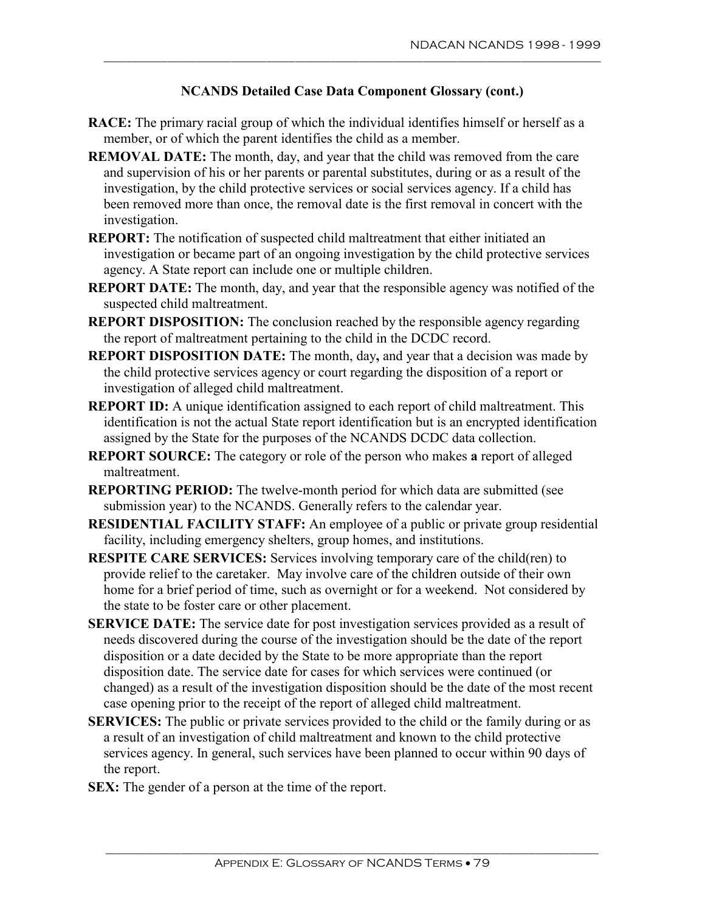### NCANDS Detailed Case Data Component Glossary (cont.)

**RACE:** The primary racial group of which the individual identifies himself or herself as a member, or of which the parent identifies the child as a member.

**REMOVAL DATE:** The month, day, and year that the child was removed from the care and supervision of his or her parents or parental substitutes, during or as a result of the investigation, by the child protective services or social services agency. If a child has been removed more than once, the removal date is the first removal in concert with the investigation.

**REPORT:** The notification of suspected child maltreatment that either initiated an investigation or became part of an ongoing investigation by the child protective services agency. A State report can include one or multiple children.

**REPORT DATE:** The month, day, and year that the responsible agency was notified of the suspected child maltreatment.

**REPORT DISPOSITION:** The conclusion reached by the responsible agency regarding the report of maltreatment pertaining to the child in the DCDC record.

**REPORT DISPOSITION DATE:** The month, day**,** and year that a decision was made by the child protective services agency or court regarding the disposition of a report or investigation of alleged child maltreatment.

**REPORT ID:** A unique identification assigned to each report of child maltreatment. This identification is not the actual State report identification but is an encrypted identification assigned by the State for the purposes of the NCANDS DCDC data collection.

**REPORT SOURCE:** The category or role of the person who makes **a** report of alleged maltreatment.

**REPORTING PERIOD:** The twelve-month period for which data are submitted (see submission year) to the NCANDS. Generally refers to the calendar year.

**RESIDENTIAL FACILITY STAFF:** An employee of a public or private group residential facility, including emergency shelters, group homes, and institutions.

**RESPITE CARE SERVICES:** Services involving temporary care of the child(ren) to provide relief to the caretaker. May involve care of the children outside of their own home for a brief period of time, such as overnight or for a weekend. Not considered by the state to be foster care or other placement.

**SERVICE DATE:** The service date for post investigation services provided as a result of needs discovered during the course of the investigation should be the date of the report disposition or a date decided by the State to be more appropriate than the report disposition date. The service date for cases for which services were continued (or changed) as a result of the investigation disposition should be the date of the most recent case opening prior to the receipt of the report of alleged child maltreatment.

**SERVICES:** The public or private services provided to the child or the family during or as a result of an investigation of child maltreatment and known to the child protective services agency. In general, such services have been planned to occur within 90 days of the report.

**SEX:** The gender of a person at the time of the report.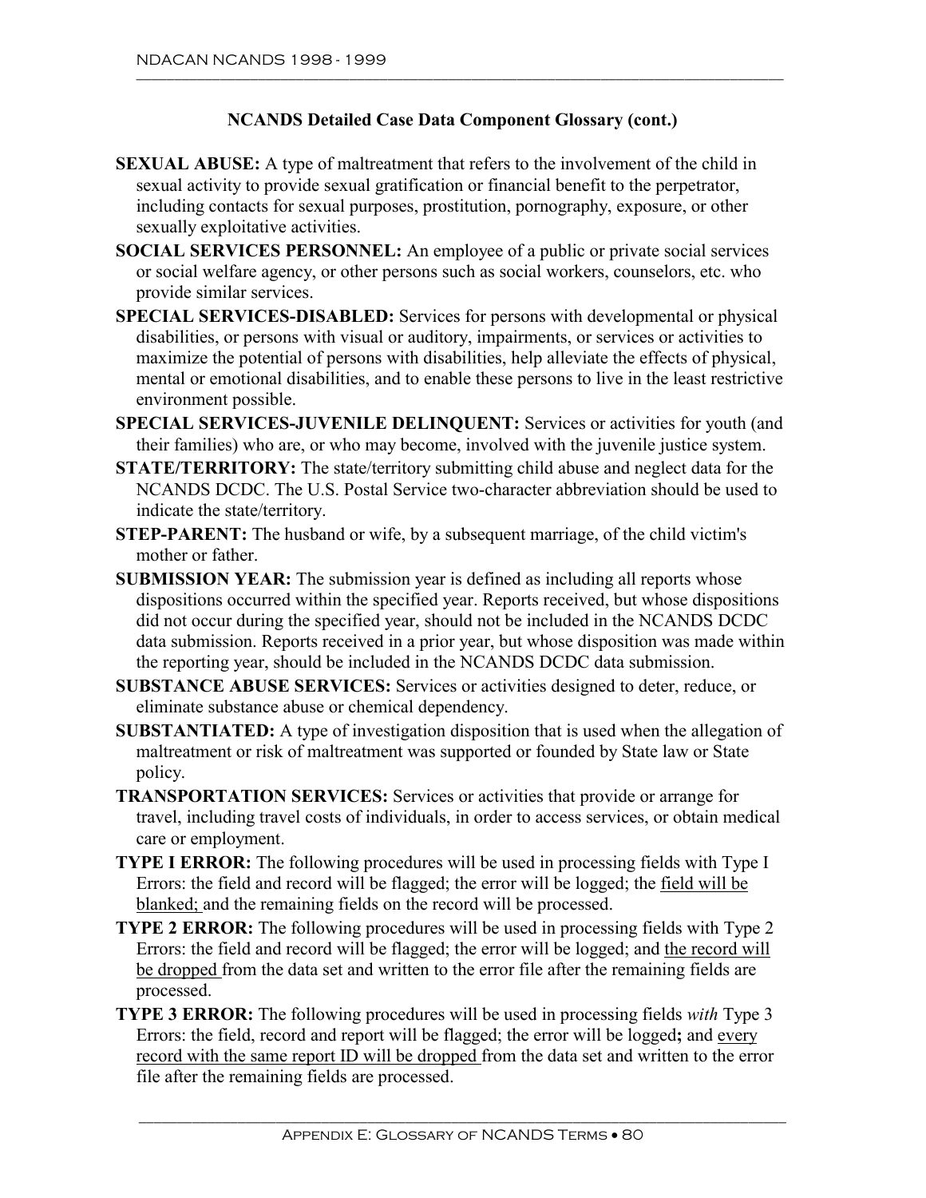### NCANDS Detailed Case Data Component Glossary (cont.)

**SEXUAL ABUSE:** A type of maltreatment that refers to the involvement of the child in sexual activity to provide sexual gratification or financial benefit to the perpetrator, including contacts for sexual purposes, prostitution, pornography, exposure, or other sexually exploitative activities.

**SOCIAL SERVICES PERSONNEL:** An employee of a public or private social services or social welfare agency, or other persons such as social workers, counselors, etc. who provide similar services.

**SPECIAL SERVICES-DISABLED:** Services for persons with developmental or physical disabilities, or persons with visual or auditory, impairments, or services or activities to maximize the potential of persons with disabilities, help alleviate the effects of physical, mental or emotional disabilities, and to enable these persons to live in the least restrictive environment possible.

**SPECIAL SERVICES-JUVENILE DELINQUENT:** Services or activities for youth (and their families) who are, or who may become, involved with the juvenile justice system.

**STATE/TERRITORY:** The state/territory submitting child abuse and neglect data for the NCANDS DCDC. The U.S. Postal Service two-character abbreviation should be used to indicate the state/territory.

**STEP-PARENT:** The husband or wife, by a subsequent marriage, of the child victim's mother or father.

**SUBMISSION YEAR:** The submission year is defined as including all reports whose dispositions occurred within the specified year. Reports received, but whose dispositions did not occur during the specified year, should not be included in the NCANDS DCDC data submission. Reports received in a prior year, but whose disposition was made within the reporting year, should be included in the NCANDS DCDC data submission.

**SUBSTANCE ABUSE SERVICES:** Services or activities designed to deter, reduce, or eliminate substance abuse or chemical dependency.

**SUBSTANTIATED:** A type of investigation disposition that is used when the allegation of maltreatment or risk of maltreatment was supported or founded by State law or State policy.

**TRANSPORTATION SERVICES:** Services or activities that provide or arrange for travel, including travel costs of individuals, in order to access services, or obtain medical care or employment.

**TYPE I ERROR:** The following procedures will be used in processing fields with Type I Errors: the field and record will be flagged; the error will be logged; the field will be blanked; and the remaining fields on the record will be processed.

**TYPE 2 ERROR:** The following procedures will be used in processing fields with Type 2 Errors: the field and record will be flagged; the error will be logged; and the record will be dropped from the data set and written to the error file after the remaining fields are processed.

**TYPE 3 ERROR:** The following procedures will be used in processing fields *with* Type 3 Errors: the field, record and report will be flagged; the error will be logged**;** and every record with the same report ID will be dropped from the data set and written to the error file after the remaining fields are processed.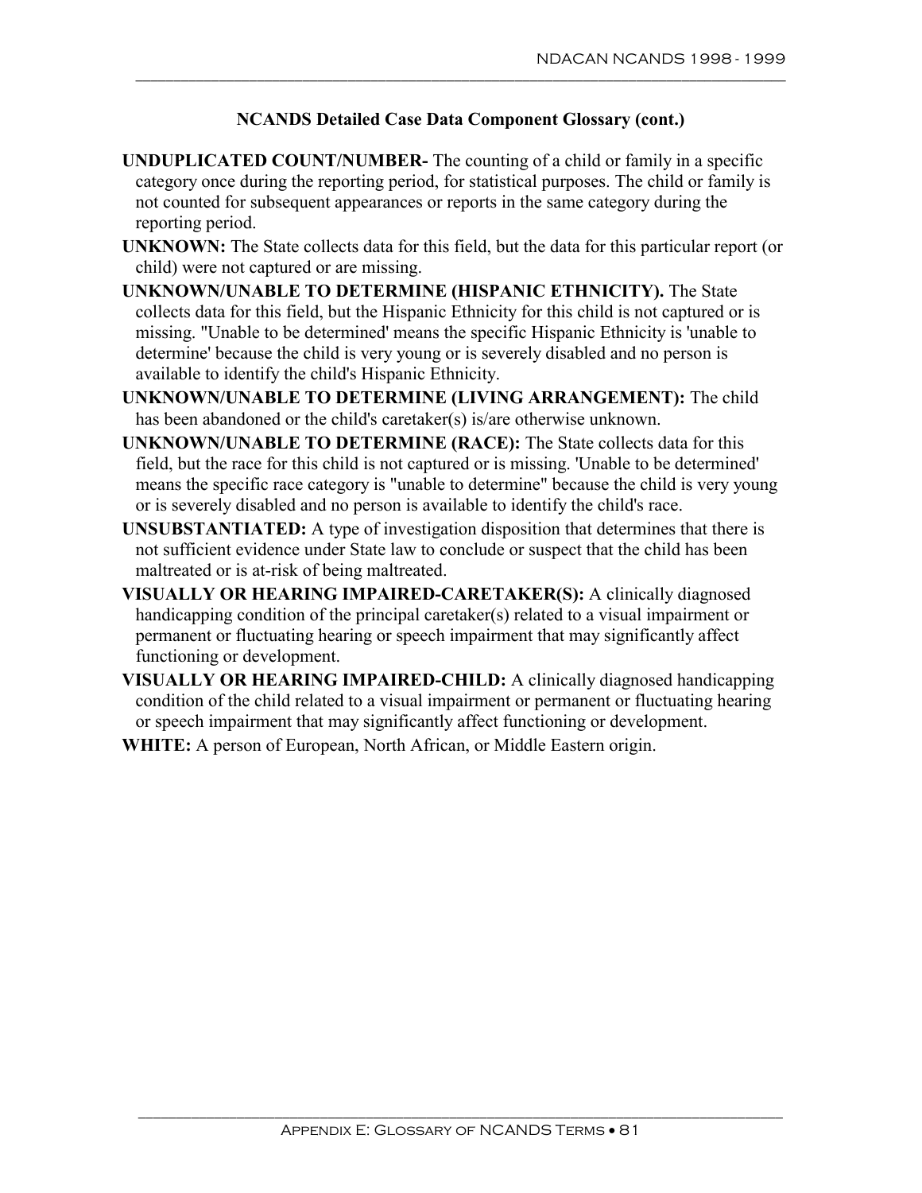### NCANDS Detailed Case Data Component Glossary (cont.)

**UNDUPLICATED COUNT/NUMBER-** The counting of a child or family in a specific category once during the reporting period, for statistical purposes. The child or family is not counted for subsequent appearances or reports in the same category during the reporting period.

**UNKNOWN:** The State collects data for this field, but the data for this particular report (or child) were not captured or are missing.

**UNKNOWN/UNABLE TO DETERMINE (HISPANIC ETHNICITY).** The State collects data for this field, but the Hispanic Ethnicity for this child is not captured or is missing. "Unable to be determined' means the specific Hispanic Ethnicity is 'unable to determine' because the child is very young or is severely disabled and no person is available to identify the child's Hispanic Ethnicity.

**UNKNOWN/UNABLE TO DETERMINE (LIVING ARRANGEMENT):** The child has been abandoned or the child's caretaker(s) is/are otherwise unknown.

**UNKNOWN/UNABLE TO DETERMINE (RACE):** The State collects data for this field, but the race for this child is not captured or is missing. 'Unable to be determined' means the specific race category is "unable to determine" because the child is very young or is severely disabled and no person is available to identify the child's race.

**UNSUBSTANTIATED:** A type of investigation disposition that determines that there is not sufficient evidence under State law to conclude or suspect that the child has been maltreated or is at-risk of being maltreated.

**VISUALLY OR HEARING IMPAIRED-CARETAKER(S):** A clinically diagnosed handicapping condition of the principal caretaker(s) related to a visual impairment or permanent or fluctuating hearing or speech impairment that may significantly affect functioning or development.

**VISUALLY OR HEARING IMPAIRED-CHILD:** A clinically diagnosed handicapping condition of the child related to a visual impairment or permanent or fluctuating hearing or speech impairment that may significantly affect functioning or development.

**WHITE:** A person of European, North African, or Middle Eastern origin.